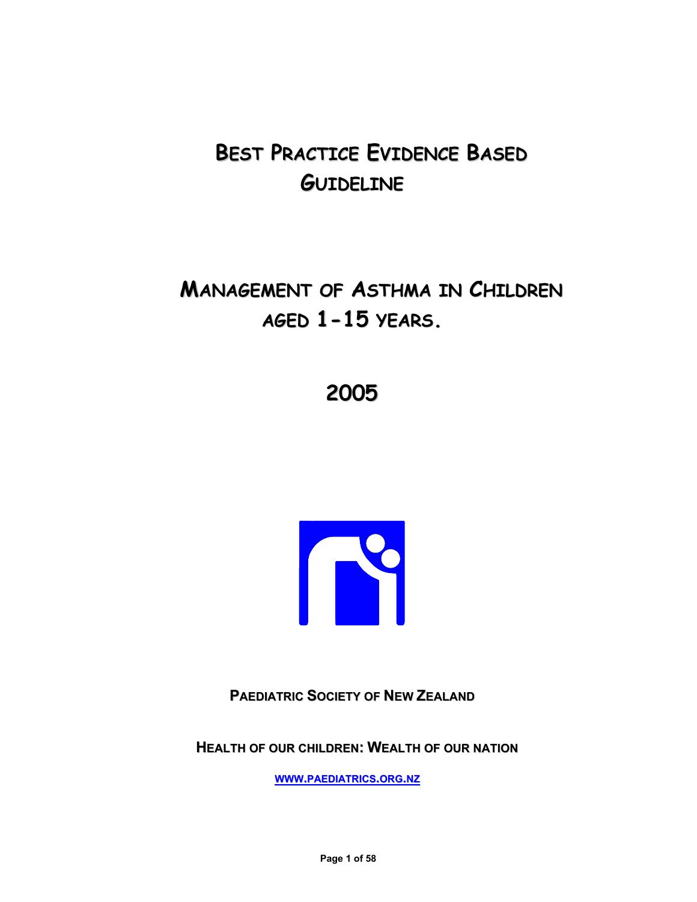# Best Practice Evidence Based Guideline

# Management of Asthma in Children aged 1-15 years.

## 2005

**Paediatric Society of New Zealand**

**Health of our children: Wealth of our nation**

**WWW.PAEDIATRICS.ORG.NZ**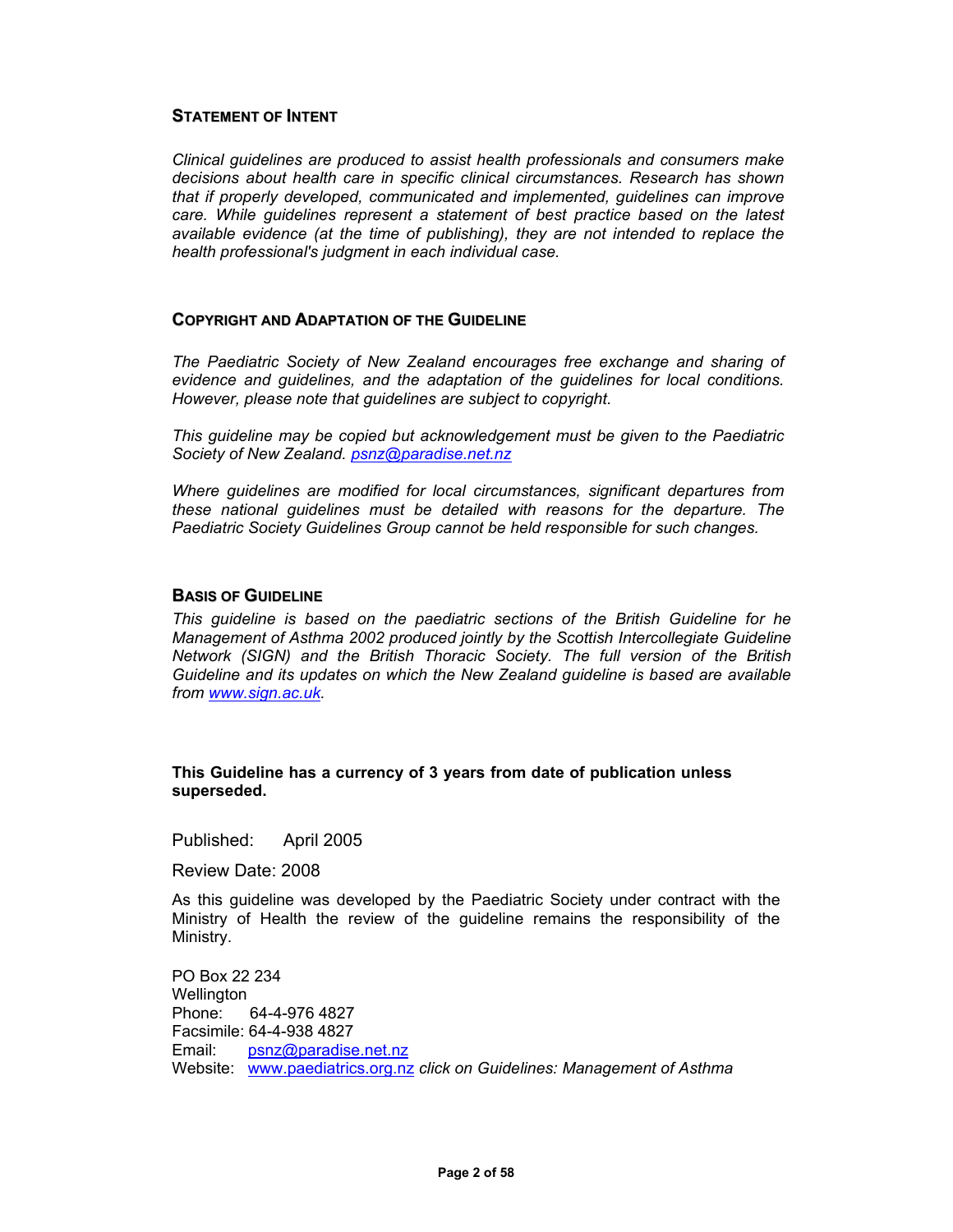## STATEMENT OF INTENT

*Clinical guidelines are produced to assist health professionals and consumers make decisions about health care in specific clinical circumstances. Research has shown that if properly developed, communicated and implemented, guidelines can improve care. While guidelines represent a statement of best practice based on the latest available evidence (at the time of publishing), they are not intended to replace the health professional's judgment in each individual case.*

## COPYRIGHT AND ADAPTATION OF THE GUIDELINE

*The Paediatric Society of New Zealand encourages free exchange and sharing of evidence and guidelines, and the adaptation of the guidelines for local conditions. However, please note that guidelines are subject to copyright.*

*This guideline may be copied but acknowledgement must be given to the Paediatric Society of New Zealand. psnz@paradise.net.nz*

*Where guidelines are modified for local circumstances, significant departures from these national guidelines must be detailed with reasons for the departure. The Paediatric Society Guidelines Group cannot be held responsible for such changes.*

## BASIS OF GUIDELINE

*This guideline is based on the paediatric sections of the British Guideline for he Management of Asthma 2002 produced jointly by the Scottish Intercollegiate Guideline Network (SIGN) and the British Thoracic Society. The full version of the British Guideline and its updates on which the New Zealand guideline is based are available from www.sign.ac.uk.*

**This Guideline has a currency of 3 years from date of publication unless superseded.**

Published: April 2005

Review Date: 2008

As this guideline was developed by the Paediatric Society under contract with the Ministry of Health the review of the guideline remains the responsibility of the Ministry.

PO Box 22 234
Wellington
Phone: 64-4-976 4827
Facsimile: 64-4-938 4827
Email: psnz@paradise.net.nz
Website: www.paediatrics.org.nz *click on Guidelines: Management of Asthma*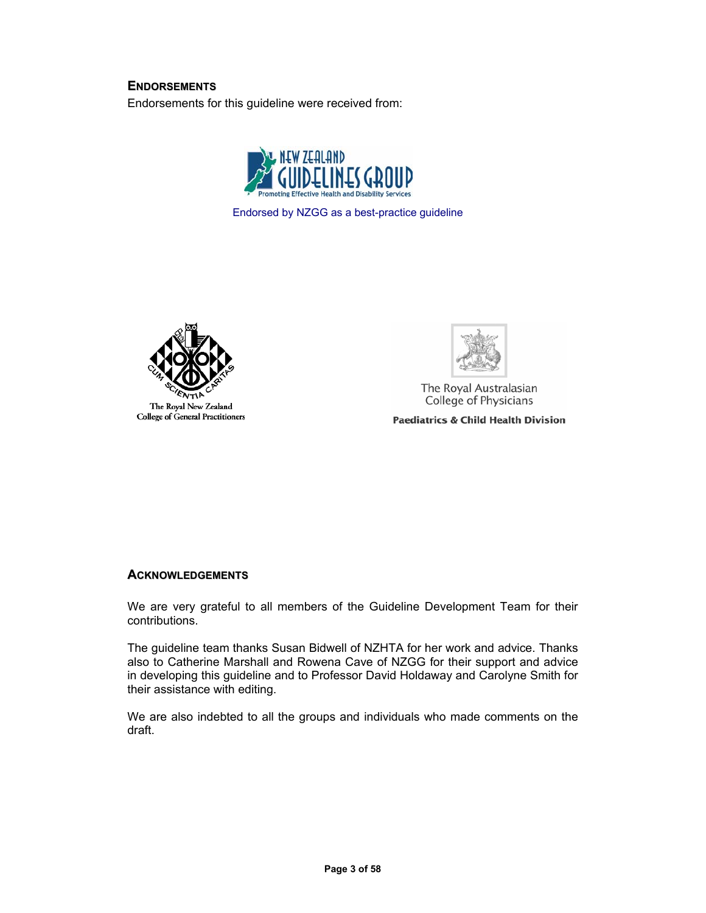## ENDORSEMENTS

Endorsements for this guideline were received from:

NEW ZEALAND GUIDELINES GROUP
Promoting Effective Health and Disability Services

Endorsed by NZGG as a best-practice guideline

CUM SCIENTIA CARITAS
The Royal New Zealand College of General Practitioners

The Royal Australasian College of Physicians
Paediatrics & Child Health Division

## ACKNOWLEDGEMENTS

We are very grateful to all members of the Guideline Development Team for their contributions.

The guideline team thanks Susan Bidwell of NZHTA for her work and advice. Thanks also to Catherine Marshall and Rowena Cave of NZGG for their support and advice in developing this guideline and to Professor David Holdaway and Carolyne Smith for their assistance with editing.

We are also indebted to all the groups and individuals who made comments on the draft.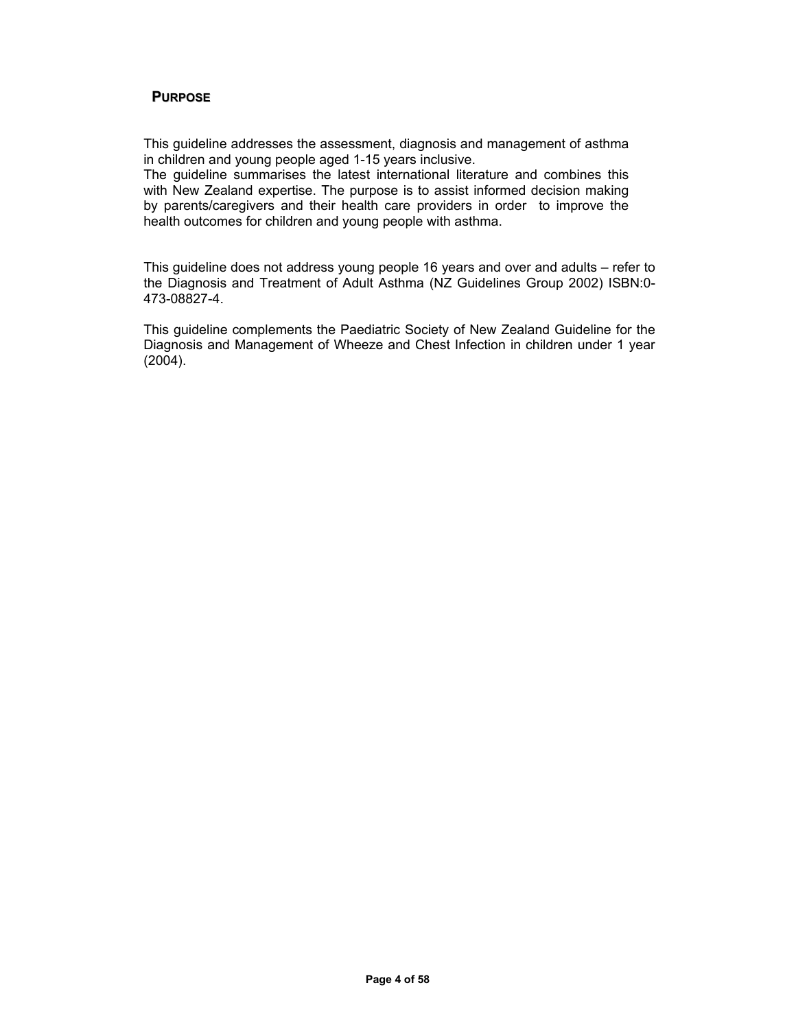## PURPOSE

This guideline addresses the assessment, diagnosis and management of asthma in children and young people aged 1-15 years inclusive.
The guideline summarises the latest international literature and combines this with New Zealand expertise. The purpose is to assist informed decision making by parents/caregivers and their health care providers in order to improve the health outcomes for children and young people with asthma.

This guideline does not address young people 16 years and over and adults – refer to the Diagnosis and Treatment of Adult Asthma (NZ Guidelines Group 2002) ISBN:0-473-08827-4.

This guideline complements the Paediatric Society of New Zealand Guideline for the Diagnosis and Management of Wheeze and Chest Infection in children under 1 year (2004).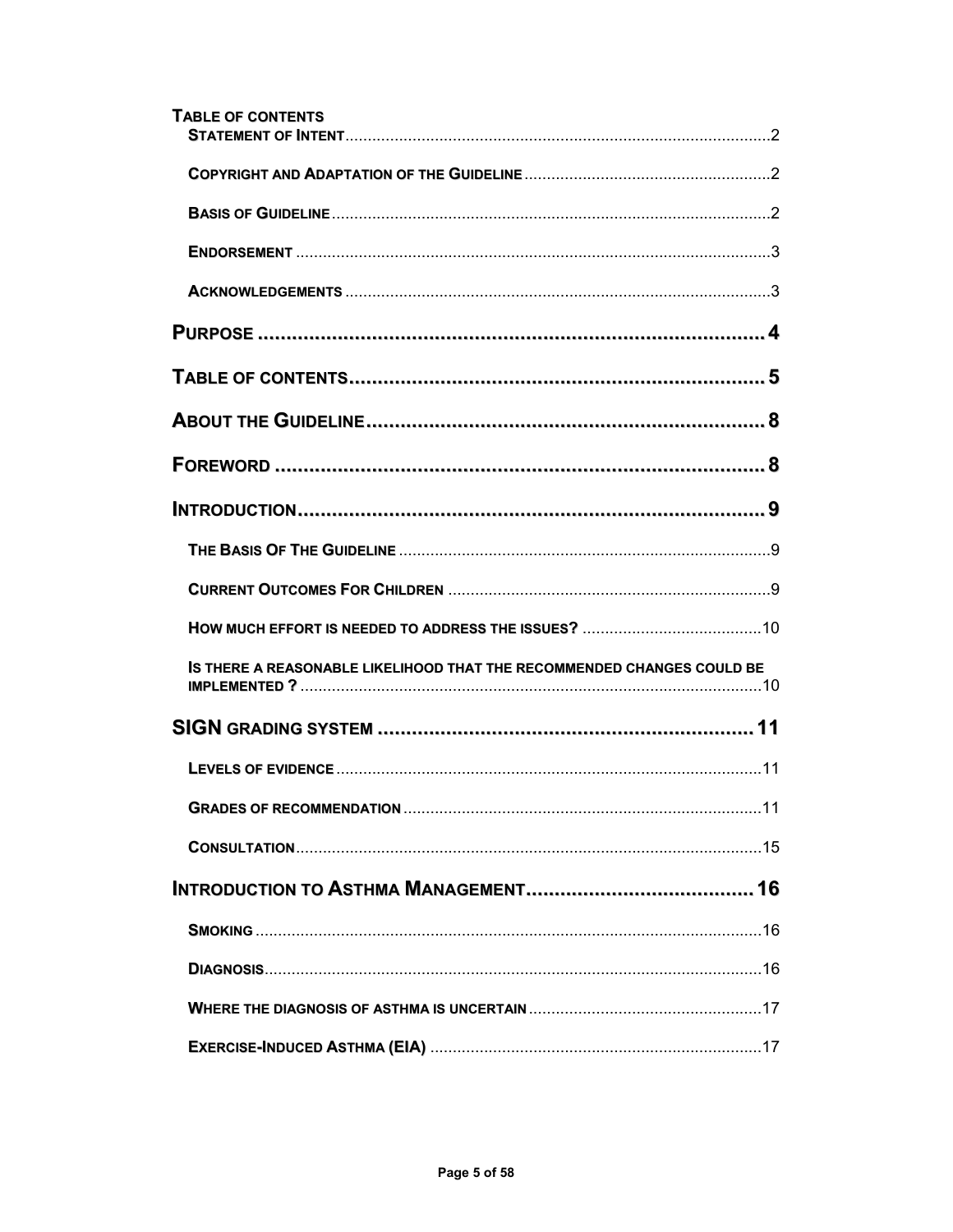**TABLE OF CONTENTS**

**STATEMENT OF INTENT** .......... 2

**COPYRIGHT AND ADAPTATION OF THE GUIDELINE** .......... 2

**BASIS OF GUIDELINE** .......... 2

**ENDORSEMENT** .......... 3

**ACKNOWLEDGEMENTS** .......... 3

**PURPOSE** .......... 4

**TABLE OF CONTENTS** .......... 5

**ABOUT THE GUIDELINE** .......... 8

**FOREWORD** .......... 8

**INTRODUCTION** .......... 9

**THE BASIS OF THE GUIDELINE** .......... 9

**CURRENT OUTCOMES FOR CHILDREN** .......... 9

**HOW MUCH EFFORT IS NEEDED TO ADDRESS THE ISSUES?** .......... 10

**IS THERE A REASONABLE LIKELIHOOD THAT THE RECOMMENDED CHANGES COULD BE IMPLEMENTED ?** .......... 10

**SIGN GRADING SYSTEM** .......... 11

**LEVELS OF EVIDENCE** .......... 11

**GRADES OF RECOMMENDATION** .......... 11

**CONSULTATION** .......... 15

**INTRODUCTION TO ASTHMA MANAGEMENT** .......... 16

**SMOKING** .......... 16

**DIAGNOSIS** .......... 16

**WHERE THE DIAGNOSIS OF ASTHMA IS UNCERTAIN** .......... 17

**EXERCISE-INDUCED ASTHMA (EIA)** .......... 17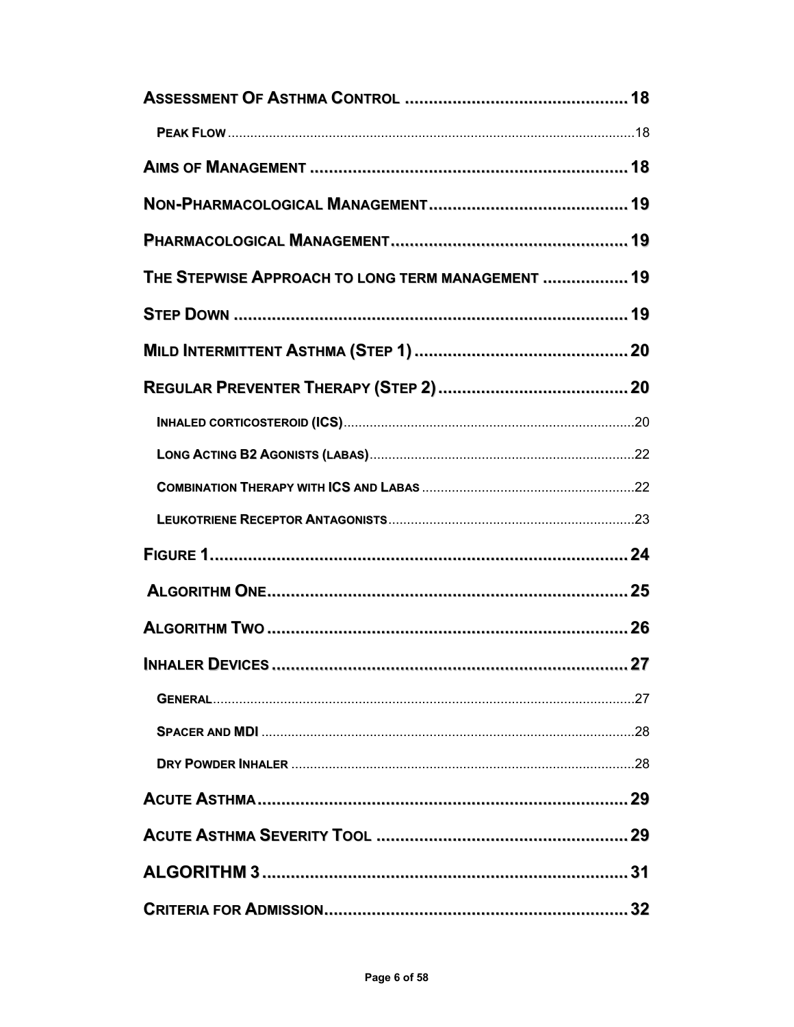ASSESSMENT OF ASTHMA CONTROL .............................................. 18

PEAK FLOW ........................................................................................................... 18

AIMS OF MANAGEMENT .................................................................. 18

NON-PHARMACOLOGICAL MANAGEMENT ........................................ 19

PHARMACOLOGICAL MANAGEMENT ................................................ 19

THE STEPWISE APPROACH TO LONG TERM MANAGEMENT ................. 19

STEP DOWN ................................................................................. 19

MILD INTERMITTENT ASTHMA (STEP 1) ............................................ 20

REGULAR PREVENTER THERAPY (STEP 2) ....................................... 20

INHALED CORTICOSTEROID (ICS) ............................................................................ 20

LONG ACTING B2 AGONISTS (LABAS) ...................................................................... 22

COMBINATION THERAPY WITH ICS AND LABAS ........................................................ 22

LEUKOTRIENE RECEPTOR ANTAGONISTS ................................................................. 23

FIGURE 1 ...................................................................................... 24

ALGORITHM ONE ........................................................................... 25

ALGORITHM TWO ........................................................................... 26

INHALER DEVICES .......................................................................... 27

GENERAL ............................................................................................................... 27

SPACER AND MDI .................................................................................................. 28

DRY POWDER INHALER .......................................................................................... 28

ACUTE ASTHMA ............................................................................. 29

ACUTE ASTHMA SEVERITY TOOL .................................................... 29

ALGORITHM 3 ............................................................................... 31

CRITERIA FOR ADMISSION ............................................................... 32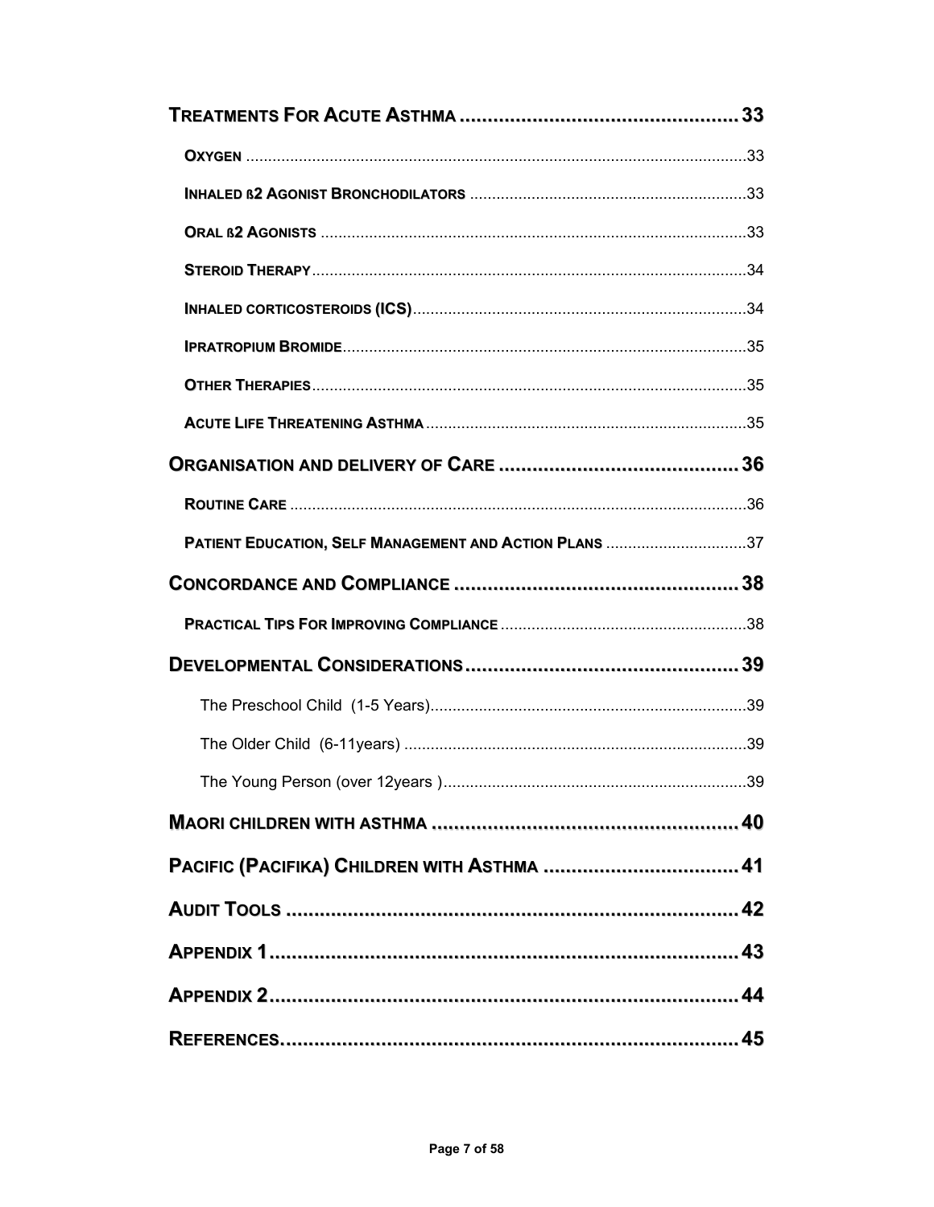**TREATMENTS FOR ACUTE ASTHMA** .................................................. 33

**OXYGEN** .................................................................................................................33

**INHALED ß2 AGONIST BRONCHODILATORS** ..............................................................33

**ORAL ß2 AGONISTS** .................................................................................................33

**STEROID THERAPY**...................................................................................................34

**INHALED CORTICOSTEROIDS (ICS)**............................................................................34

**IPRATROPIUM BROMIDE**............................................................................................35

**OTHER THERAPIES**...................................................................................................35

**ACUTE LIFE THREATENING ASTHMA** .........................................................................35

**ORGANISATION AND DELIVERY OF CARE** ........................................... 36

**ROUTINE CARE** .......................................................................................................36

**PATIENT EDUCATION, SELF MANAGEMENT AND ACTION PLANS** ................................37

**CONCORDANCE AND COMPLIANCE** ................................................... 38

**PRACTICAL TIPS FOR IMPROVING COMPLIANCE** ........................................................38

**DEVELOPMENTAL CONSIDERATIONS**................................................. 39

The Preschool Child (1-5 Years).........................................................................39

The Older Child (6-11years) .............................................................................39

The Young Person (over 12years ).....................................................................39

**MAORI CHILDREN WITH ASTHMA** ....................................................... 40

**PACIFIC (PACIFIKA) CHILDREN WITH ASTHMA** .................................. 41

**AUDIT TOOLS** .................................................................................. 42

**APPENDIX 1**..................................................................................... 43

**APPENDIX 2**..................................................................................... 44

**REFERENCES**.................................................................................. 45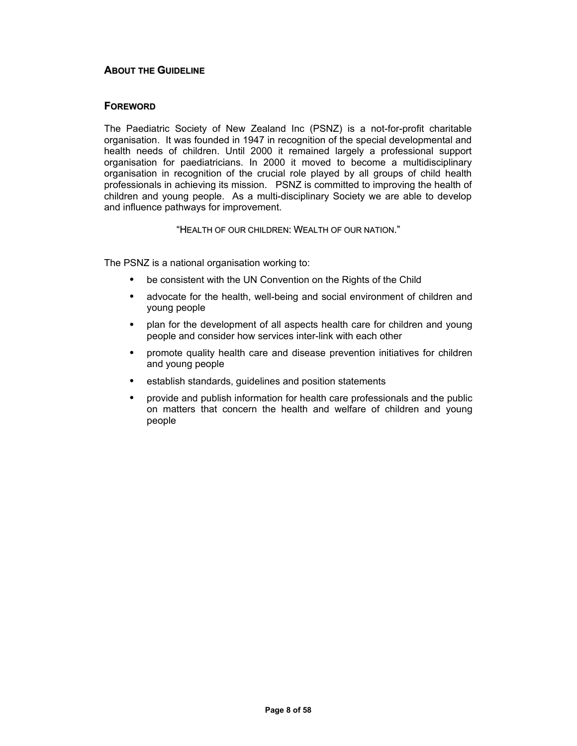## About the Guideline

## Foreword

The Paediatric Society of New Zealand Inc (PSNZ) is a not-for-profit charitable organisation. It was founded in 1947 in recognition of the special developmental and health needs of children. Until 2000 it remained largely a professional support organisation for paediatricians. In 2000 it moved to become a multidisciplinary organisation in recognition of the crucial role played by all groups of child health professionals in achieving its mission. PSNZ is committed to improving the health of children and young people. As a multi-disciplinary Society we are able to develop and influence pathways for improvement.

"Health of our children: Wealth of our nation."

The PSNZ is a national organisation working to:

- be consistent with the UN Convention on the Rights of the Child
- advocate for the health, well-being and social environment of children and young people
- plan for the development of all aspects health care for children and young people and consider how services inter-link with each other
- promote quality health care and disease prevention initiatives for children and young people
- establish standards, guidelines and position statements
- provide and publish information for health care professionals and the public on matters that concern the health and welfare of children and young people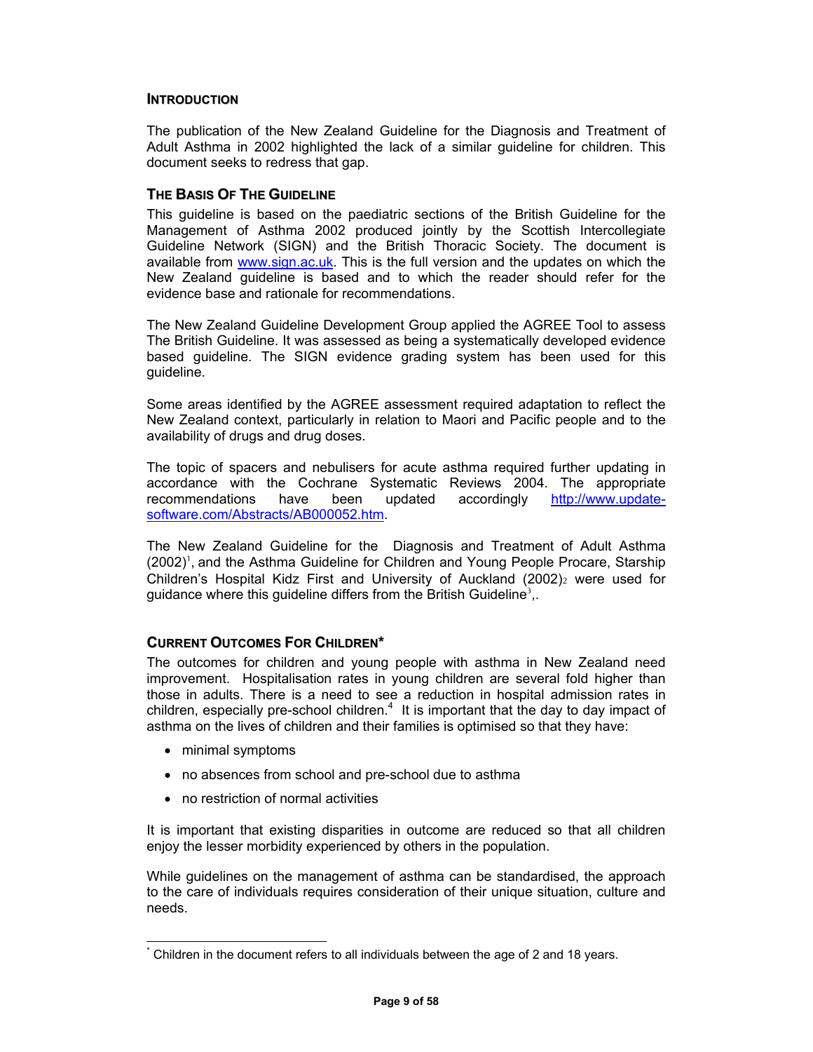## INTRODUCTION

The publication of the New Zealand Guideline for the Diagnosis and Treatment of Adult Asthma in 2002 highlighted the lack of a similar guideline for children. This document seeks to redress that gap.

## THE BASIS OF THE GUIDELINE

This guideline is based on the paediatric sections of the British Guideline for the Management of Asthma 2002 produced jointly by the Scottish Intercollegiate Guideline Network (SIGN) and the British Thoracic Society. The document is available from [www.sign.ac.uk](http://www.sign.ac.uk). This is the full version and the updates on which the New Zealand guideline is based and to which the reader should refer for the evidence base and rationale for recommendations.

The New Zealand Guideline Development Group applied the AGREE Tool to assess The British Guideline. It was assessed as being a systematically developed evidence based guideline. The SIGN evidence grading system has been used for this guideline.

Some areas identified by the AGREE assessment required adaptation to reflect the New Zealand context, particularly in relation to Maori and Pacific people and to the availability of drugs and drug doses.

The topic of spacers and nebulisers for acute asthma required further updating in accordance with the Cochrane Systematic Reviews 2004. The appropriate recommendations have been updated accordingly [http://www.update-software.com/Abstracts/AB000052.htm](http://www.update-software.com/Abstracts/AB000052.htm).

The New Zealand Guideline for the Diagnosis and Treatment of Adult Asthma (2002)[1], and the Asthma Guideline for Children and Young People Procare, Starship Children's Hospital Kidz First and University of Auckland (2002)[2] were used for guidance where this guideline differs from the British Guideline[3],.

## CURRENT OUTCOMES FOR CHILDREN*

The outcomes for children and young people with asthma in New Zealand need improvement. Hospitalisation rates in young children are several fold higher than those in adults. There is a need to see a reduction in hospital admission rates in children, especially pre-school children.[4] It is important that the day to day impact of asthma on the lives of children and their families is optimised so that they have:

- minimal symptoms
- no absences from school and pre-school due to asthma
- no restriction of normal activities

It is important that existing disparities in outcome are reduced so that all children enjoy the lesser morbidity experienced by others in the population.

While guidelines on the management of asthma can be standardised, the approach to the care of individuals requires consideration of their unique situation, culture and needs.

---

* Children in the document refers to all individuals between the age of 2 and 18 years.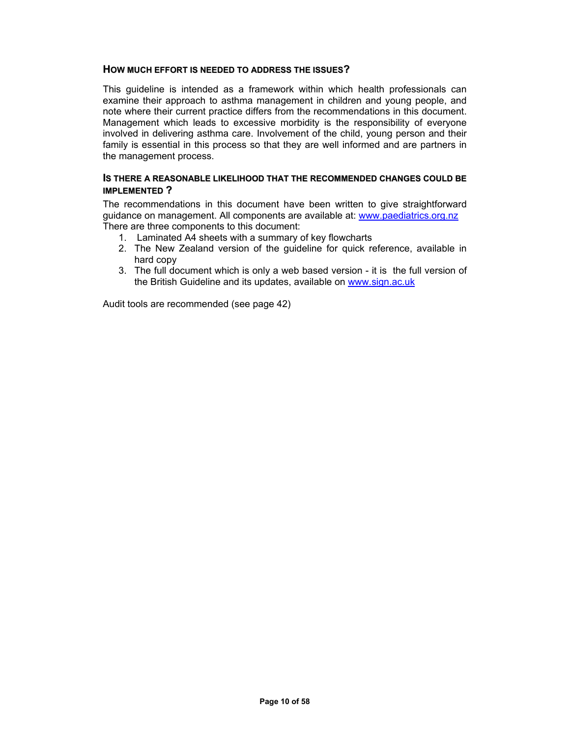## How much effort is needed to address the issues?

This guideline is intended as a framework within which health professionals can examine their approach to asthma management in children and young people, and note where their current practice differs from the recommendations in this document. Management which leads to excessive morbidity is the responsibility of everyone involved in delivering asthma care. Involvement of the child, young person and their family is essential in this process so that they are well informed and are partners in the management process.

## Is there a reasonable likelihood that the recommended changes could be implemented ?

The recommendations in this document have been written to give straightforward guidance on management. All components are available at: www.paediatrics.org.nz
There are three components to this document:

1. Laminated A4 sheets with a summary of key flowcharts
2. The New Zealand version of the guideline for quick reference, available in hard copy
3. The full document which is only a web based version - it is the full version of the British Guideline and its updates, available on www.sign.ac.uk

Audit tools are recommended (see page 42)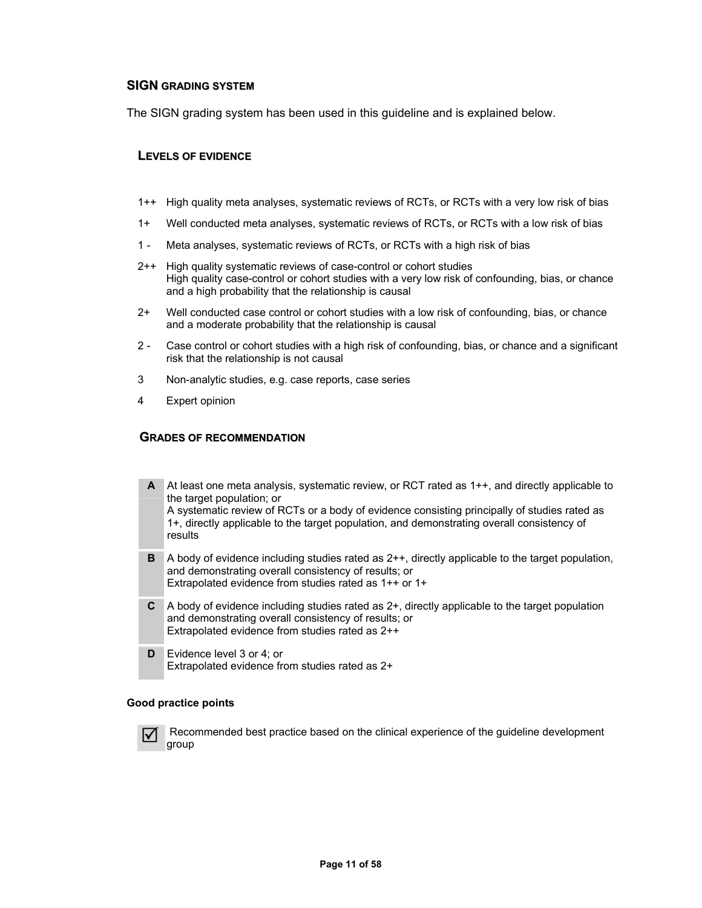## SIGN GRADING SYSTEM

The SIGN grading system has been used in this guideline and is explained below.

### LEVELS OF EVIDENCE

| | |
|---|---|
| 1++ | High quality meta analyses, systematic reviews of RCTs, or RCTs with a very low risk of bias |
| 1+ | Well conducted meta analyses, systematic reviews of RCTs, or RCTs with a low risk of bias |
| 1 - | Meta analyses, systematic reviews of RCTs, or RCTs with a high risk of bias |
| 2++ | High quality systematic reviews of case-control or cohort studies<br>High quality case-control or cohort studies with a very low risk of confounding, bias, or chance and a high probability that the relationship is causal |
| 2+ | Well conducted case control or cohort studies with a low risk of confounding, bias, or chance and a moderate probability that the relationship is causal |
| 2 - | Case control or cohort studies with a high risk of confounding, bias, or chance and a significant risk that the relationship is not causal |
| 3 | Non-analytic studies, e.g. case reports, case series |
| 4 | Expert opinion |

### GRADES OF RECOMMENDATION

| | |
|---|---|
| **A** | At least one meta analysis, systematic review, or RCT rated as 1++, and directly applicable to the target population; or<br>A systematic review of RCTs or a body of evidence consisting principally of studies rated as 1+, directly applicable to the target population, and demonstrating overall consistency of results |
| **B** | A body of evidence including studies rated as 2++, directly applicable to the target population, and demonstrating overall consistency of results; or<br>Extrapolated evidence from studies rated as 1++ or 1+ |
| **C** | A body of evidence including studies rated as 2+, directly applicable to the target population and demonstrating overall consistency of results; or<br>Extrapolated evidence from studies rated as 2++ |
| **D** | Evidence level 3 or 4; or<br>Extrapolated evidence from studies rated as 2+ |

**Good practice points**

☑ Recommended best practice based on the clinical experience of the guideline development group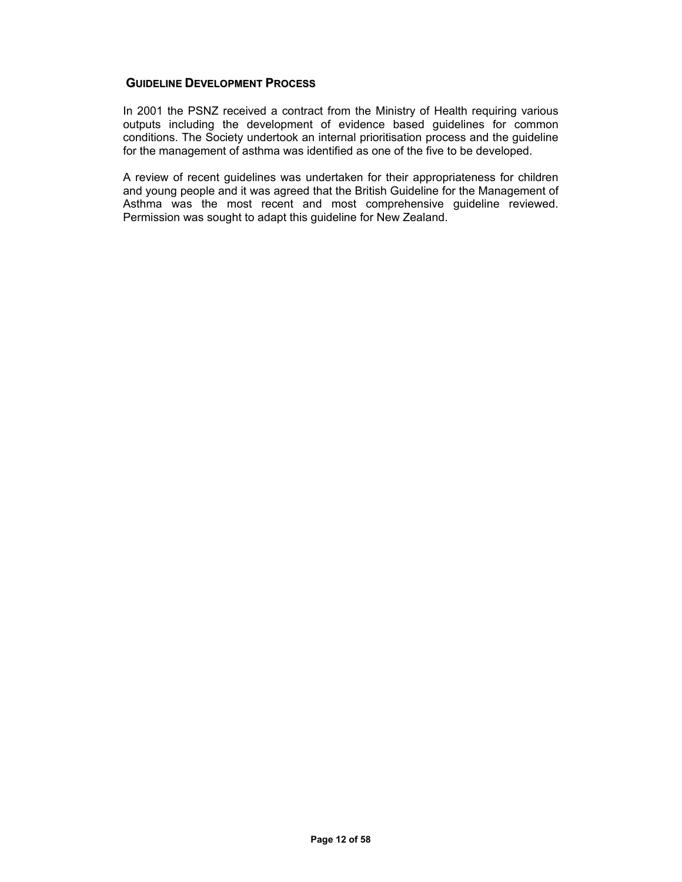## Guideline Development Process

In 2001 the PSNZ received a contract from the Ministry of Health requiring various outputs including the development of evidence based guidelines for common conditions. The Society undertook an internal prioritisation process and the guideline for the management of asthma was identified as one of the five to be developed.

A review of recent guidelines was undertaken for their appropriateness for children and young people and it was agreed that the British Guideline for the Management of Asthma was the most recent and most comprehensive guideline reviewed. Permission was sought to adapt this guideline for New Zealand.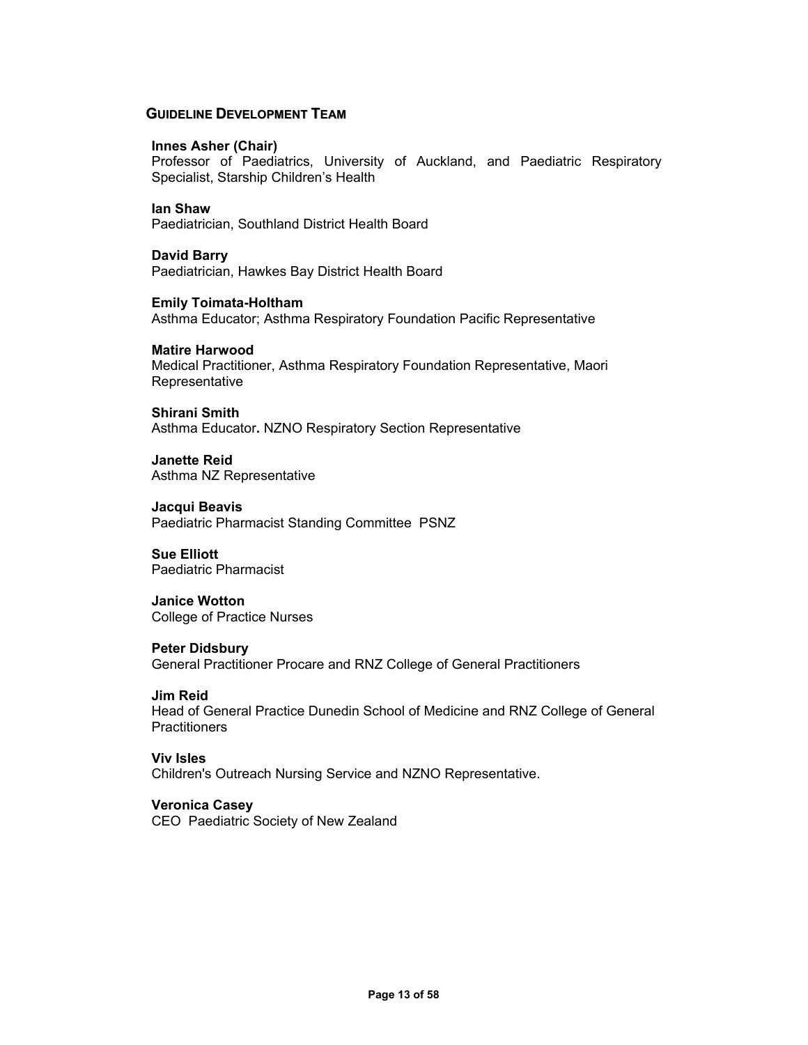## GUIDELINE DEVELOPMENT TEAM

**Innes Asher (Chair)**
Professor of Paediatrics, University of Auckland, and Paediatric Respiratory Specialist, Starship Children's Health

**Ian Shaw**
Paediatrician, Southland District Health Board

**David Barry**
Paediatrician, Hawkes Bay District Health Board

**Emily Toimata-Holtham**
Asthma Educator; Asthma Respiratory Foundation Pacific Representative

**Matire Harwood**
Medical Practitioner, Asthma Respiratory Foundation Representative, Maori Representative

**Shirani Smith**
Asthma Educator**.** NZNO Respiratory Section Representative

**Janette Reid**
Asthma NZ Representative

**Jacqui Beavis**
Paediatric Pharmacist Standing Committee PSNZ

**Sue Elliott**
Paediatric Pharmacist

**Janice Wotton**
College of Practice Nurses

**Peter Didsbury**
General Practitioner Procare and RNZ College of General Practitioners

**Jim Reid**
Head of General Practice Dunedin School of Medicine and RNZ College of General Practitioners

**Viv Isles**
Children's Outreach Nursing Service and NZNO Representative.

**Veronica Casey**
CEO Paediatric Society of New Zealand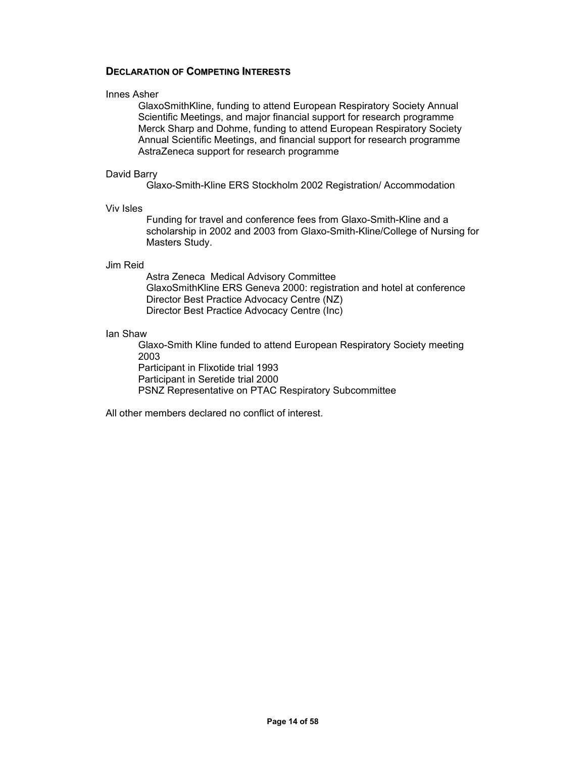## Declaration of Competing Interests

Innes Asher

GlaxoSmithKline, funding to attend European Respiratory Society Annual Scientific Meetings, and major financial support for research programme
Merck Sharp and Dohme, funding to attend European Respiratory Society Annual Scientific Meetings, and financial support for research programme
AstraZeneca support for research programme

David Barry

Glaxo-Smith-Kline ERS Stockholm 2002 Registration/ Accommodation

Viv Isles

Funding for travel and conference fees from Glaxo-Smith-Kline and a scholarship in 2002 and 2003 from Glaxo-Smith-Kline/College of Nursing for Masters Study.

Jim Reid

Astra Zeneca Medical Advisory Committee
GlaxoSmithKline ERS Geneva 2000: registration and hotel at conference
Director Best Practice Advocacy Centre (NZ)
Director Best Practice Advocacy Centre (Inc)

Ian Shaw

Glaxo-Smith Kline funded to attend European Respiratory Society meeting 2003
Participant in Flixotide trial 1993
Participant in Seretide trial 2000
PSNZ Representative on PTAC Respiratory Subcommittee

All other members declared no conflict of interest.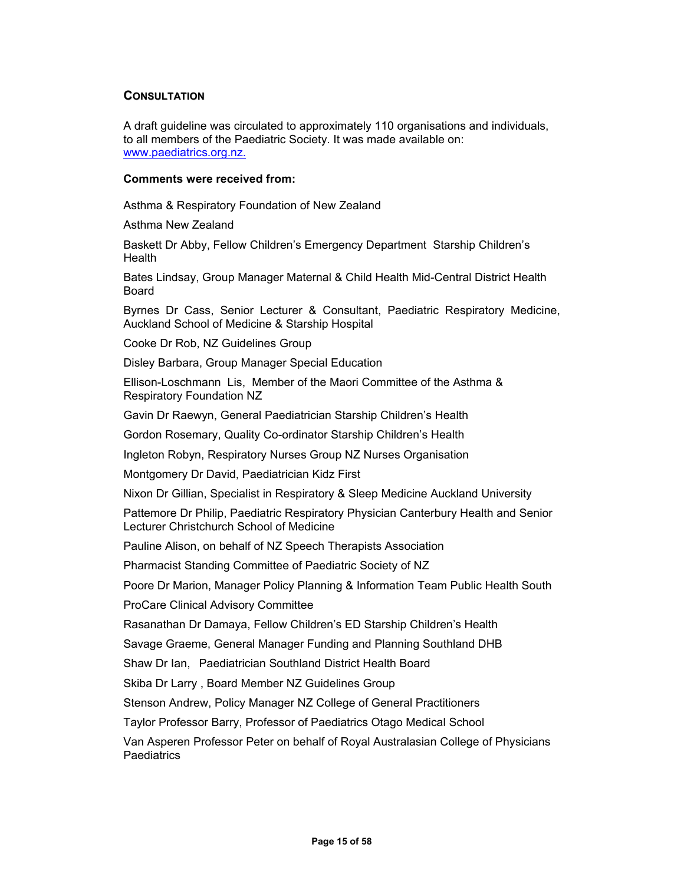## CONSULTATION

A draft guideline was circulated to approximately 110 organisations and individuals, to all members of the Paediatric Society. It was made available on: [www.paediatrics.org.nz.](http://www.paediatrics.org.nz)

**Comments were received from:**

Asthma & Respiratory Foundation of New Zealand

Asthma New Zealand

Baskett Dr Abby, Fellow Children's Emergency Department Starship Children's Health

Bates Lindsay, Group Manager Maternal & Child Health Mid-Central District Health Board

Byrnes Dr Cass, Senior Lecturer & Consultant, Paediatric Respiratory Medicine, Auckland School of Medicine & Starship Hospital

Cooke Dr Rob, NZ Guidelines Group

Disley Barbara, Group Manager Special Education

Ellison-Loschmann Lis, Member of the Maori Committee of the Asthma & Respiratory Foundation NZ

Gavin Dr Raewyn, General Paediatrician Starship Children's Health

Gordon Rosemary, Quality Co-ordinator Starship Children's Health

Ingleton Robyn, Respiratory Nurses Group NZ Nurses Organisation

Montgomery Dr David, Paediatrician Kidz First

Nixon Dr Gillian, Specialist in Respiratory & Sleep Medicine Auckland University

Pattemore Dr Philip, Paediatric Respiratory Physician Canterbury Health and Senior Lecturer Christchurch School of Medicine

Pauline Alison, on behalf of NZ Speech Therapists Association

Pharmacist Standing Committee of Paediatric Society of NZ

Poore Dr Marion, Manager Policy Planning & Information Team Public Health South

ProCare Clinical Advisory Committee

Rasanathan Dr Damaya, Fellow Children's ED Starship Children's Health

Savage Graeme, General Manager Funding and Planning Southland DHB

Shaw Dr Ian, Paediatrician Southland District Health Board

Skiba Dr Larry , Board Member NZ Guidelines Group

Stenson Andrew, Policy Manager NZ College of General Practitioners

Taylor Professor Barry, Professor of Paediatrics Otago Medical School

Van Asperen Professor Peter on behalf of Royal Australasian College of Physicians Paediatrics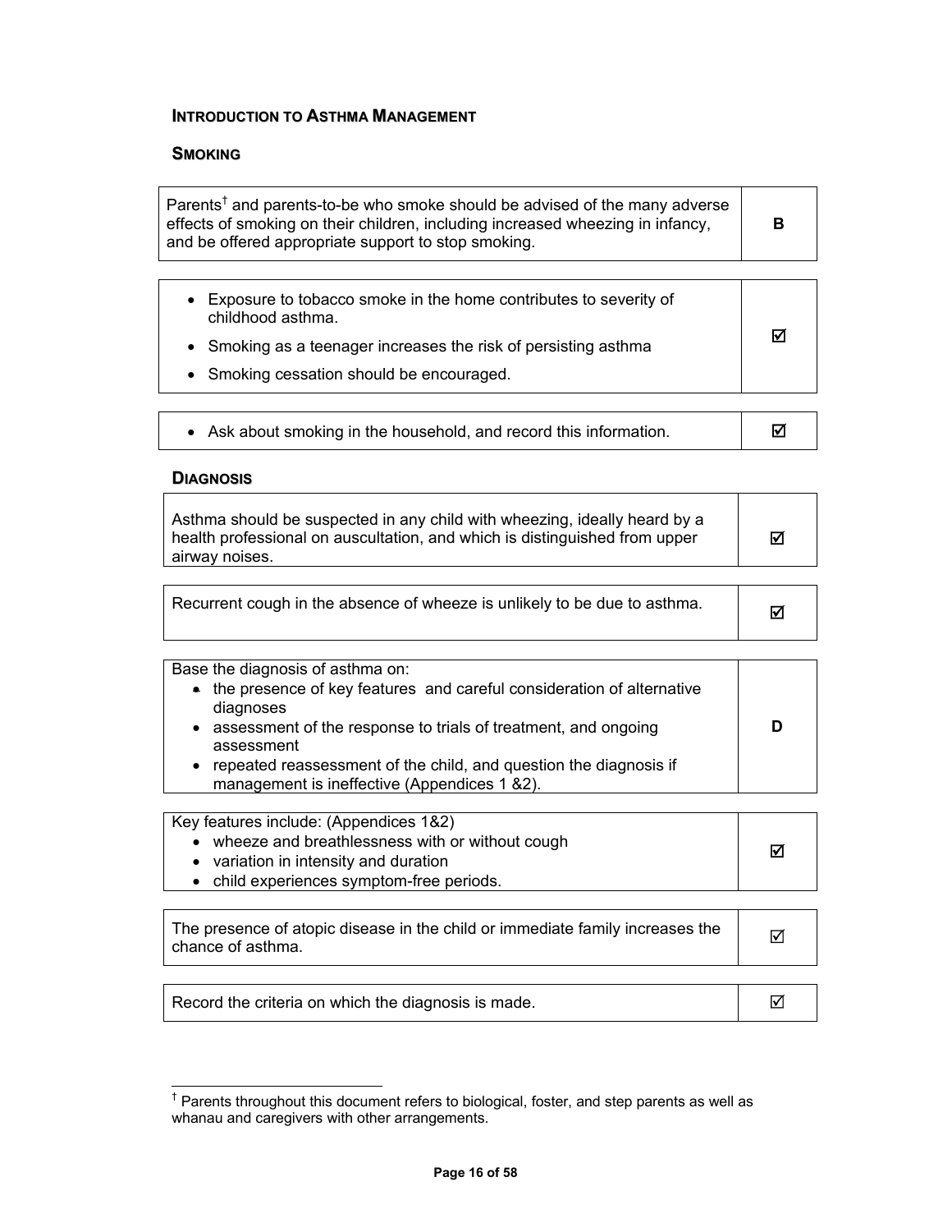## Introduction to Asthma Management

### Smoking

| | |
|---|---|
| Parents[†] and parents-to-be who smoke should be advised of the many adverse effects of smoking on their children, including increased wheezing in infancy, and be offered appropriate support to stop smoking. | B |

| | |
|---|---|
| • Exposure to tobacco smoke in the home contributes to severity of childhood asthma.<br>• Smoking as a teenager increases the risk of persisting asthma<br>• Smoking cessation should be encouraged. | ☑ |

| | |
|---|---|
| • Ask about smoking in the household, and record this information. | ☑ |

### Diagnosis

| | |
|---|---|
| Asthma should be suspected in any child with wheezing, ideally heard by a health professional on auscultation, and which is distinguished from upper airway noises. | ☑ |

| | |
|---|---|
| Recurrent cough in the absence of wheeze is unlikely to be due to asthma. | ☑ |

| | |
|---|---|
| Base the diagnosis of asthma on:<br>• the presence of key features and careful consideration of alternative diagnoses<br>• assessment of the response to trials of treatment, and ongoing assessment<br>• repeated reassessment of the child, and question the diagnosis if management is ineffective (Appendices 1 &2). | D |

| | |
|---|---|
| Key features include: (Appendices 1&2)<br>• wheeze and breathlessness with or without cough<br>• variation in intensity and duration<br>• child experiences symptom-free periods. | ☑ |

| | |
|---|---|
| The presence of atopic disease in the child or immediate family increases the chance of asthma. | ☑ |

| | |
|---|---|
| Record the criteria on which the diagnosis is made. | ☑ |

[†] Parents throughout this document refers to biological, foster, and step parents as well as whanau and caregivers with other arrangements.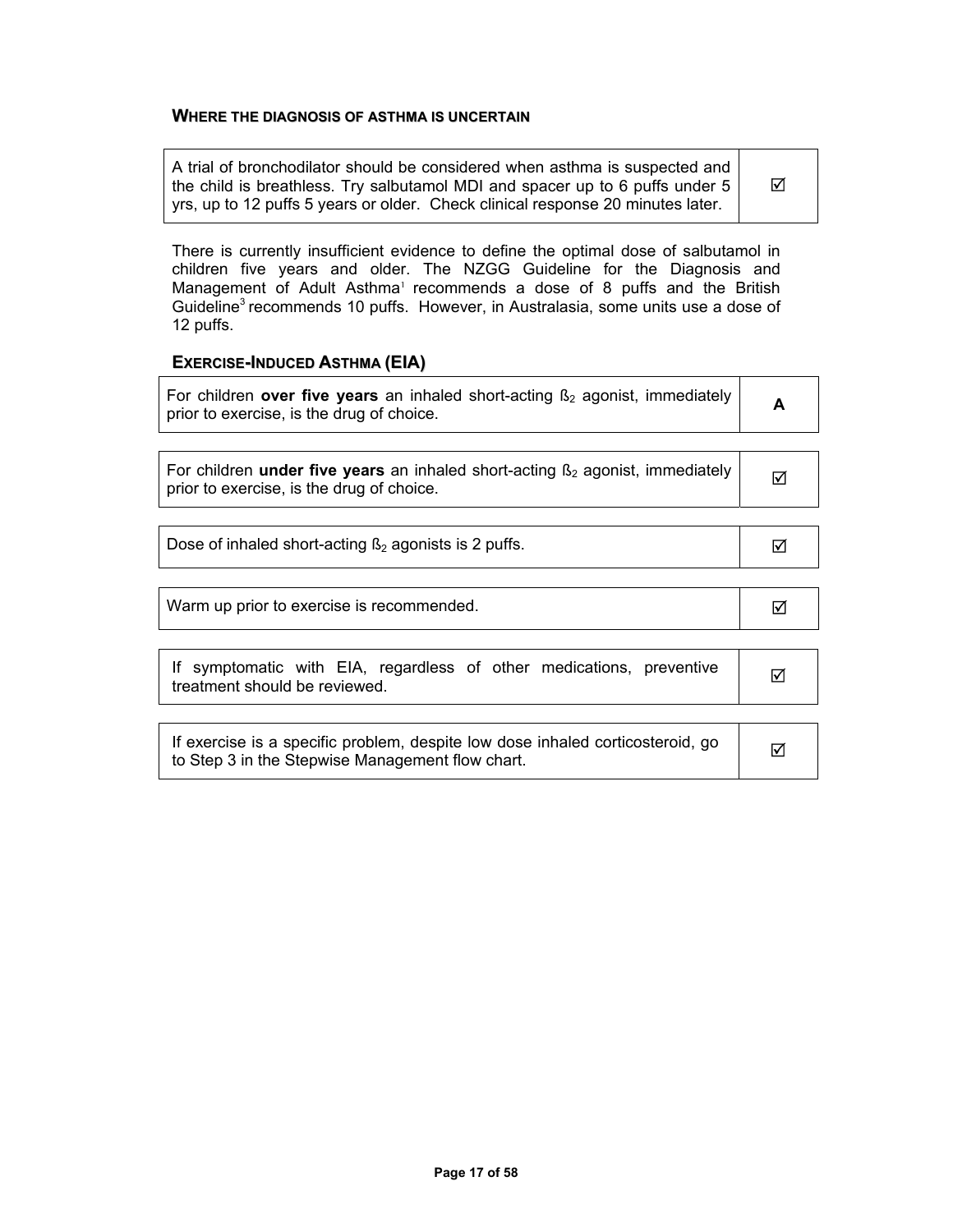### WHERE THE DIAGNOSIS OF ASTHMA IS UNCERTAIN

| | |
|---|---|
| A trial of bronchodilator should be considered when asthma is suspected and the child is breathless. Try salbutamol MDI and spacer up to 6 puffs under 5 yrs, up to 12 puffs 5 years or older. Check clinical response 20 minutes later. | ☑ |

There is currently insufficient evidence to define the optimal dose of salbutamol in children five years and older. The NZGG Guideline for the Diagnosis and Management of Adult Asthma[1] recommends a dose of 8 puffs and the British Guideline[3] recommends 10 puffs. However, in Australasia, some units use a dose of 12 puffs.

### EXERCISE-INDUCED ASTHMA (EIA)

| | |
|---|---|
| For children **over five years** an inhaled short-acting ß$_2$ agonist, immediately prior to exercise, is the drug of choice. | **A** |

| | |
|---|---|
| For children **under five years** an inhaled short-acting ß$_2$ agonist, immediately prior to exercise, is the drug of choice. | ☑ |

| | |
|---|---|
| Dose of inhaled short-acting ß$_2$ agonists is 2 puffs. | ☑ |

| | |
|---|---|
| Warm up prior to exercise is recommended. | ☑ |

| | |
|---|---|
| If symptomatic with EIA, regardless of other medications, preventive treatment should be reviewed. | ☑ |

| | |
|---|---|
| If exercise is a specific problem, despite low dose inhaled corticosteroid, go to Step 3 in the Stepwise Management flow chart. | ☑ |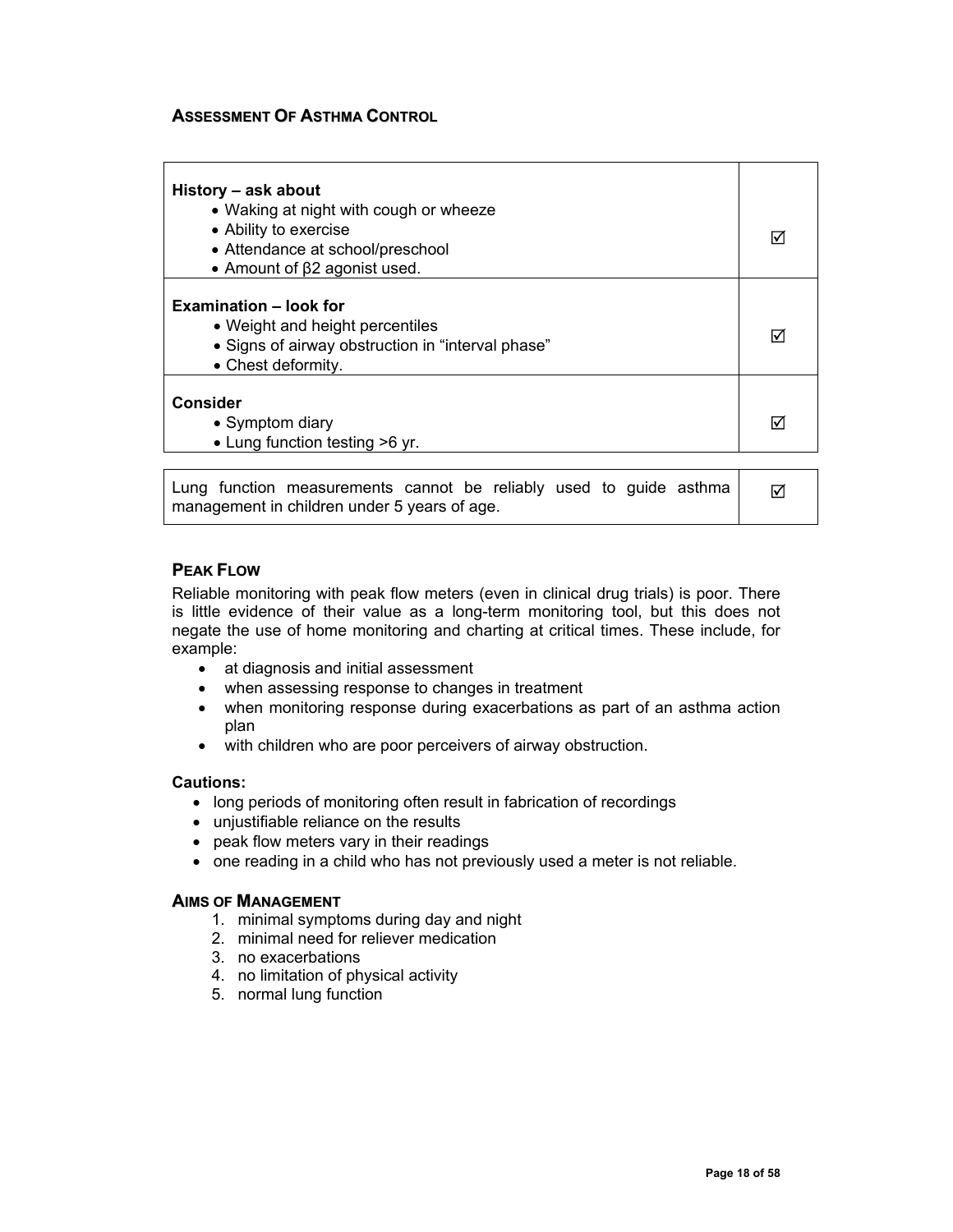## Assessment Of Asthma Control

| | |
|---|---|
| **History – ask about**<br>• Waking at night with cough or wheeze<br>• Ability to exercise<br>• Attendance at school/preschool<br>• Amount of β2 agonist used. | ☑ |
| **Examination – look for**<br>• Weight and height percentiles<br>• Signs of airway obstruction in “interval phase”<br>• Chest deformity. | ☑ |
| **Consider**<br>• Symptom diary<br>• Lung function testing >6 yr. | ☑ |

| | |
|---|---|
| Lung function measurements cannot be reliably used to guide asthma management in children under 5 years of age. | ☑ |

## Peak Flow

Reliable monitoring with peak flow meters (even in clinical drug trials) is poor. There is little evidence of their value as a long-term monitoring tool, but this does not negate the use of home monitoring and charting at critical times. These include, for example:

- at diagnosis and initial assessment
- when assessing response to changes in treatment
- when monitoring response during exacerbations as part of an asthma action plan
- with children who are poor perceivers of airway obstruction.

**Cautions:**

- long periods of monitoring often result in fabrication of recordings
- unjustifiable reliance on the results
- peak flow meters vary in their readings
- one reading in a child who has not previously used a meter is not reliable.

## Aims of Management

1. minimal symptoms during day and night
2. minimal need for reliever medication
3. no exacerbations
4. no limitation of physical activity
5. normal lung function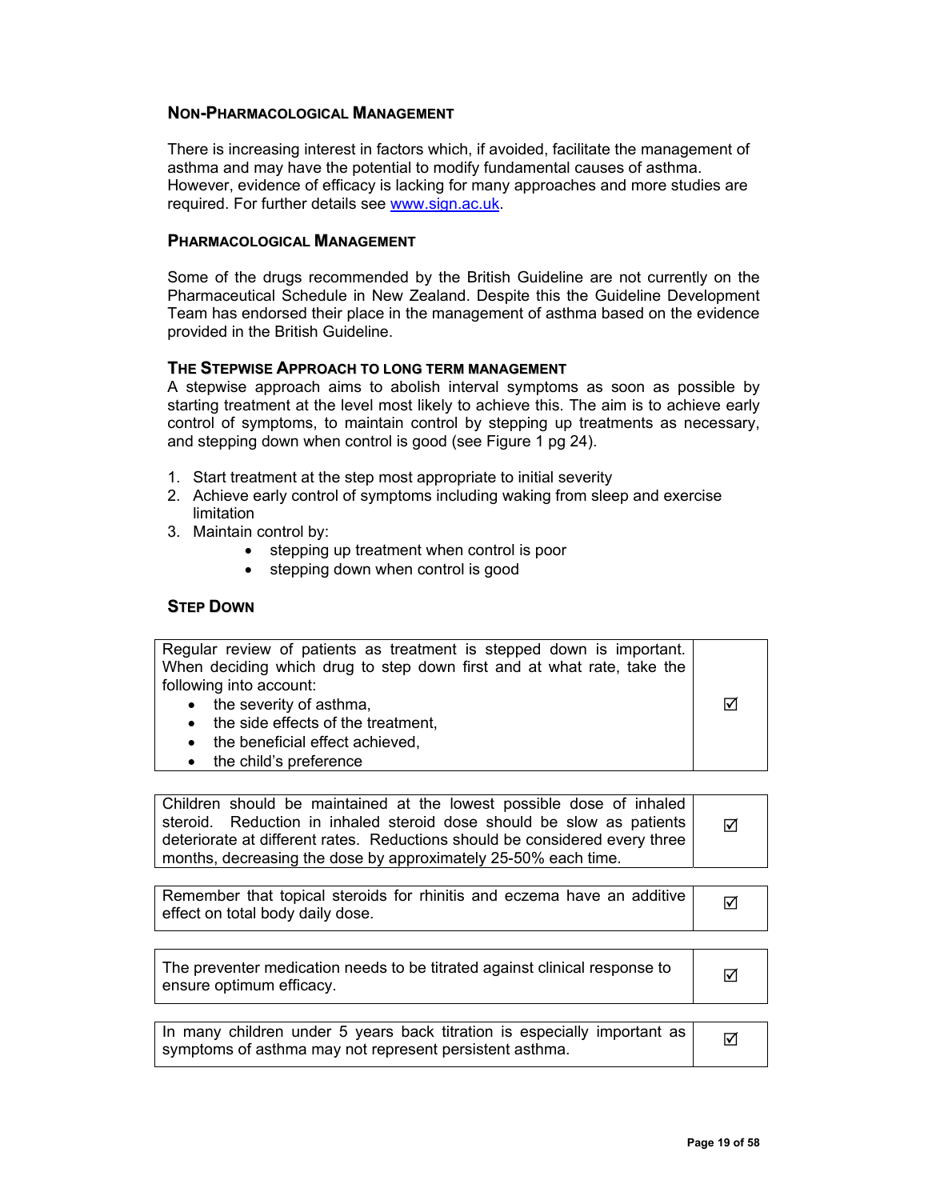## Non-Pharmacological Management

There is increasing interest in factors which, if avoided, facilitate the management of asthma and may have the potential to modify fundamental causes of asthma. However, evidence of efficacy is lacking for many approaches and more studies are required. For further details see [www.sign.ac.uk](http://www.sign.ac.uk).

## Pharmacological Management

Some of the drugs recommended by the British Guideline are not currently on the Pharmaceutical Schedule in New Zealand. Despite this the Guideline Development Team has endorsed their place in the management of asthma based on the evidence provided in the British Guideline.

### The Stepwise Approach to Long Term Management

A stepwise approach aims to abolish interval symptoms as soon as possible by starting treatment at the level most likely to achieve this. The aim is to achieve early control of symptoms, to maintain control by stepping up treatments as necessary, and stepping down when control is good (see Figure 1 pg 24).

1. Start treatment at the step most appropriate to initial severity
2. Achieve early control of symptoms including waking from sleep and exercise limitation
3. Maintain control by:
    - stepping up treatment when control is poor
    - stepping down when control is good

### Step Down

| | |
|---|---|
| Regular review of patients as treatment is stepped down is important. When deciding which drug to step down first and at what rate, take the following into account:<br>• the severity of asthma,<br>• the side effects of the treatment,<br>• the beneficial effect achieved,<br>• the child's preference | ☑ |

| | |
|---|---|
| Children should be maintained at the lowest possible dose of inhaled steroid. Reduction in inhaled steroid dose should be slow as patients deteriorate at different rates. Reductions should be considered every three months, decreasing the dose by approximately 25-50% each time. | ☑ |

| | |
|---|---|
| Remember that topical steroids for rhinitis and eczema have an additive effect on total body daily dose. | ☑ |

| | |
|---|---|
| The preventer medication needs to be titrated against clinical response to ensure optimum efficacy. | ☑ |

| | |
|---|---|
| In many children under 5 years back titration is especially important as symptoms of asthma may not represent persistent asthma. | ☑ |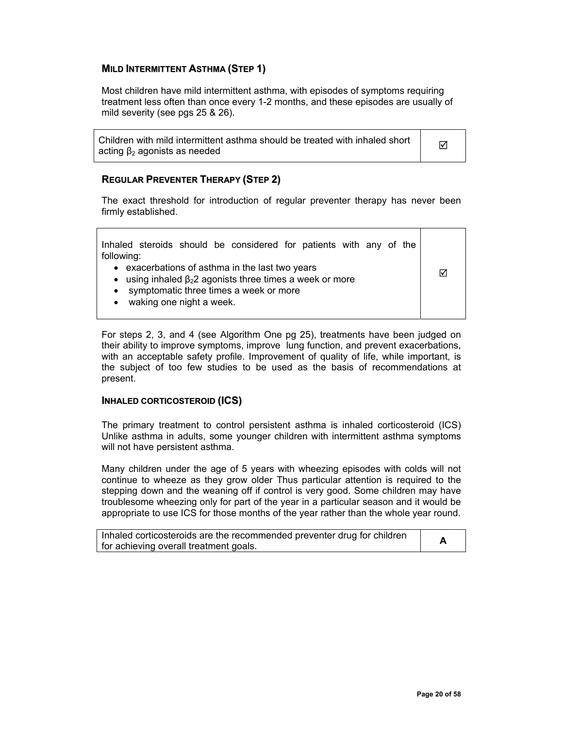## Mild Intermittent Asthma (Step 1)

Most children have mild intermittent asthma, with episodes of symptoms requiring treatment less often than once every 1-2 months, and these episodes are usually of mild severity (see pgs 25 & 26).

| | |
|---|---|
| Children with mild intermittent asthma should be treated with inhaled short acting $\beta_2$ agonists as needed | ☑ |

## Regular Preventer Therapy (Step 2)

The exact threshold for introduction of regular preventer therapy has never been firmly established.

| | |
|---|---|
| Inhaled steroids should be considered for patients with any of the following:<br>• exacerbations of asthma in the last two years<br>• using inhaled $\beta_2$2 agonists three times a week or more<br>• symptomatic three times a week or more<br>• waking one night a week. | ☑ |

For steps 2, 3, and 4 (see Algorithm One pg 25), treatments have been judged on their ability to improve symptoms, improve lung function, and prevent exacerbations, with an acceptable safety profile. Improvement of quality of life, while important, is the subject of too few studies to be used as the basis of recommendations at present.

### Inhaled corticosteroid (ICS)

The primary treatment to control persistent asthma is inhaled corticosteroid (ICS) Unlike asthma in adults, some younger children with intermittent asthma symptoms will not have persistent asthma.

Many children under the age of 5 years with wheezing episodes with colds will not continue to wheeze as they grow older Thus particular attention is required to the stepping down and the weaning off if control is very good. Some children may have troublesome wheezing only for part of the year in a particular season and it would be appropriate to use ICS for those months of the year rather than the whole year round.

| | |
|---|---|
| Inhaled corticosteroids are the recommended preventer drug for children for achieving overall treatment goals. | **A** |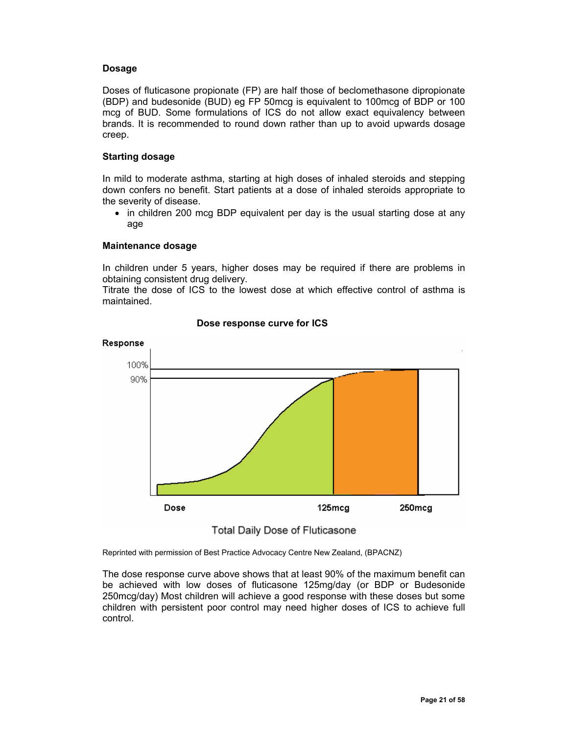### Dosage

Doses of fluticasone propionate (FP) are half those of beclomethasone dipropionate (BDP) and budesonide (BUD) eg FP 50mcg is equivalent to 100mcg of BDP or 100 mcg of BUD. Some formulations of ICS do not allow exact equivalency between brands. It is recommended to round down rather than up to avoid upwards dosage creep.

### Starting dosage

In mild to moderate asthma, starting at high doses of inhaled steroids and stepping down confers no benefit. Start patients at a dose of inhaled steroids appropriate to the severity of disease.

- in children 200 mcg BDP equivalent per day is the usual starting dose at any age

### Maintenance dosage

In children under 5 years, higher doses may be required if there are problems in obtaining consistent drug delivery.

Titrate the dose of ICS to the lowest dose at which effective control of asthma is maintained.

**Dose response curve for ICS**

Response

100%

90%

Dose | 125mcg | 250mcg

Total Daily Dose of Fluticasone

Reprinted with permission of Best Practice Advocacy Centre New Zealand, (BPACNZ)

The dose response curve above shows that at least 90% of the maximum benefit can be achieved with low doses of fluticasone 125mg/day (or BDP or Budesonide 250mcg/day) Most children will achieve a good response with these doses but some children with persistent poor control may need higher doses of ICS to achieve full control.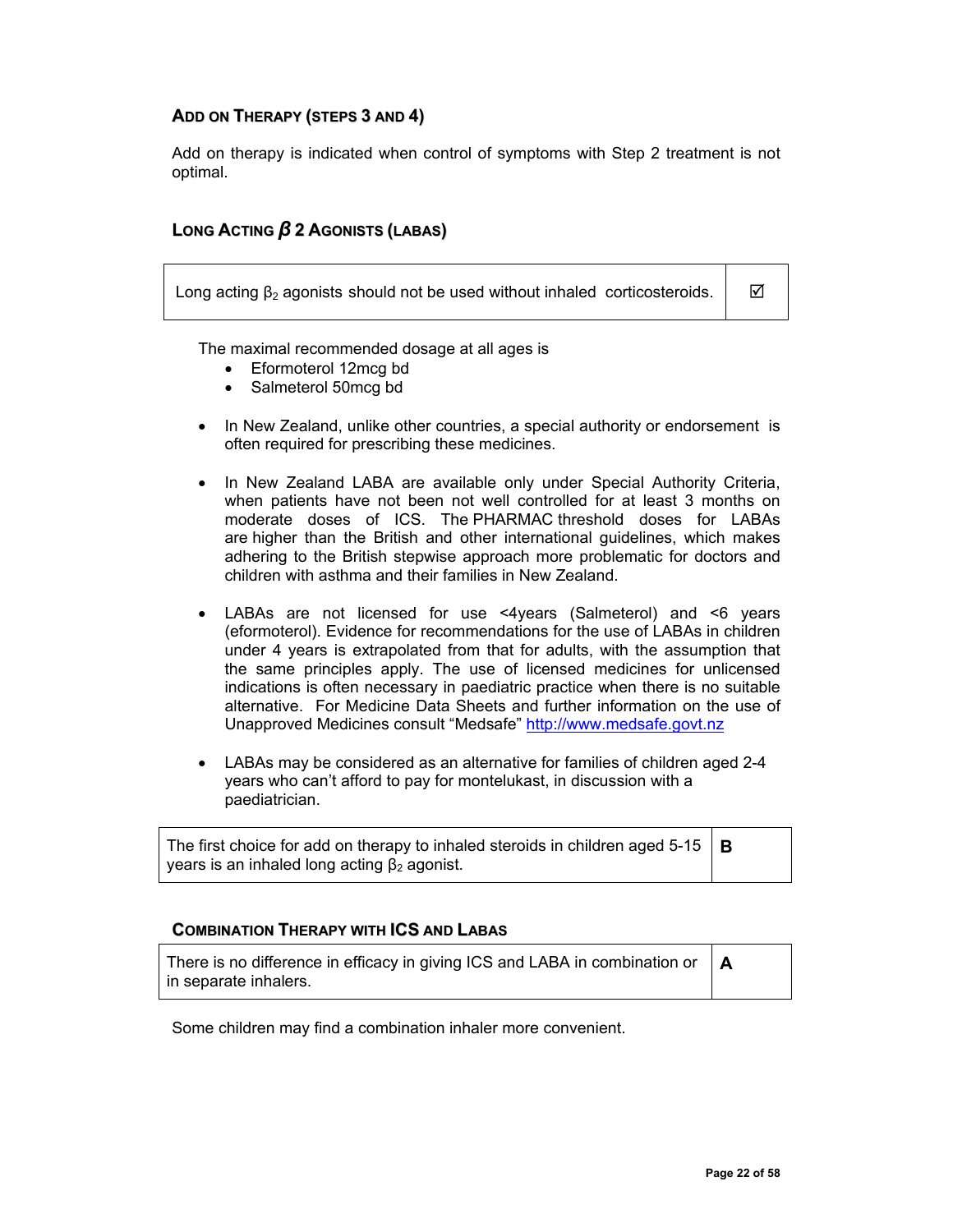### ADD ON THERAPY (STEPS 3 AND 4)

Add on therapy is indicated when control of symptoms with Step 2 treatment is not optimal.

### LONG ACTING $\beta$ 2 AGONISTS (LABAS)

| Long acting $\beta_2$ agonists should not be used without inhaled corticosteroids. | ☑ |
|---|---|

The maximal recommended dosage at all ages is

- Eformoterol 12mcg bd
- Salmeterol 50mcg bd

- In New Zealand, unlike other countries, a special authority or endorsement is often required for prescribing these medicines.

- In New Zealand LABA are available only under Special Authority Criteria, when patients have not been not well controlled for at least 3 months on moderate doses of ICS. The PHARMAC threshold doses for LABAs are higher than the British and other international guidelines, which makes adhering to the British stepwise approach more problematic for doctors and children with asthma and their families in New Zealand.

- LABAs are not licensed for use <4years (Salmeterol) and <6 years (eformoterol). Evidence for recommendations for the use of LABAs in children under 4 years is extrapolated from that for adults, with the assumption that the same principles apply. The use of licensed medicines for unlicensed indications is often necessary in paediatric practice when there is no suitable alternative. For Medicine Data Sheets and further information on the use of Unapproved Medicines consult "Medsafe" http://www.medsafe.govt.nz

- LABAs may be considered as an alternative for families of children aged 2-4 years who can't afford to pay for montelukast, in discussion with a paediatrician.

| The first choice for add on therapy to inhaled steroids in children aged 5-15 years is an inhaled long acting $\beta_2$ agonist. | **B** |
|---|---|

### COMBINATION THERAPY WITH ICS AND LABAS

| There is no difference in efficacy in giving ICS and LABA in combination or in separate inhalers. | **A** |
|---|---|

Some children may find a combination inhaler more convenient.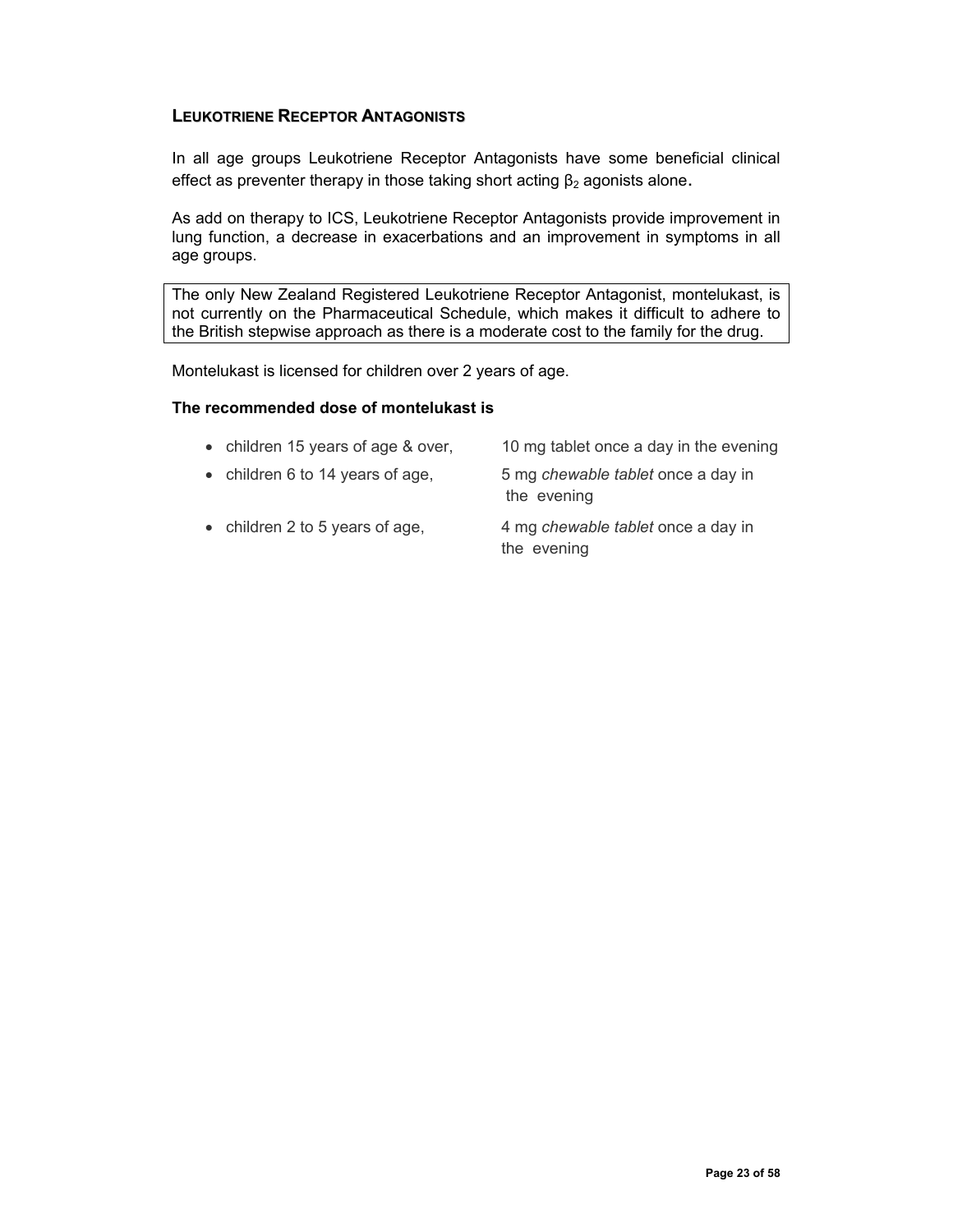## Leukotriene Receptor Antagonists

In all age groups Leukotriene Receptor Antagonists have some beneficial clinical effect as preventer therapy in those taking short acting $\beta_2$ agonists alone.

As add on therapy to ICS, Leukotriene Receptor Antagonists provide improvement in lung function, a decrease in exacerbations and an improvement in symptoms in all age groups.

> The only New Zealand Registered Leukotriene Receptor Antagonist, montelukast, is not currently on the Pharmaceutical Schedule, which makes it difficult to adhere to the British stepwise approach as there is a moderate cost to the family for the drug.

Montelukast is licensed for children over 2 years of age.

**The recommended dose of montelukast is**

- children 15 years of age & over, 10 mg tablet once a day in the evening
- children 6 to 14 years of age, 5 mg *chewable tablet* once a day in the evening
- children 2 to 5 years of age, 4 mg *chewable tablet* once a day in the evening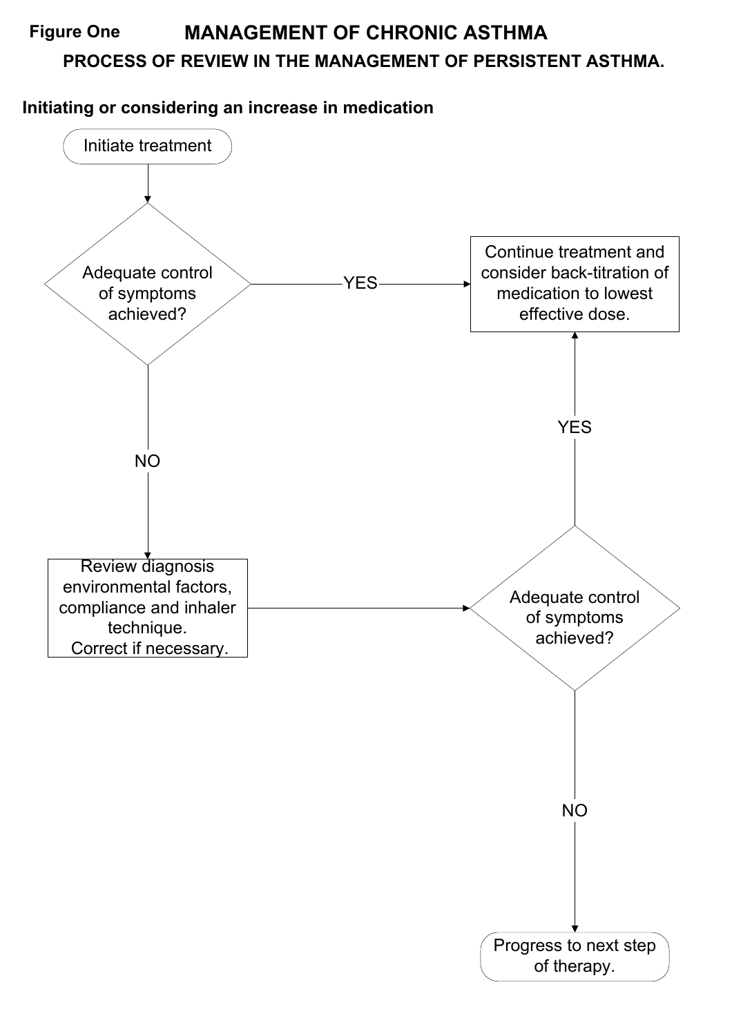**Figure One**

# MANAGEMENT OF CHRONIC ASTHMA

## PROCESS OF REVIEW IN THE MANAGEMENT OF PERSISTENT ASTHMA.

**Initiating or considering an increase in medication**

Initiate treatment

Adequate control of symptoms achieved?

YES

Continue treatment and consider back-titration of medication to lowest effective dose.

NO

Review diagnosis environmental factors, compliance and inhaler technique. Correct if necessary.

Adequate control of symptoms achieved?

YES

NO

Progress to next step of therapy.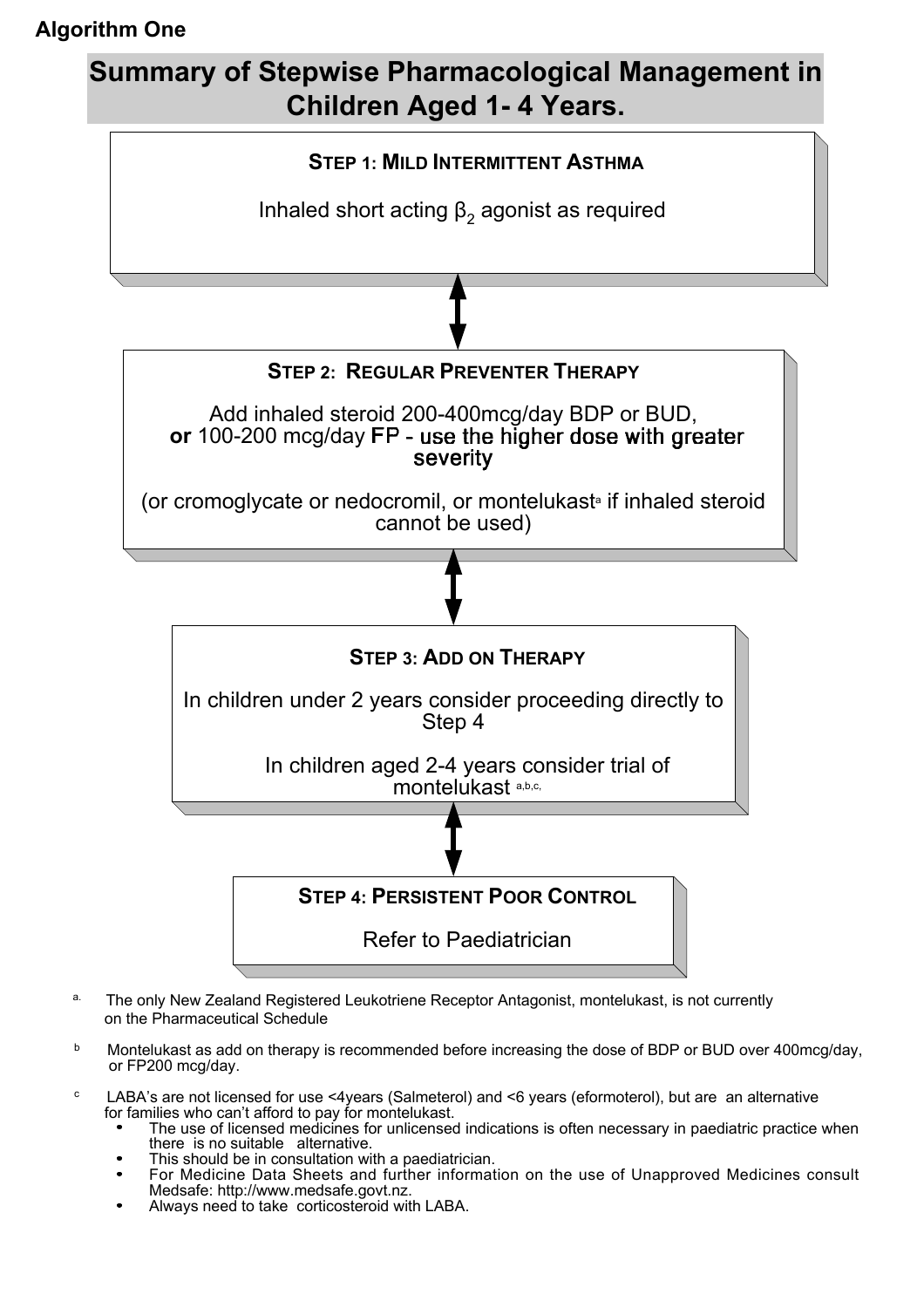**Algorithm One**

## Summary of Stepwise Pharmacological Management in Children Aged 1- 4 Years.

### STEP 1: MILD INTERMITTENT ASTHMA

Inhaled short acting $\beta_2$ agonist as required

↕

### STEP 2: REGULAR PREVENTER THERAPY

Add inhaled steroid 200-400mcg/day BDP or BUD, **or** 100-200 mcg/day FP - use the higher dose with greater severity

(or cromoglycate or nedocromil, or montelukast[a] if inhaled steroid cannot be used)

↕

### STEP 3: ADD ON THERAPY

In children under 2 years consider proceeding directly to Step 4

In children aged 2-4 years consider trial of montelukast [a,b,c,]

↕

### STEP 4: PERSISTENT POOR CONTROL

Refer to Paediatrician

---

[a.] The only New Zealand Registered Leukotriene Receptor Antagonist, montelukast, is not currently on the Pharmaceutical Schedule

[b] Montelukast as add on therapy is recommended before increasing the dose of BDP or BUD over 400mcg/day, or FP200 mcg/day.

[c] LABA's are not licensed for use <4years (Salmeterol) and <6 years (eformoterol), but are an alternative for families who can't afford to pay for montelukast.

- The use of licensed medicines for unlicensed indications is often necessary in paediatric practice when there is no suitable alternative.
- This should be in consultation with a paediatrician.
- For Medicine Data Sheets and further information on the use of Unapproved Medicines consult Medsafe: http://www.medsafe.govt.nz.
- Always need to take corticosteroid with LABA.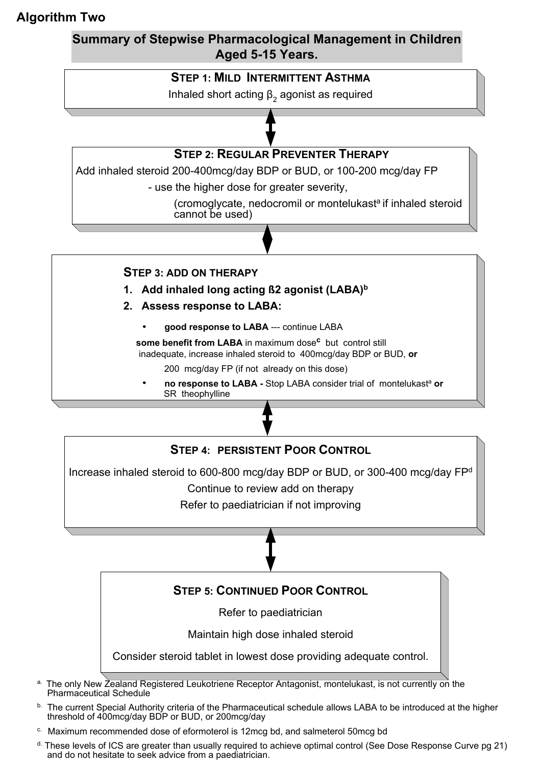**Algorithm Two**

## Summary of Stepwise Pharmacological Management in Children Aged 5-15 Years.

### STEP 1: MILD INTERMITTENT ASTHMA

Inhaled short acting $\beta_2$ agonist as required

↕

### STEP 2: REGULAR PREVENTER THERAPY

Add inhaled steroid 200-400mcg/day BDP or BUD, or 100-200 mcg/day FP

- use the higher dose for greater severity,

(cromoglycate, nedocromil or montelukast[a] if inhaled steroid cannot be used)

↕

### STEP 3: ADD ON THERAPY

1. **Add inhaled long acting ß2 agonist (LABA)[b]**
2. **Assess response to LABA:**

- **good response to LABA** --- continue LABA
- **some benefit from LABA** in maximum dose[c] but control still inadequate, increase inhaled steroid to 400mcg/day BDP or BUD, **or** 200 mcg/day FP (if not already on this dose)
- **no response to LABA -** Stop LABA consider trial of montelukast[a] **or** SR theophylline

↕

### STEP 4: PERSISTENT POOR CONTROL

Increase inhaled steroid to 600-800 mcg/day BDP or BUD, or 300-400 mcg/day FP[d]

Continue to review add on therapy

Refer to paediatrician if not improving

↕

### STEP 5: CONTINUED POOR CONTROL

Refer to paediatrician

Maintain high dose inhaled steroid

Consider steroid tablet in lowest dose providing adequate control.

---

[a] The only New Zealand Registered Leukotriene Receptor Antagonist, montelukast, is not currently on the Pharmaceutical Schedule

[b] The current Special Authority criteria of the Pharmaceutical schedule allows LABA to be introduced at the higher threshold of 400mcg/day BDP or BUD, or 200mcg/day

[c] Maximum recommended dose of eformoterol is 12mcg bd, and salmeterol 50mcg bd

[d] These levels of ICS are greater than usually required to achieve optimal control (See Dose Response Curve pg 21) and do not hesitate to seek advice from a paediatrician.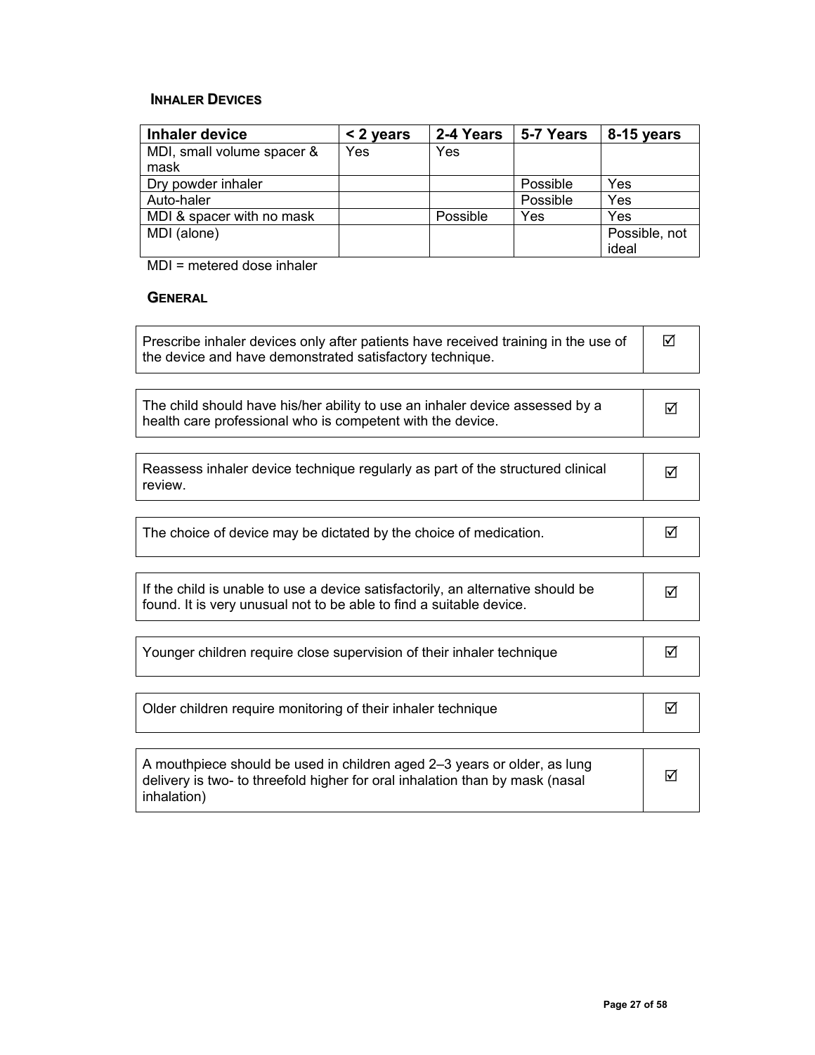### Inhaler Devices

| Inhaler device | < 2 years | 2-4 Years | 5-7 Years | 8-15 years |
|---|---|---|---|---|
| MDI, small volume spacer & mask | Yes | Yes | | |
| Dry powder inhaler | | | Possible | Yes |
| Auto-haler | | | Possible | Yes |
| MDI & spacer with no mask | | Possible | Yes | Yes |
| MDI (alone) | | | | Possible, not ideal |

MDI = metered dose inhaler

### General

| | |
|---|---|
| Prescribe inhaler devices only after patients have received training in the use of the device and have demonstrated satisfactory technique. | ☑ |

| | |
|---|---|
| The child should have his/her ability to use an inhaler device assessed by a health care professional who is competent with the device. | ☑ |

| | |
|---|---|
| Reassess inhaler device technique regularly as part of the structured clinical review. | ☑ |

| | |
|---|---|
| The choice of device may be dictated by the choice of medication. | ☑ |

| | |
|---|---|
| If the child is unable to use a device satisfactorily, an alternative should be found. It is very unusual not to be able to find a suitable device. | ☑ |

| | |
|---|---|
| Younger children require close supervision of their inhaler technique | ☑ |

| | |
|---|---|
| Older children require monitoring of their inhaler technique | ☑ |

| | |
|---|---|
| A mouthpiece should be used in children aged 2–3 years or older, as lung delivery is two- to threefold higher for oral inhalation than by mask (nasal inhalation) | ☑ |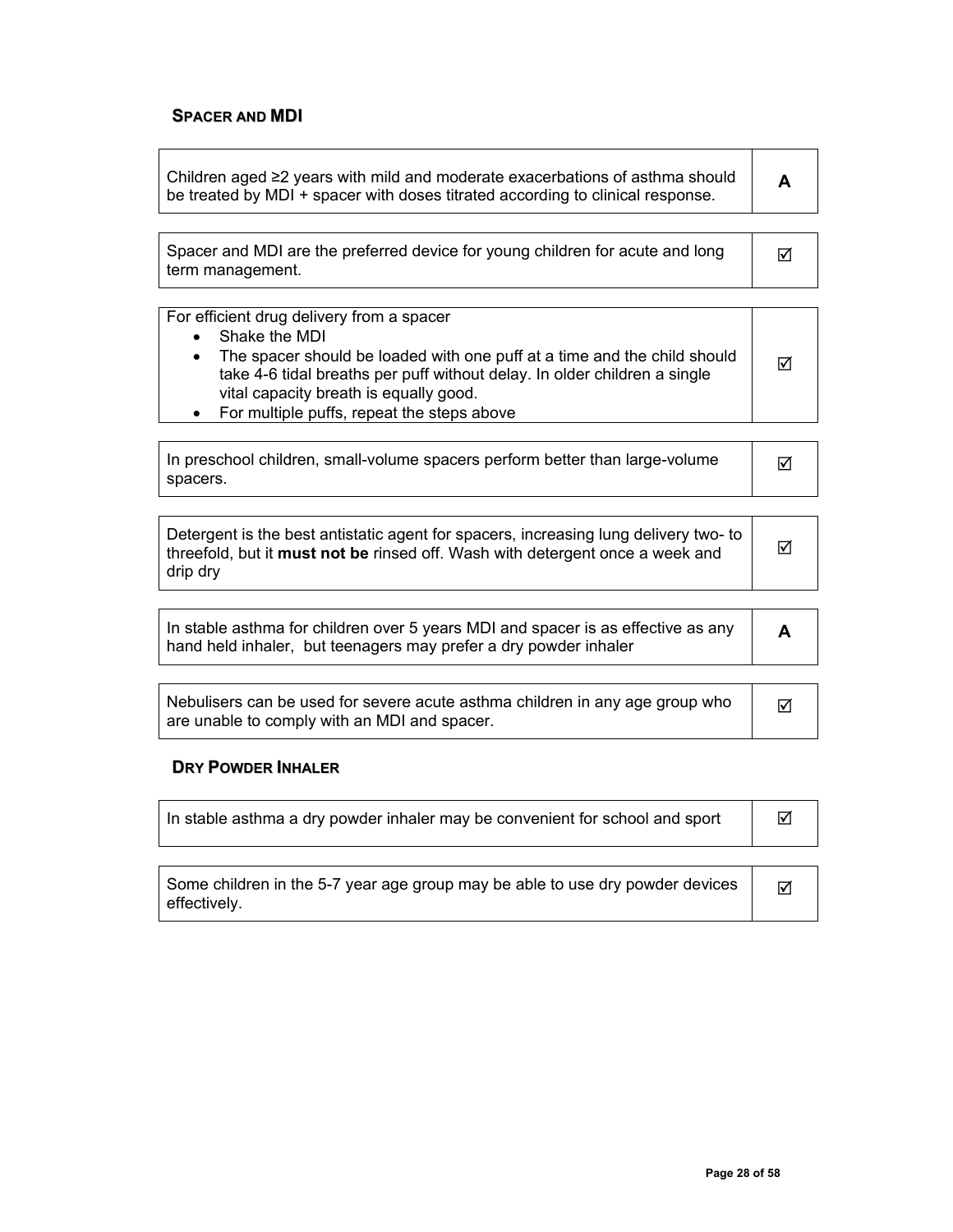### Spacer and MDI

| | |
|---|---|
| Children aged ≥2 years with mild and moderate exacerbations of asthma should be treated by MDI + spacer with doses titrated according to clinical response. | **A** |

| | |
|---|---|
| Spacer and MDI are the preferred device for young children for acute and long term management. | ☑ |

| | |
|---|---|
| For efficient drug delivery from a spacer<br>• Shake the MDI<br>• The spacer should be loaded with one puff at a time and the child should take 4-6 tidal breaths per puff without delay. In older children a single vital capacity breath is equally good.<br>• For multiple puffs, repeat the steps above | ☑ |

| | |
|---|---|
| In preschool children, small-volume spacers perform better than large-volume spacers. | ☑ |

| | |
|---|---|
| Detergent is the best antistatic agent for spacers, increasing lung delivery two- to threefold, but it **must not be** rinsed off. Wash with detergent once a week and drip dry | ☑ |

| | |
|---|---|
| In stable asthma for children over 5 years MDI and spacer is as effective as any hand held inhaler, but teenagers may prefer a dry powder inhaler | **A** |

| | |
|---|---|
| Nebulisers can be used for severe acute asthma children in any age group who are unable to comply with an MDI and spacer. | ☑ |

### Dry Powder Inhaler

| | |
|---|---|
| In stable asthma a dry powder inhaler may be convenient for school and sport | ☑ |

| | |
|---|---|
| Some children in the 5-7 year age group may be able to use dry powder devices effectively. | ☑ |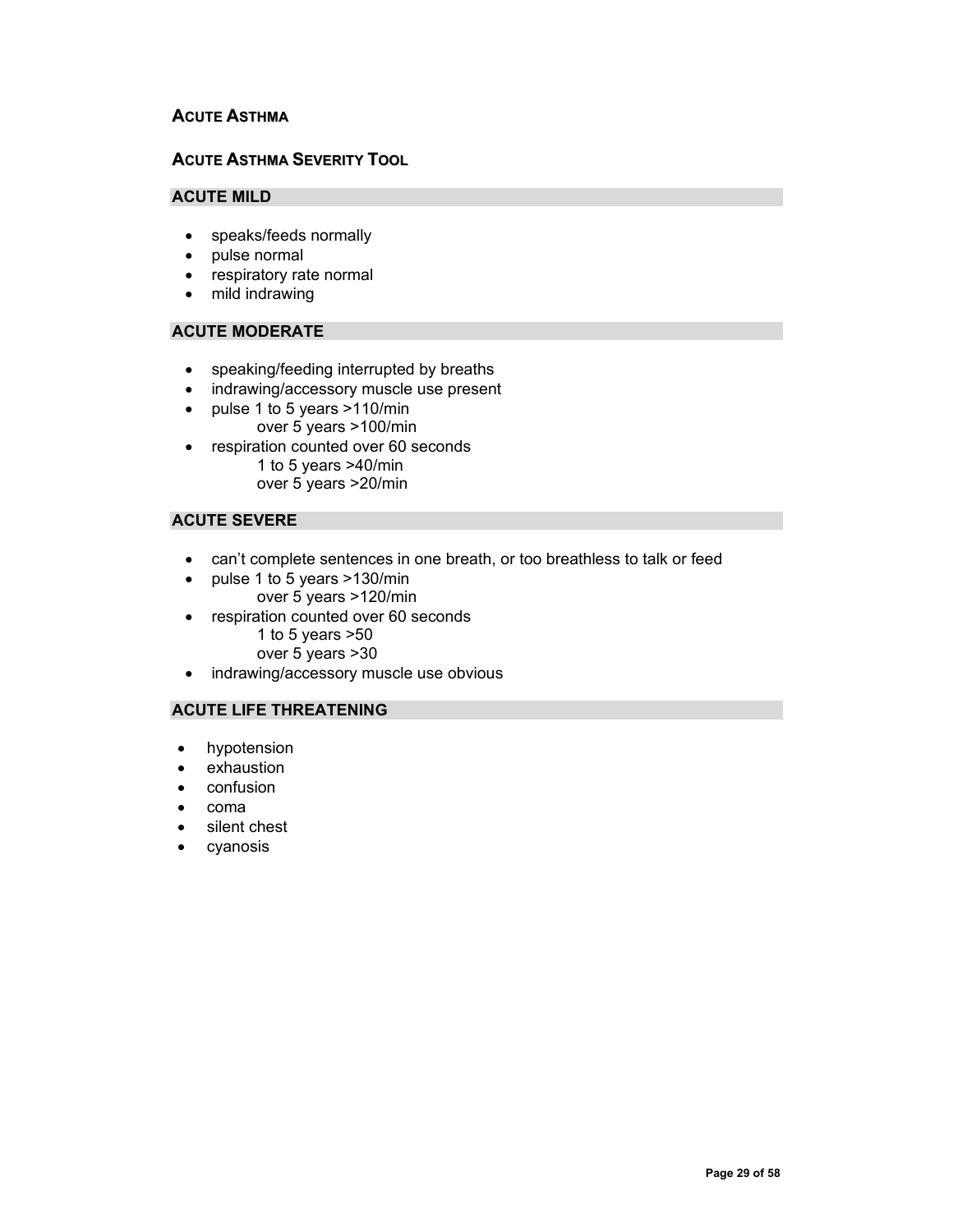## Acute Asthma

### Acute Asthma Severity Tool

**ACUTE MILD**

- speaks/feeds normally
- pulse normal
- respiratory rate normal
- mild indrawing

**ACUTE MODERATE**

- speaking/feeding interrupted by breaths
- indrawing/accessory muscle use present
- pulse 1 to 5 years >110/min
  over 5 years >100/min
- respiration counted over 60 seconds
  1 to 5 years >40/min
  over 5 years >20/min

**ACUTE SEVERE**

- can't complete sentences in one breath, or too breathless to talk or feed
- pulse 1 to 5 years >130/min
  over 5 years >120/min
- respiration counted over 60 seconds
  1 to 5 years >50
  over 5 years >30
- indrawing/accessory muscle use obvious

**ACUTE LIFE THREATENING**

- hypotension
- exhaustion
- confusion
- coma
- silent chest
- cyanosis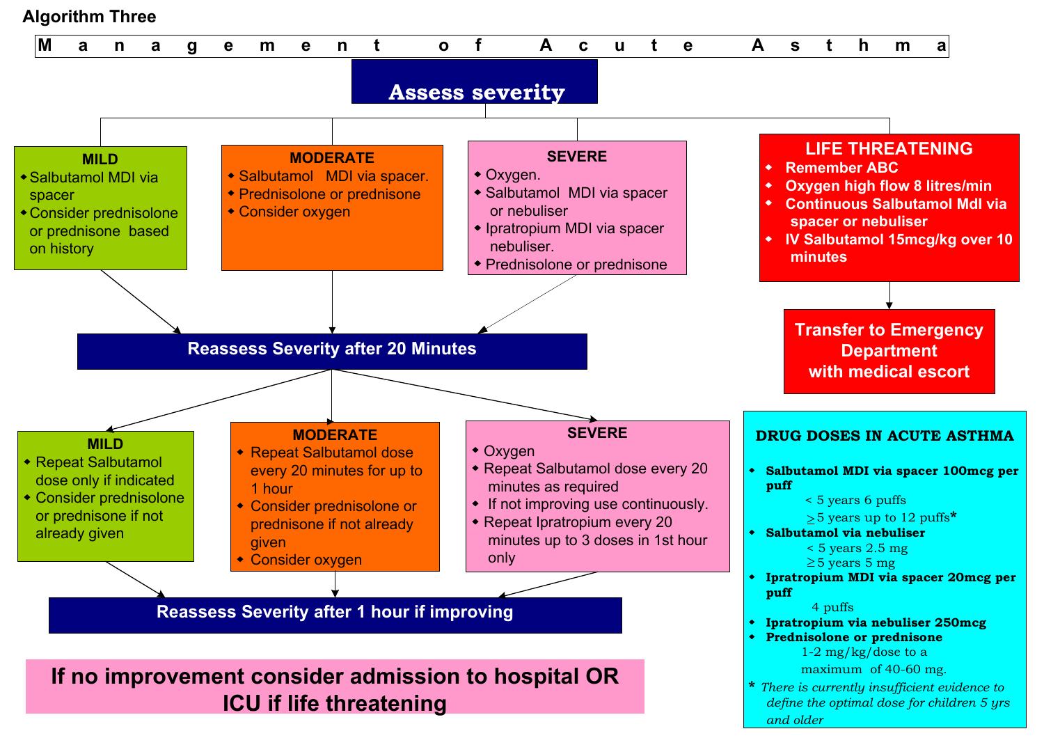Algorithm Three

# Management of Acute Asthma

## Assess severity

### MILD
- Salbutamol MDI via spacer
- Consider prednisolone or prednisone based on history

### MODERATE
- Salbutamol MDI via spacer.
- Prednisolone or prednisone
- Consider oxygen

### SEVERE
- Oxygen.
- Salbutamol MDI via spacer or nebuliser
- Ipratropium MDI via spacer nebuliser.
- Prednisolone or prednisone

### LIFE THREATENING
- **Remember ABC**
- **Oxygen high flow 8 litres/min**
- **Continuous Salbutamol MdI via spacer or nebuliser**
- **IV Salbutamol 15mcg/kg over 10 minutes**

**Transfer to Emergency Department with medical escort**

## Reassess Severity after 20 Minutes

### MILD
- Repeat Salbutamol dose only if indicated
- Consider prednisolone or prednisone if not already given

### MODERATE
- Repeat Salbutamol dose every 20 minutes for up to 1 hour
- Consider prednisolone or prednisone if not already given
- Consider oxygen

### SEVERE
- Oxygen
- Repeat Salbutamol dose every 20 minutes as required
- If not improving use continuously.
- Repeat Ipratropium every 20 minutes up to 3 doses in 1st hour only

## Reassess Severity after 1 hour if improving

**If no improvement consider admission to hospital OR ICU if life threatening**

### DRUG DOSES IN ACUTE ASTHMA

- **Salbutamol MDI via spacer 100mcg per puff**
  - < 5 years 6 puffs
  - ≥5 years up to 12 puffs*
- **Salbutamol via nebuliser**
  - < 5 years 2.5 mg
  - ≥5 years 5 mg
- **Ipratropium MDI via spacer 20mcg per puff**
  - 4 puffs
- **Ipratropium via nebuliser 250mcg**
- **Prednisolone or prednisone**
  - 1-2 mg/kg/dose to a maximum of 40-60 mg.

\* *There is currently insufficient evidence to define the optimal dose for children 5 yrs and older*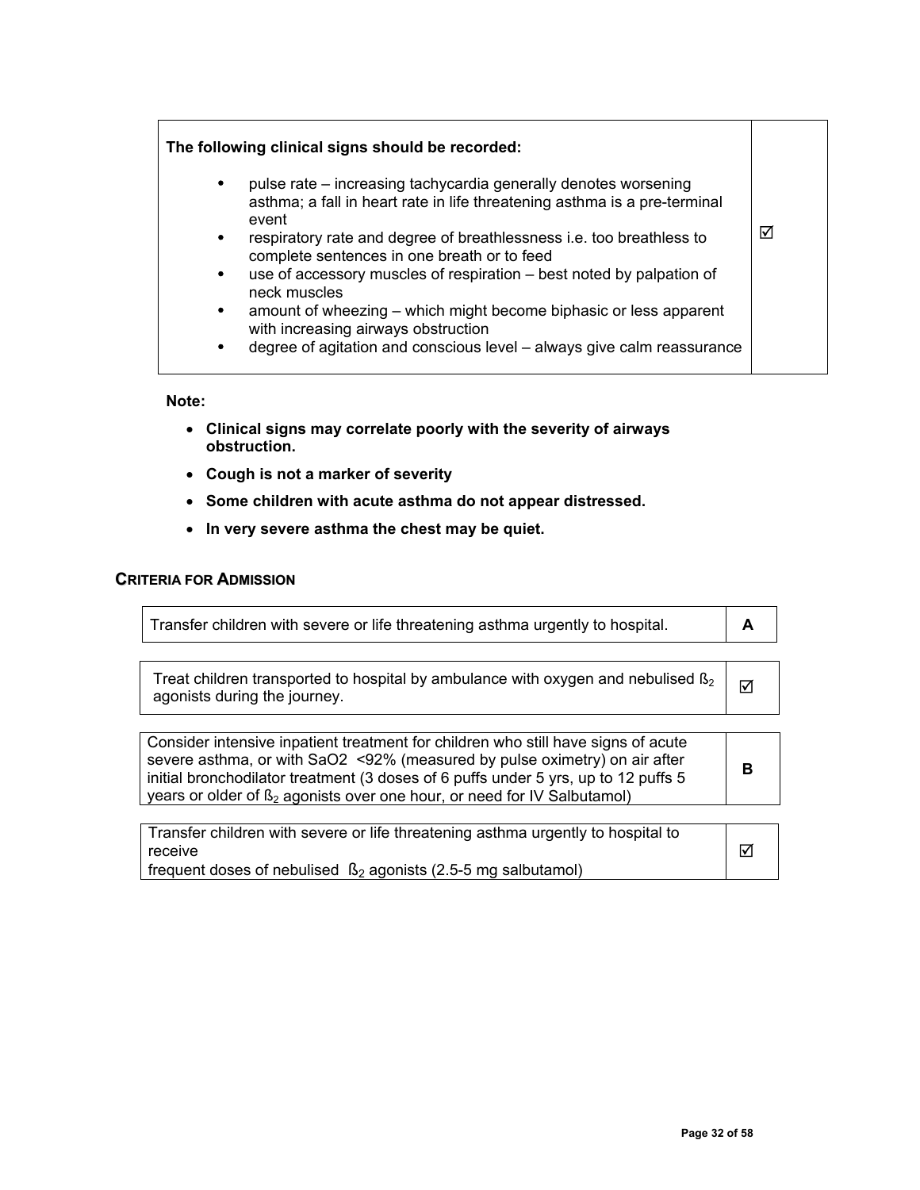| **The following clinical signs should be recorded:**<br><br>• pulse rate – increasing tachycardia generally denotes worsening asthma; a fall in heart rate in life threatening asthma is a pre-terminal event<br>• respiratory rate and degree of breathlessness i.e. too breathless to complete sentences in one breath or to feed<br>• use of accessory muscles of respiration – best noted by palpation of neck muscles<br>• amount of wheezing – which might become biphasic or less apparent with increasing airways obstruction<br>• degree of agitation and conscious level – always give calm reassurance | ☑ |
|---|---|

**Note:**

- **Clinical signs may correlate poorly with the severity of airways obstruction.**
- **Cough is not a marker of severity**
- **Some children with acute asthma do not appear distressed.**
- **In very severe asthma the chest may be quiet.**

## CRITERIA FOR ADMISSION

| Transfer children with severe or life threatening asthma urgently to hospital. | **A** |
|---|---|

| Treat children transported to hospital by ambulance with oxygen and nebulised $\beta_2$ agonists during the journey. | ☑ |
|---|---|

| Consider intensive inpatient treatment for children who still have signs of acute severe asthma, or with SaO2 <92% (measured by pulse oximetry) on air after initial bronchodilator treatment (3 doses of 6 puffs under 5 yrs, up to 12 puffs 5 years or older of $\beta_2$ agonists over one hour, or need for IV Salbutamol) | **B** |
|---|---|

| Transfer children with severe or life threatening asthma urgently to hospital to receive frequent doses of nebulised $\beta_2$ agonists (2.5-5 mg salbutamol) | ☑ |
|---|---|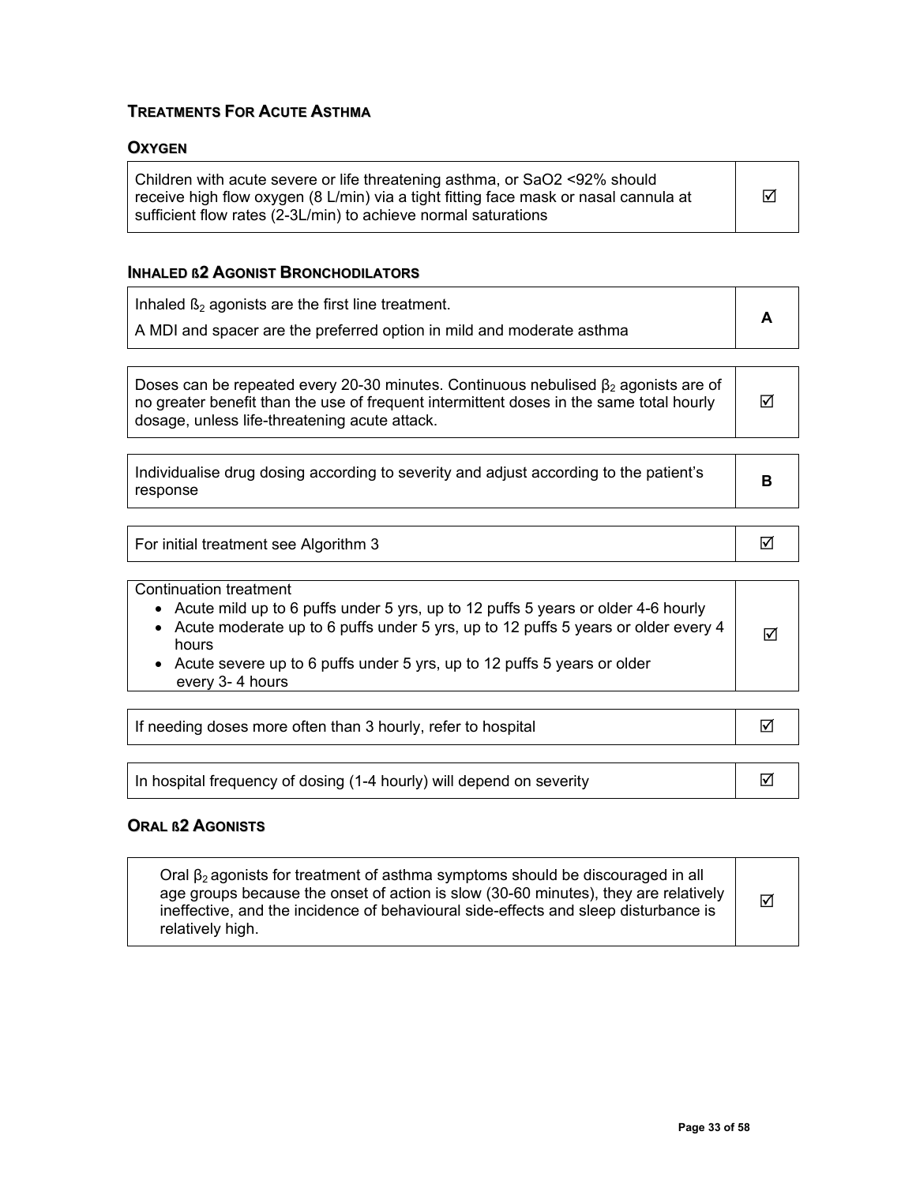## TREATMENTS FOR ACUTE ASTHMA

### OXYGEN

| | |
|---|---|
| Children with acute severe or life threatening asthma, or SaO2 <92% should receive high flow oxygen (8 L/min) via a tight fitting face mask or nasal cannula at sufficient flow rates (2-3L/min) to achieve normal saturations | ☑ |

### INHALED ß2 AGONIST BRONCHODILATORS

| | |
|---|---|
| Inhaled $ß_2$ agonists are the first line treatment.<br>A MDI and spacer are the preferred option in mild and moderate asthma | **A** |

| | |
|---|---|
| Doses can be repeated every 20-30 minutes. Continuous nebulised $\beta_2$ agonists are of no greater benefit than the use of frequent intermittent doses in the same total hourly dosage, unless life-threatening acute attack. | ☑ |

| | |
|---|---|
| Individualise drug dosing according to severity and adjust according to the patient's response | **B** |

| | |
|---|---|
| For initial treatment see Algorithm 3 | ☑ |

| | |
|---|---|
| Continuation treatment<br>• Acute mild up to 6 puffs under 5 yrs, up to 12 puffs 5 years or older 4-6 hourly<br>• Acute moderate up to 6 puffs under 5 yrs, up to 12 puffs 5 years or older every 4 hours<br>• Acute severe up to 6 puffs under 5 yrs, up to 12 puffs 5 years or older every 3- 4 hours | ☑ |

| | |
|---|---|
| If needing doses more often than 3 hourly, refer to hospital | ☑ |

| | |
|---|---|
| In hospital frequency of dosing (1-4 hourly) will depend on severity | ☑ |

### ORAL ß2 AGONISTS

| | |
|---|---|
| Oral $\beta_2$ agonists for treatment of asthma symptoms should be discouraged in all age groups because the onset of action is slow (30-60 minutes), they are relatively ineffective, and the incidence of behavioural side-effects and sleep disturbance is relatively high. | ☑ |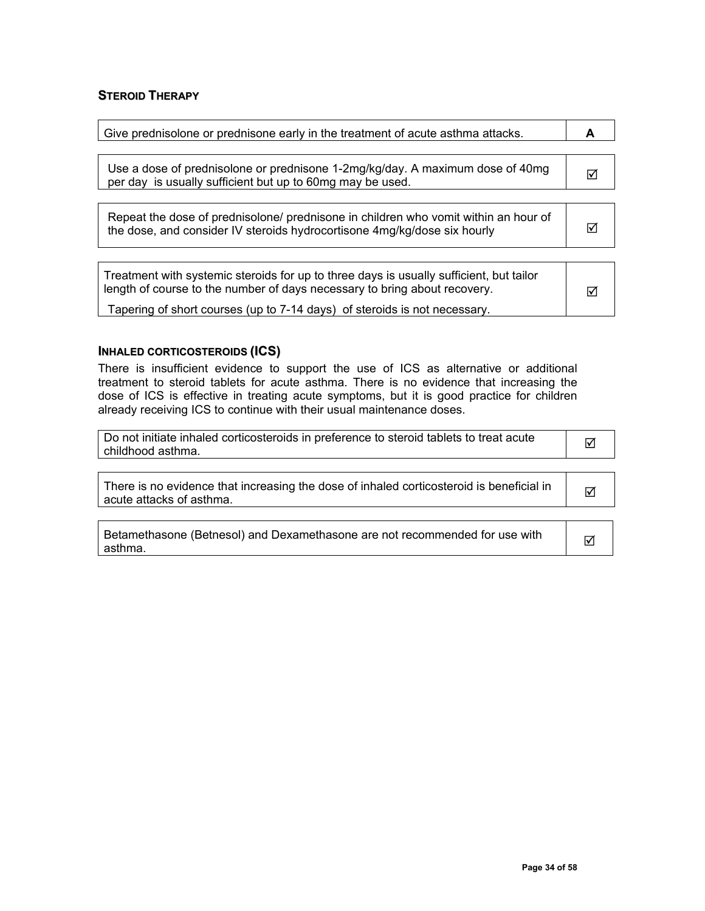## STEROID THERAPY

| Give prednisolone or prednisone early in the treatment of acute asthma attacks. | **A** |
|---|---|

| Use a dose of prednisolone or prednisone 1-2mg/kg/day. A maximum dose of 40mg per day is usually sufficient but up to 60mg may be used. | ☑ |
|---|---|

| Repeat the dose of prednisolone/ prednisone in children who vomit within an hour of the dose, and consider IV steroids hydrocortisone 4mg/kg/dose six hourly | ☑ |
|---|---|

| Treatment with systemic steroids for up to three days is usually sufficient, but tailor length of course to the number of days necessary to bring about recovery. Tapering of short courses (up to 7-14 days) of steroids is not necessary. | ☑ |
|---|---|

## INHALED CORTICOSTEROIDS (ICS)

There is insufficient evidence to support the use of ICS as alternative or additional treatment to steroid tablets for acute asthma. There is no evidence that increasing the dose of ICS is effective in treating acute symptoms, but it is good practice for children already receiving ICS to continue with their usual maintenance doses.

| Do not initiate inhaled corticosteroids in preference to steroid tablets to treat acute childhood asthma. | ☑ |
|---|---|

| There is no evidence that increasing the dose of inhaled corticosteroid is beneficial in acute attacks of asthma. | ☑ |
|---|---|

| Betamethasone (Betnesol) and Dexamethasone are not recommended for use with asthma. | ☑ |
|---|---|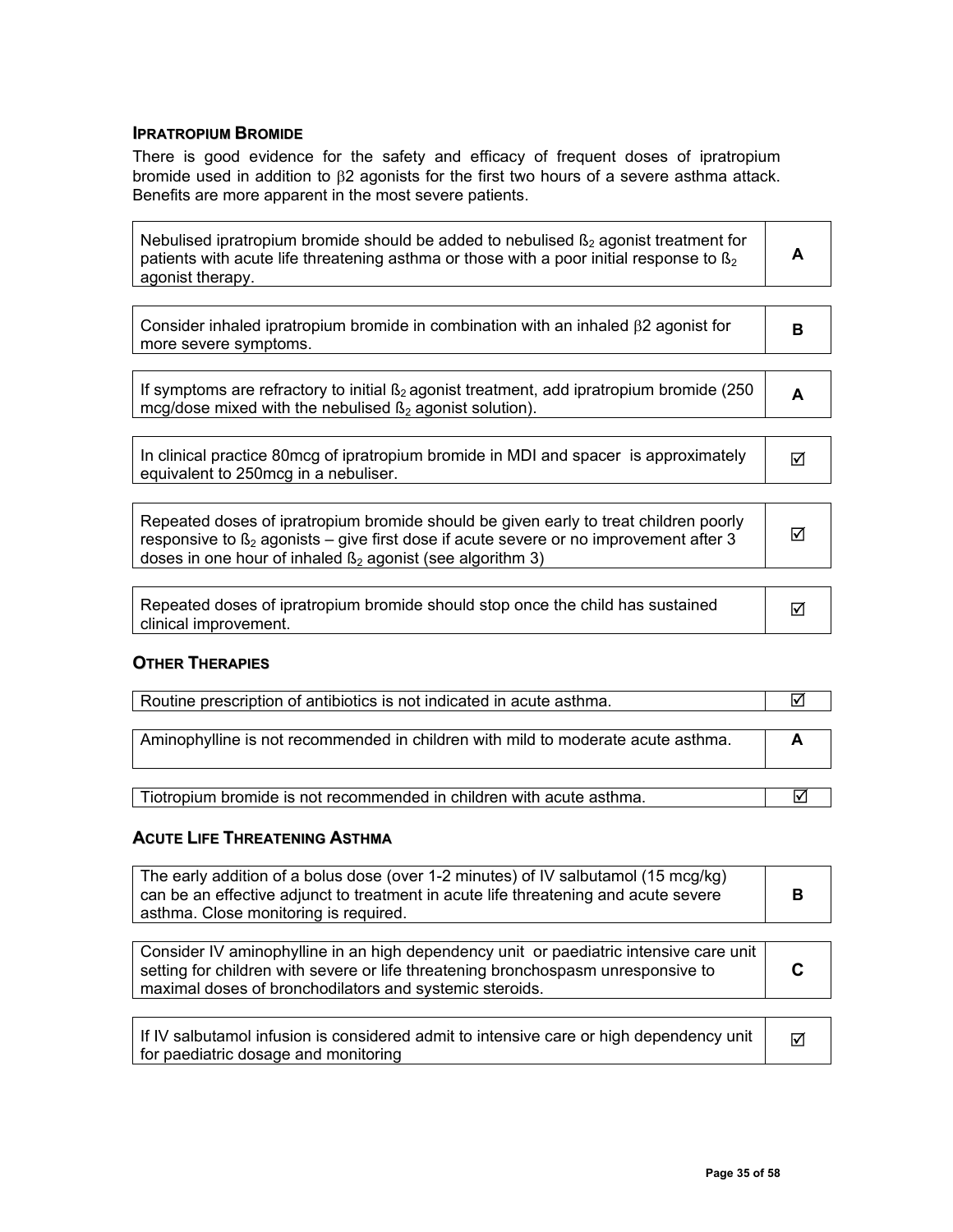### IPRATROPIUM BROMIDE

There is good evidence for the safety and efficacy of frequent doses of ipratropium bromide used in addition to $\beta 2$ agonists for the first two hours of a severe asthma attack. Benefits are more apparent in the most severe patients.

| Recommendation | Grade |
|---|---|
| Nebulised ipratropium bromide should be added to nebulised $ß_2$ agonist treatment for patients with acute life threatening asthma or those with a poor initial response to $ß_2$ agonist therapy. | **A** |
| Consider inhaled ipratropium bromide in combination with an inhaled $\beta 2$ agonist for more severe symptoms. | **B** |
| If symptoms are refractory to initial $ß_2$ agonist treatment, add ipratropium bromide (250 mcg/dose mixed with the nebulised $ß_2$ agonist solution). | **A** |
| In clinical practice 80mcg of ipratropium bromide in MDI and spacer is approximately equivalent to 250mcg in a nebuliser. | ☑ |
| Repeated doses of ipratropium bromide should be given early to treat children poorly responsive to $ß_2$ agonists – give first dose if acute severe or no improvement after 3 doses in one hour of inhaled $ß_2$ agonist (see algorithm 3) | ☑ |
| Repeated doses of ipratropium bromide should stop once the child has sustained clinical improvement. | ☑ |

### OTHER THERAPIES

| Recommendation | Grade |
|---|---|
| Routine prescription of antibiotics is not indicated in acute asthma. | ☑ |
| Aminophylline is not recommended in children with mild to moderate acute asthma. | **A** |
| Tiotropium bromide is not recommended in children with acute asthma. | ☑ |

### ACUTE LIFE THREATENING ASTHMA

| Recommendation | Grade |
|---|---|
| The early addition of a bolus dose (over 1-2 minutes) of IV salbutamol (15 mcg/kg) can be an effective adjunct to treatment in acute life threatening and acute severe asthma. Close monitoring is required. | **B** |
| Consider IV aminophylline in an high dependency unit or paediatric intensive care unit setting for children with severe or life threatening bronchospasm unresponsive to maximal doses of bronchodilators and systemic steroids. | **C** |
| If IV salbutamol infusion is considered admit to intensive care or high dependency unit for paediatric dosage and monitoring | ☑ |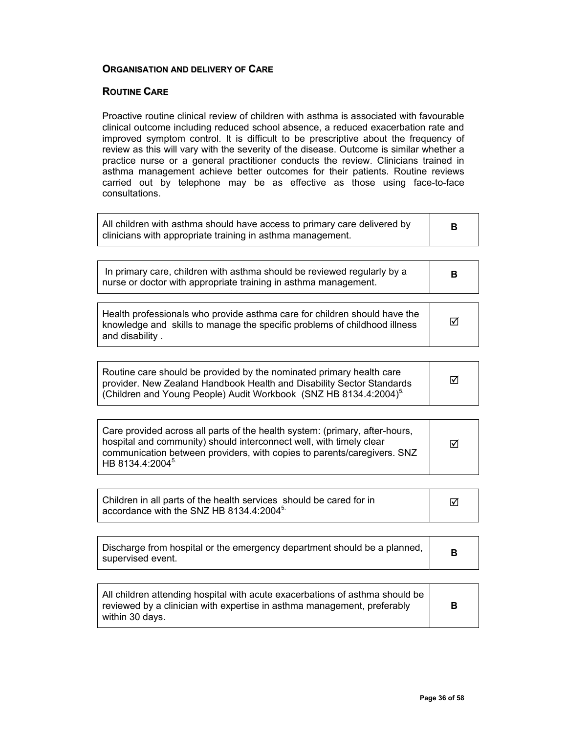## Organisation and delivery of Care

### Routine Care

Proactive routine clinical review of children with asthma is associated with favourable clinical outcome including reduced school absence, a reduced exacerbation rate and improved symptom control. It is difficult to be prescriptive about the frequency of review as this will vary with the severity of the disease. Outcome is similar whether a practice nurse or a general practitioner conducts the review. Clinicians trained in asthma management achieve better outcomes for their patients. Routine reviews carried out by telephone may be as effective as those using face-to-face consultations.

| | |
|---|---|
| All children with asthma should have access to primary care delivered by clinicians with appropriate training in asthma management. | **B** |

| | |
|---|---|
| In primary care, children with asthma should be reviewed regularly by a nurse or doctor with appropriate training in asthma management. | **B** |

| | |
|---|---|
| Health professionals who provide asthma care for children should have the knowledge and skills to manage the specific problems of childhood illness and disability . | ☑ |

| | |
|---|---|
| Routine care should be provided by the nominated primary health care provider. New Zealand Handbook Health and Disability Sector Standards (Children and Young People) Audit Workbook (SNZ HB 8134.4:2004)[5.] | ☑ |

| | |
|---|---|
| Care provided across all parts of the health system: (primary, after-hours, hospital and community) should interconnect well, with timely clear communication between providers, with copies to parents/caregivers. SNZ HB 8134.4:2004[5.] | ☑ |

| | |
|---|---|
| Children in all parts of the health services should be cared for in accordance with the SNZ HB 8134.4:2004[5.] | ☑ |

| | |
|---|---|
| Discharge from hospital or the emergency department should be a planned, supervised event. | **B** |

| | |
|---|---|
| All children attending hospital with acute exacerbations of asthma should be reviewed by a clinician with expertise in asthma management, preferably within 30 days. | **B** |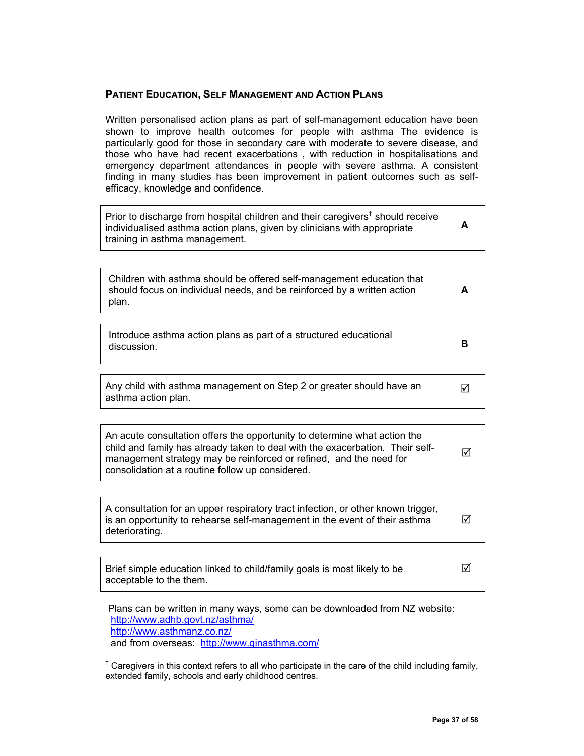## Patient Education, Self Management and Action Plans

Written personalised action plans as part of self-management education have been shown to improve health outcomes for people with asthma The evidence is particularly good for those in secondary care with moderate to severe disease, and those who have had recent exacerbations , with reduction in hospitalisations and emergency department attendances in people with severe asthma. A consistent finding in many studies has been improvement in patient outcomes such as self-efficacy, knowledge and confidence.

| Recommendation | Grade |
|---|---|
| Prior to discharge from hospital children and their caregivers[‡] should receive individualised asthma action plans, given by clinicians with appropriate training in asthma management. | **A** |
| Children with asthma should be offered self-management education that should focus on individual needs, and be reinforced by a written action plan. | **A** |
| Introduce asthma action plans as part of a structured educational discussion. | **B** |
| Any child with asthma management on Step 2 or greater should have an asthma action plan. | ☑ |
| An acute consultation offers the opportunity to determine what action the child and family has already taken to deal with the exacerbation. Their self-management strategy may be reinforced or refined, and the need for consolidation at a routine follow up considered. | ☑ |
| A consultation for an upper respiratory tract infection, or other known trigger, is an opportunity to rehearse self-management in the event of their asthma deteriorating. | ☑ |
| Brief simple education linked to child/family goals is most likely to be acceptable to the them. | ☑ |

Plans can be written in many ways, some can be downloaded from NZ website:
http://www.adhb.govt.nz/asthma/
http://www.asthmanz.co.nz/
and from overseas: http://www.ginasthma.com/

[‡] Caregivers in this context refers to all who participate in the care of the child including family, extended family, schools and early childhood centres.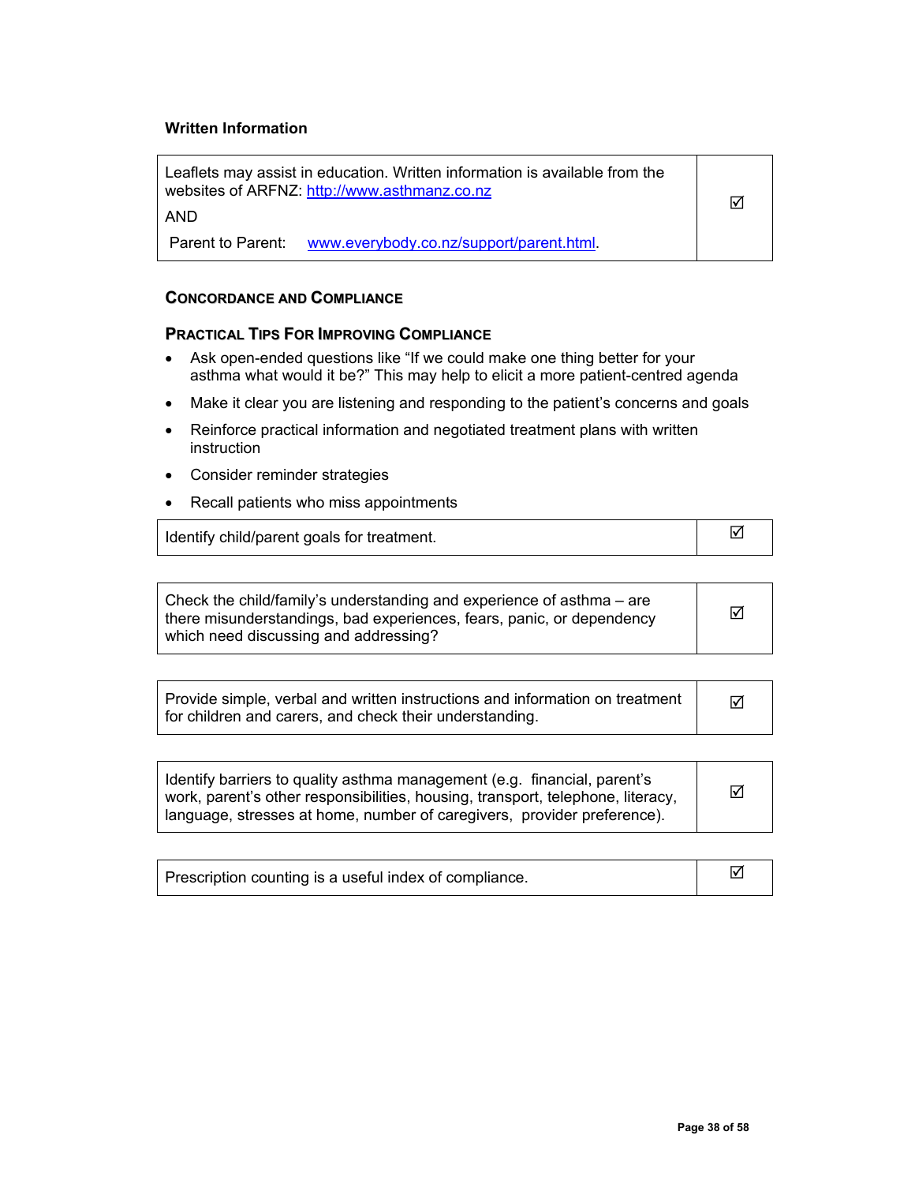### Written Information

| | |
|---|---|
| Leaflets may assist in education. Written information is available from the websites of ARFNZ: http://www.asthmanz.co.nz<br>AND<br>Parent to Parent: www.everybody.co.nz/support/parent.html. | ☑ |

### Concordance and Compliance

### Practical Tips For Improving Compliance

- Ask open-ended questions like "If we could make one thing better for your asthma what would it be?" This may help to elicit a more patient-centred agenda
- Make it clear you are listening and responding to the patient's concerns and goals
- Reinforce practical information and negotiated treatment plans with written instruction
- Consider reminder strategies
- Recall patients who miss appointments

| | |
|---|---|
| Identify child/parent goals for treatment. | ☑ |

| | |
|---|---|
| Check the child/family's understanding and experience of asthma – are there misunderstandings, bad experiences, fears, panic, or dependency which need discussing and addressing? | ☑ |

| | |
|---|---|
| Provide simple, verbal and written instructions and information on treatment for children and carers, and check their understanding. | ☑ |

| | |
|---|---|
| Identify barriers to quality asthma management (e.g. financial, parent's work, parent's other responsibilities, housing, transport, telephone, literacy, language, stresses at home, number of caregivers, provider preference). | ☑ |

| | |
|---|---|
| Prescription counting is a useful index of compliance. | ☑ |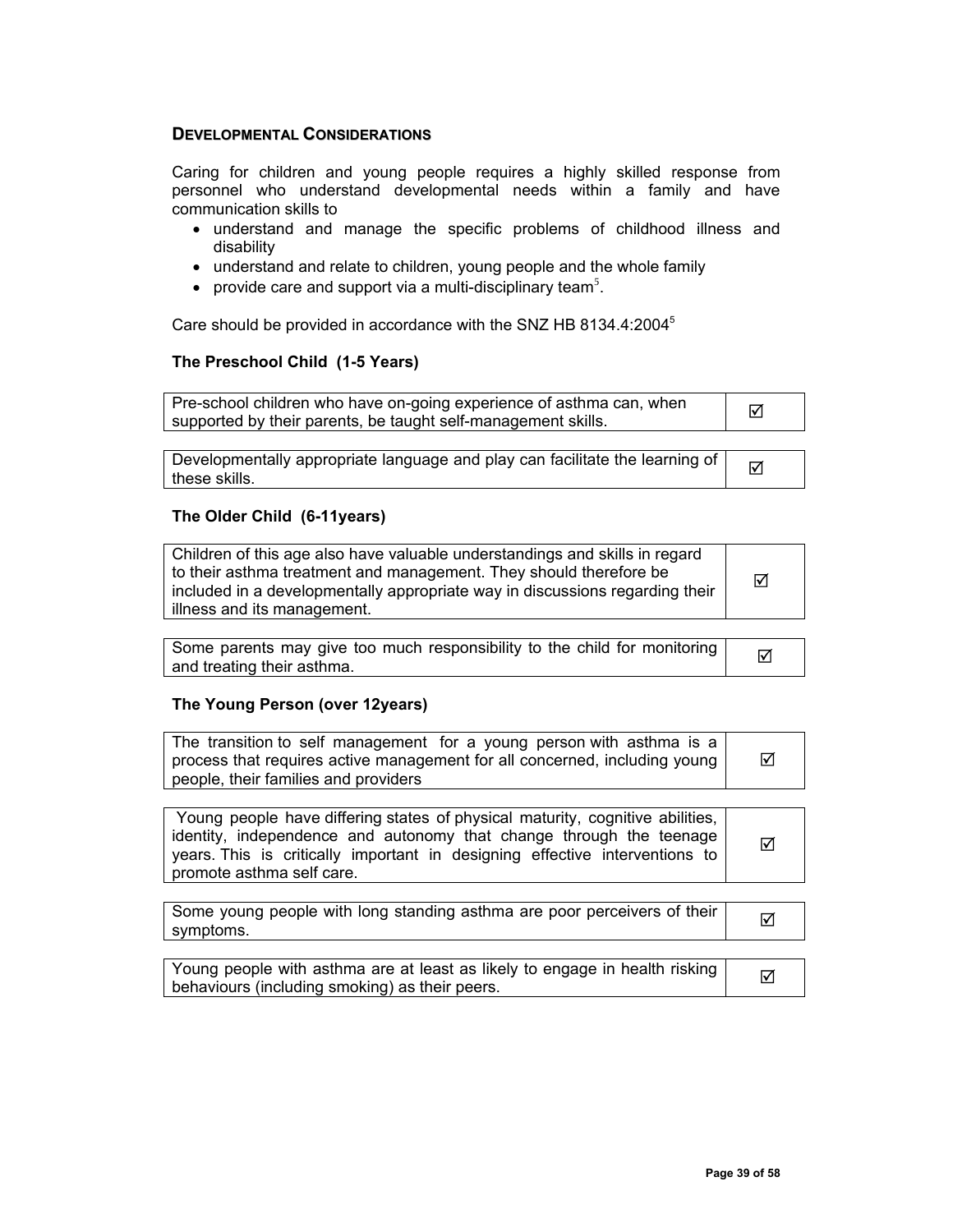## DEVELOPMENTAL CONSIDERATIONS

Caring for children and young people requires a highly skilled response from personnel who understand developmental needs within a family and have communication skills to

- understand and manage the specific problems of childhood illness and disability
- understand and relate to children, young people and the whole family
- provide care and support via a multi-disciplinary team[5].

Care should be provided in accordance with the SNZ HB 8134.4:2004[5]

### The Preschool Child (1-5 Years)

| Pre-school children who have on-going experience of asthma can, when supported by their parents, be taught self-management skills. | ☑ |
|---|---|

| Developmentally appropriate language and play can facilitate the learning of these skills. | ☑ |
|---|---|

### The Older Child (6-11years)

| Children of this age also have valuable understandings and skills in regard to their asthma treatment and management. They should therefore be included in a developmentally appropriate way in discussions regarding their illness and its management. | ☑ |
|---|---|

| Some parents may give too much responsibility to the child for monitoring and treating their asthma. | ☑ |
|---|---|

### The Young Person (over 12years)

| The transition to self management for a young person with asthma is a process that requires active management for all concerned, including young people, their families and providers | ☑ |
|---|---|

| Young people have differing states of physical maturity, cognitive abilities, identity, independence and autonomy that change through the teenage years. This is critically important in designing effective interventions to promote asthma self care. | ☑ |
|---|---|

| Some young people with long standing asthma are poor perceivers of their symptoms. | ☑ |
|---|---|

| Young people with asthma are at least as likely to engage in health risking behaviours (including smoking) as their peers. | ☑ |
|---|---|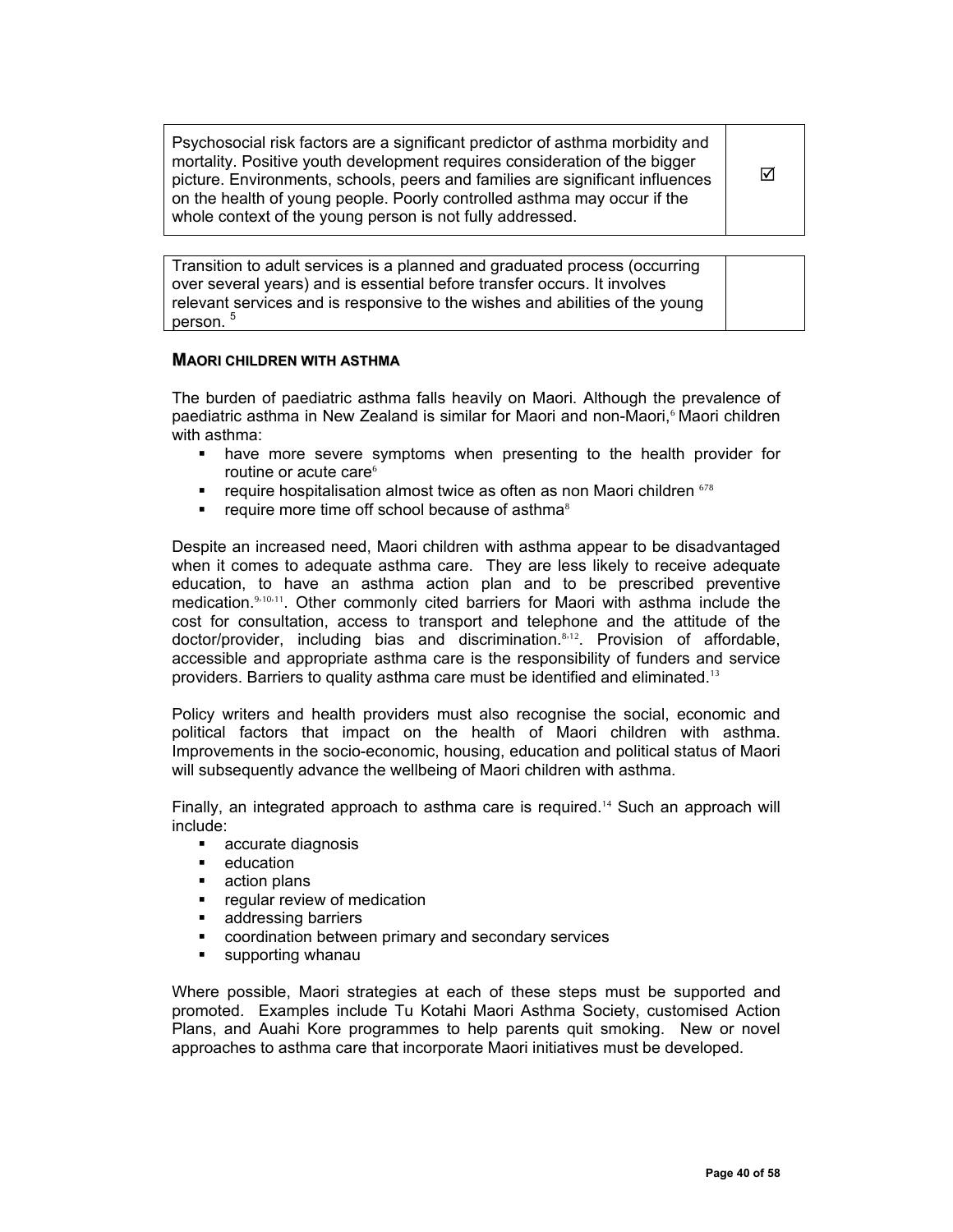| Psychosocial risk factors are a significant predictor of asthma morbidity and mortality. Positive youth development requires consideration of the bigger picture. Environments, schools, peers and families are significant influences on the health of young people. Poorly controlled asthma may occur if the whole context of the young person is not fully addressed. | ☑ |
| --- | --- |

| Transition to adult services is a planned and graduated process (occurring over several years) and is essential before transfer occurs. It involves relevant services and is responsive to the wishes and abilities of the young person. [5] | |
| --- | --- |

### MAORI CHILDREN WITH ASTHMA

The burden of paediatric asthma falls heavily on Maori. Although the prevalence of paediatric asthma in New Zealand is similar for Maori and non-Maori,[6] Maori children with asthma:

- have more severe symptoms when presenting to the health provider for routine or acute care[6]
- require hospitalisation almost twice as often as non Maori children [6,7,8]
- require more time off school because of asthma[8]

Despite an increased need, Maori children with asthma appear to be disadvantaged when it comes to adequate asthma care. They are less likely to receive adequate education, to have an asthma action plan and to be prescribed preventive medication.[9,10,11]. Other commonly cited barriers for Maori with asthma include the cost for consultation, access to transport and telephone and the attitude of the doctor/provider, including bias and discrimination.[8,12]. Provision of affordable, accessible and appropriate asthma care is the responsibility of funders and service providers. Barriers to quality asthma care must be identified and eliminated.[13]

Policy writers and health providers must also recognise the social, economic and political factors that impact on the health of Maori children with asthma. Improvements in the socio-economic, housing, education and political status of Maori will subsequently advance the wellbeing of Maori children with asthma.

Finally, an integrated approach to asthma care is required.[14] Such an approach will include:

- accurate diagnosis
- education
- action plans
- regular review of medication
- addressing barriers
- coordination between primary and secondary services
- supporting whanau

Where possible, Maori strategies at each of these steps must be supported and promoted. Examples include Tu Kotahi Maori Asthma Society, customised Action Plans, and Auahi Kore programmes to help parents quit smoking. New or novel approaches to asthma care that incorporate Maori initiatives must be developed.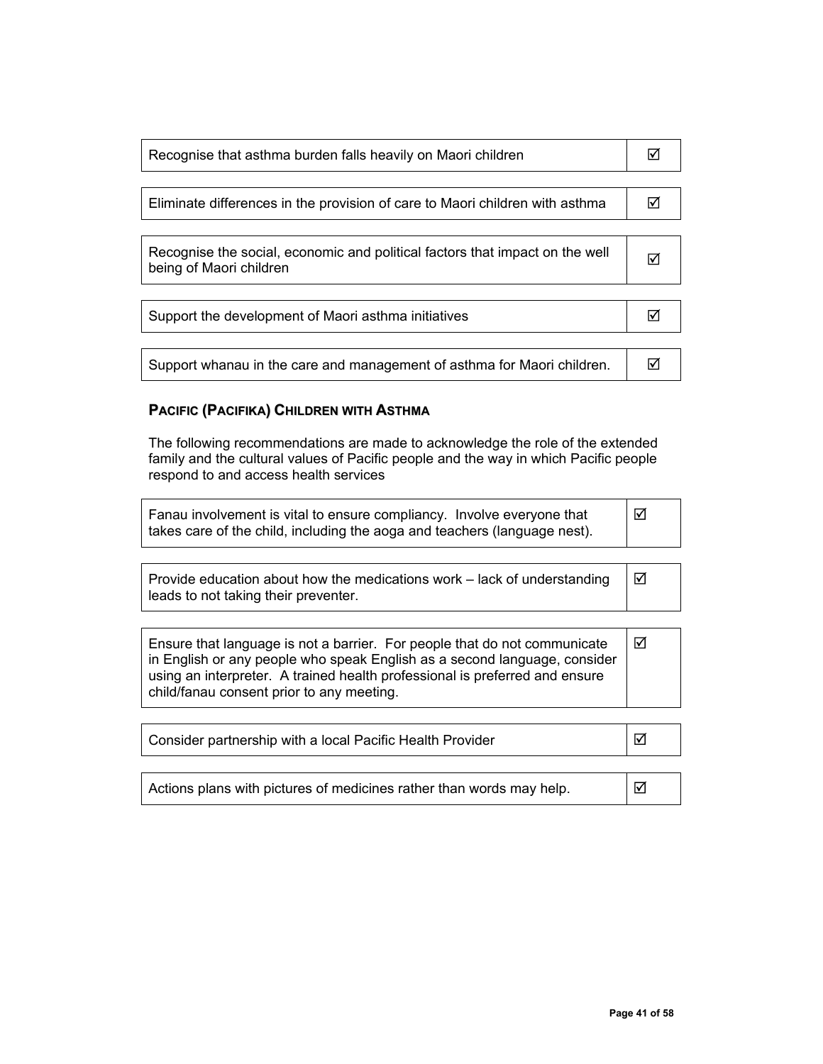| | |
|---|---|
| Recognise that asthma burden falls heavily on Maori children | ☑ |

| | |
|---|---|
| Eliminate differences in the provision of care to Maori children with asthma | ☑ |

| | |
|---|---|
| Recognise the social, economic and political factors that impact on the well being of Maori children | ☑ |

| | |
|---|---|
| Support the development of Maori asthma initiatives | ☑ |

| | |
|---|---|
| Support whanau in the care and management of asthma for Maori children. | ☑ |

### PACIFIC (PACIFIKA) CHILDREN WITH ASTHMA

The following recommendations are made to acknowledge the role of the extended family and the cultural values of Pacific people and the way in which Pacific people respond to and access health services

| | |
|---|---|
| Fanau involvement is vital to ensure compliancy. Involve everyone that takes care of the child, including the aoga and teachers (language nest). | ☑ |

| | |
|---|---|
| Provide education about how the medications work – lack of understanding leads to not taking their preventer. | ☑ |

| | |
|---|---|
| Ensure that language is not a barrier. For people that do not communicate in English or any people who speak English as a second language, consider using an interpreter. A trained health professional is preferred and ensure child/fanau consent prior to any meeting. | ☑ |

| | |
|---|---|
| Consider partnership with a local Pacific Health Provider | ☑ |

| | |
|---|---|
| Actions plans with pictures of medicines rather than words may help. | ☑ |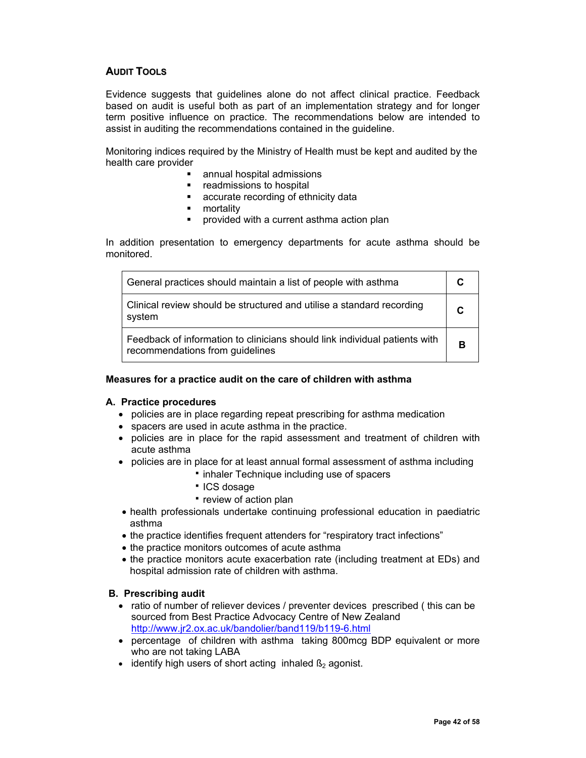## AUDIT TOOLS

Evidence suggests that guidelines alone do not affect clinical practice. Feedback based on audit is useful both as part of an implementation strategy and for longer term positive influence on practice. The recommendations below are intended to assist in auditing the recommendations contained in the guideline.

Monitoring indices required by the Ministry of Health must be kept and audited by the health care provider

- annual hospital admissions
- readmissions to hospital
- accurate recording of ethnicity data
- mortality
- provided with a current asthma action plan

In addition presentation to emergency departments for acute asthma should be monitored.

| | |
|---|---|
| General practices should maintain a list of people with asthma | **C** |
| Clinical review should be structured and utilise a standard recording system | **C** |
| Feedback of information to clinicians should link individual patients with recommendations from guidelines | **B** |

**Measures for a practice audit on the care of children with asthma**

**A. Practice procedures**

- policies are in place regarding repeat prescribing for asthma medication
- spacers are used in acute asthma in the practice.
- policies are in place for the rapid assessment and treatment of children with acute asthma
- policies are in place for at least annual formal assessment of asthma including
  - inhaler Technique including use of spacers
  - ICS dosage
  - review of action plan
- health professionals undertake continuing professional education in paediatric asthma
- the practice identifies frequent attenders for "respiratory tract infections"
- the practice monitors outcomes of acute asthma
- the practice monitors acute exacerbation rate (including treatment at EDs) and hospital admission rate of children with asthma.

**B. Prescribing audit**

- ratio of number of reliever devices / preventer devices prescribed ( this can be sourced from Best Practice Advocacy Centre of New Zealand http://www.jr2.ox.ac.uk/bandolier/band119/b119-6.html
- percentage of children with asthma taking 800mcg BDP equivalent or more who are not taking LABA
- identify high users of short acting inhaled $ß_2$ agonist.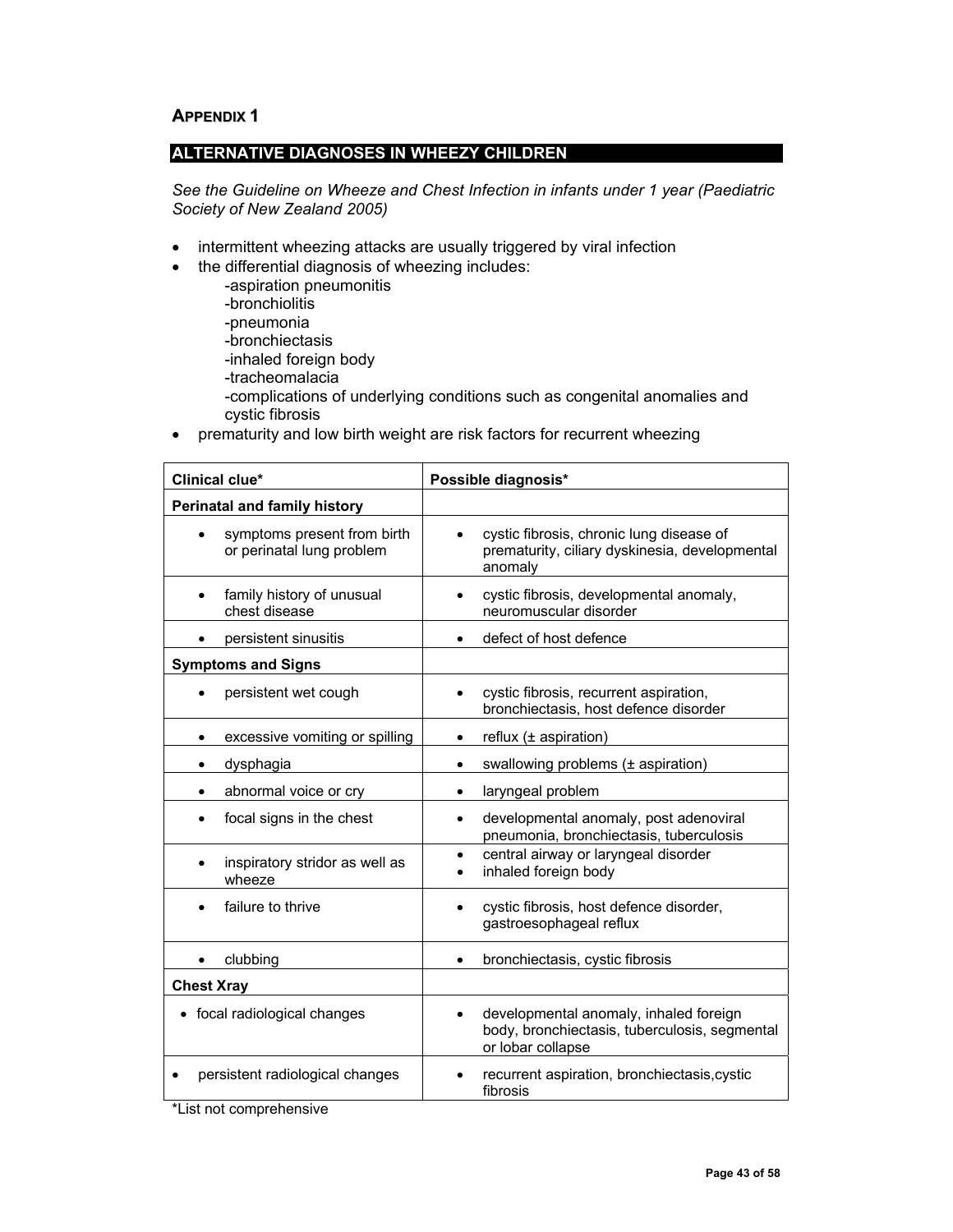## APPENDIX 1

## ALTERNATIVE DIAGNOSES IN WHEEZY CHILDREN

*See the Guideline on Wheeze and Chest Infection in infants under 1 year (Paediatric Society of New Zealand 2005)*

- intermittent wheezing attacks are usually triggered by viral infection
- the differential diagnosis of wheezing includes:
  - -aspiration pneumonitis
  - -bronchiolitis
  - -pneumonia
  - -bronchiectasis
  - -inhaled foreign body
  - -tracheomalacia
  - -complications of underlying conditions such as congenital anomalies and cystic fibrosis
- prematurity and low birth weight are risk factors for recurrent wheezing

| Clinical clue* | Possible diagnosis* |
|---|---|
| **Perinatal and family history** | |
| • symptoms present from birth or perinatal lung problem | • cystic fibrosis, chronic lung disease of prematurity, ciliary dyskinesia, developmental anomaly |
| • family history of unusual chest disease | • cystic fibrosis, developmental anomaly, neuromuscular disorder |
| • persistent sinusitis | • defect of host defence |
| **Symptoms and Signs** | |
| • persistent wet cough | • cystic fibrosis, recurrent aspiration, bronchiectasis, host defence disorder |
| • excessive vomiting or spilling | • reflux (± aspiration) |
| • dysphagia | • swallowing problems (± aspiration) |
| • abnormal voice or cry | • laryngeal problem |
| • focal signs in the chest | • developmental anomaly, post adenoviral pneumonia, bronchiectasis, tuberculosis |
| • inspiratory stridor as well as wheeze | • central airway or laryngeal disorder<br>• inhaled foreign body |
| • failure to thrive | • cystic fibrosis, host defence disorder, gastroesophageal reflux |
| • clubbing | • bronchiectasis, cystic fibrosis |
| **Chest Xray** | |
| • focal radiological changes | • developmental anomaly, inhaled foreign body, bronchiectasis, tuberculosis, segmental or lobar collapse |
| • persistent radiological changes | • recurrent aspiration, bronchiectasis,cystic fibrosis |

*List not comprehensive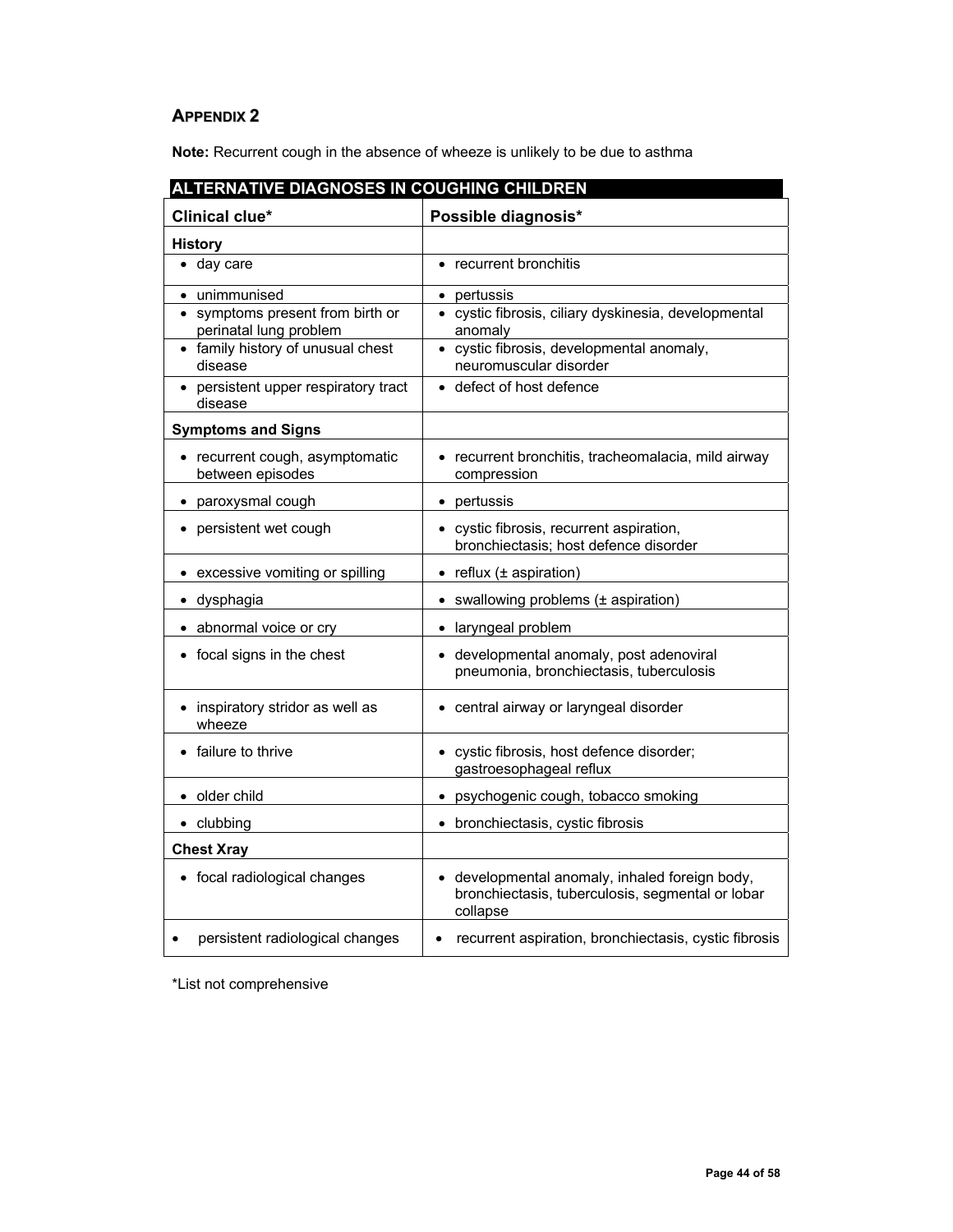## APPENDIX 2

**Note:** Recurrent cough in the absence of wheeze is unlikely to be due to asthma

| ALTERNATIVE DIAGNOSES IN COUGHING CHILDREN | |
|---|---|
| **Clinical clue*** | **Possible diagnosis*** |
| **History** | |
| • day care | • recurrent bronchitis |
| • unimmunised | • pertussis |
| • symptoms present from birth or perinatal lung problem | • cystic fibrosis, ciliary dyskinesia, developmental anomaly |
| • family history of unusual chest disease | • cystic fibrosis, developmental anomaly, neuromuscular disorder |
| • persistent upper respiratory tract disease | • defect of host defence |
| **Symptoms and Signs** | |
| • recurrent cough, asymptomatic between episodes | • recurrent bronchitis, tracheomalacia, mild airway compression |
| • paroxysmal cough | • pertussis |
| • persistent wet cough | • cystic fibrosis, recurrent aspiration, bronchiectasis; host defence disorder |
| • excessive vomiting or spilling | • reflux (± aspiration) |
| • dysphagia | • swallowing problems (± aspiration) |
| • abnormal voice or cry | • laryngeal problem |
| • focal signs in the chest | • developmental anomaly, post adenoviral pneumonia, bronchiectasis, tuberculosis |
| • inspiratory stridor as well as wheeze | • central airway or laryngeal disorder |
| • failure to thrive | • cystic fibrosis, host defence disorder; gastroesophageal reflux |
| • older child | • psychogenic cough, tobacco smoking |
| • clubbing | • bronchiectasis, cystic fibrosis |
| **Chest Xray** | |
| • focal radiological changes | • developmental anomaly, inhaled foreign body, bronchiectasis, tuberculosis, segmental or lobar collapse |
| • persistent radiological changes | • recurrent aspiration, bronchiectasis, cystic fibrosis |

*List not comprehensive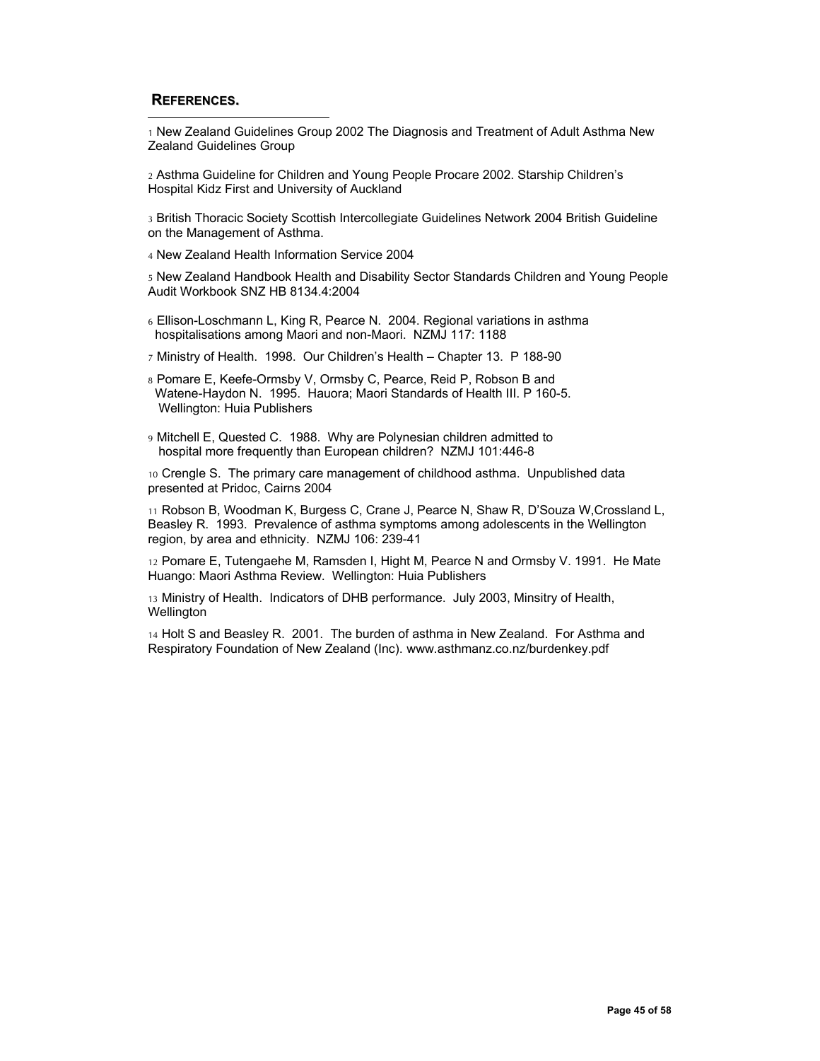## REFERENCES.

[1] New Zealand Guidelines Group 2002 The Diagnosis and Treatment of Adult Asthma New Zealand Guidelines Group

[2] Asthma Guideline for Children and Young People Procare 2002. Starship Children's Hospital Kidz First and University of Auckland

[3] British Thoracic Society Scottish Intercollegiate Guidelines Network 2004 British Guideline on the Management of Asthma.

[4] New Zealand Health Information Service 2004

[5] New Zealand Handbook Health and Disability Sector Standards Children and Young People Audit Workbook SNZ HB 8134.4:2004

[6] Ellison-Loschmann L, King R, Pearce N. 2004. Regional variations in asthma hospitalisations among Maori and non-Maori. NZMJ 117: 1188

[7] Ministry of Health. 1998. Our Children's Health – Chapter 13. P 188-90

[8] Pomare E, Keefe-Ormsby V, Ormsby C, Pearce, Reid P, Robson B and Watene-Haydon N. 1995. Hauora; Maori Standards of Health III. P 160-5. Wellington: Huia Publishers

[9] Mitchell E, Quested C. 1988. Why are Polynesian children admitted to hospital more frequently than European children? NZMJ 101:446-8

[10] Crengle S. The primary care management of childhood asthma. Unpublished data presented at Pridoc, Cairns 2004

[11] Robson B, Woodman K, Burgess C, Crane J, Pearce N, Shaw R, D'Souza W,Crossland L, Beasley R. 1993. Prevalence of asthma symptoms among adolescents in the Wellington region, by area and ethnicity. NZMJ 106: 239-41

[12] Pomare E, Tutengaehe M, Ramsden I, Hight M, Pearce N and Ormsby V. 1991. He Mate Huango: Maori Asthma Review. Wellington: Huia Publishers

[13] Ministry of Health. Indicators of DHB performance. July 2003, Minsitry of Health, Wellington

[14] Holt S and Beasley R. 2001. The burden of asthma in New Zealand. For Asthma and Respiratory Foundation of New Zealand (Inc). www.asthmanz.co.nz/burdenkey.pdf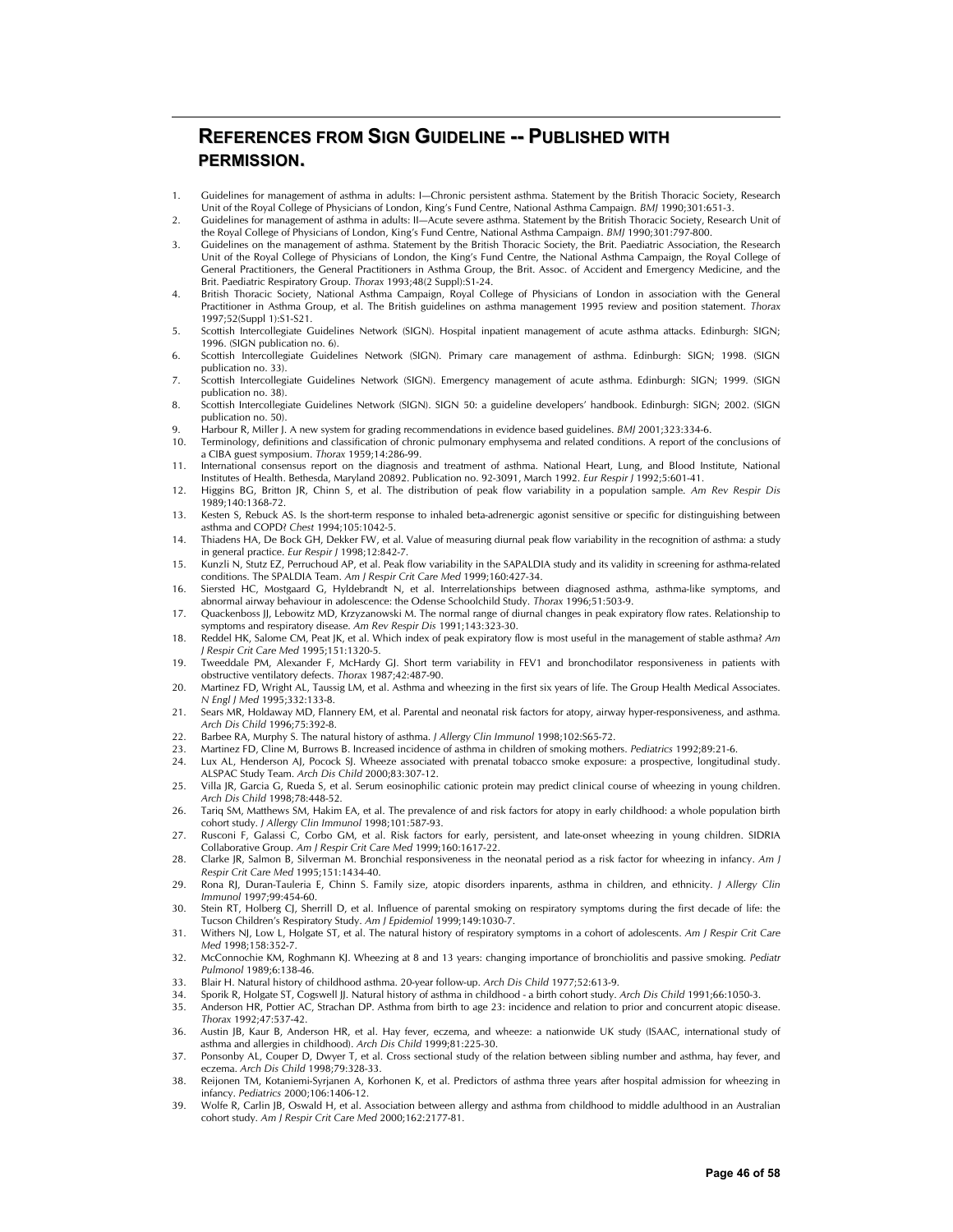## REFERENCES FROM SIGN GUIDELINE -- PUBLISHED WITH PERMISSION.

1. Guidelines for management of asthma in adults: I—Chronic persistent asthma. Statement by the British Thoracic Society, Research Unit of the Royal College of Physicians of London, King's Fund Centre, National Asthma Campaign. *BMJ* 1990;301:651-3.
2. Guidelines for management of asthma in adults: II—Acute severe asthma. Statement by the British Thoracic Society, Research Unit of the Royal College of Physicians of London, King's Fund Centre, National Asthma Campaign. *BMJ* 1990;301:797-800.
3. Guidelines on the management of asthma. Statement by the British Thoracic Society, the Brit. Paediatric Association, the Research Unit of the Royal College of Physicians of London, the King's Fund Centre, the National Asthma Campaign, the Royal College of General Practitioners, the General Practitioners in Asthma Group, the Brit. Assoc. of Accident and Emergency Medicine, and the Brit. Paediatric Respiratory Group. *Thorax* 1993;48(2 Suppl):S1-24.
4. British Thoracic Society, National Asthma Campaign, Royal College of Physicians of London in association with the General Practitioner in Asthma Group, et al. The British guidelines on asthma management 1995 review and position statement. *Thorax* 1997;52(Suppl 1):S1-S21.
5. Scottish Intercollegiate Guidelines Network (SIGN). Hospital inpatient management of acute asthma attacks. Edinburgh: SIGN; 1996. (SIGN publication no. 6).
6. Scottish Intercollegiate Guidelines Network (SIGN). Primary care management of asthma. Edinburgh: SIGN; 1998. (SIGN publication no. 33).
7. Scottish Intercollegiate Guidelines Network (SIGN). Emergency management of acute asthma. Edinburgh: SIGN; 1999. (SIGN publication no. 38).
8. Scottish Intercollegiate Guidelines Network (SIGN). SIGN 50: a guideline developers' handbook. Edinburgh: SIGN; 2002. (SIGN publication no. 50).
9. Harbour R, Miller J. A new system for grading recommendations in evidence based guidelines. *BMJ* 2001;323:334-6.
10. Terminology, definitions and classification of chronic pulmonary emphysema and related conditions. A report of the conclusions of a CIBA guest symposium. *Thorax* 1959;14:286-99.
11. International consensus report on the diagnosis and treatment of asthma. National Heart, Lung, and Blood Institute, National Institutes of Health. Bethesda, Maryland 20892. Publication no. 92-3091, March 1992. *Eur Respir J* 1992;5:601-41.
12. Higgins BG, Britton JR, Chinn S, et al. The distribution of peak flow variability in a population sample. *Am Rev Respir Dis* 1989;140:1368-72.
13. Kesten S, Rebuck AS. Is the short-term response to inhaled beta-adrenergic agonist sensitive or specific for distinguishing between asthma and COPD? *Chest* 1994;105:1042-5.
14. Thiadens HA, De Bock GH, Dekker FW, et al. Value of measuring diurnal peak flow variability in the recognition of asthma: a study in general practice. *Eur Respir J* 1998;12:842-7.
15. Kunzli N, Stutz EZ, Perruchoud AP, et al. Peak flow variability in the SAPALDIA study and its validity in screening for asthma-related conditions. The SPALDIA Team. *Am J Respir Crit Care Med* 1999;160:427-34.
16. Siersted HC, Mostgaard G, Hyldebrandt N, et al. Interrelationships between diagnosed asthma, asthma-like symptoms, and abnormal airway behaviour in adolescence: the Odense Schoolchild Study. *Thorax* 1996;51:503-9.
17. Quackenboss JJ, Lebowitz MD, Krzyzanowski M. The normal range of diurnal changes in peak expiratory flow rates. Relationship to symptoms and respiratory disease. *Am Rev Respir Dis* 1991;143:323-30.
18. Reddel HK, Salome CM, Peat JK, et al. Which index of peak expiratory flow is most useful in the management of stable asthma? *Am J Respir Crit Care Med* 1995;151:1320-5.
19. Tweeddale PM, Alexander F, McHardy GJ. Short term variability in FEV1 and bronchodilator responsiveness in patients with obstructive ventilatory defects. *Thorax* 1987;42:487-90.
20. Martinez FD, Wright AL, Taussig LM, et al. Asthma and wheezing in the first six years of life. The Group Health Medical Associates. *N Engl J Med* 1995;332:133-8.
21. Sears MR, Holdaway MD, Flannery EM, et al. Parental and neonatal risk factors for atopy, airway hyper-responsiveness, and asthma. *Arch Dis Child* 1996;75:392-8.
22. Barbee RA, Murphy S. The natural history of asthma. *J Allergy Clin Immunol* 1998;102:S65-72.
23. Martinez FD, Cline M, Burrows B. Increased incidence of asthma in children of smoking mothers. *Pediatrics* 1992;89:21-6.
24. Lux AL, Henderson AJ, Pocock SJ. Wheeze associated with prenatal tobacco smoke exposure: a prospective, longitudinal study. ALSPAC Study Team. *Arch Dis Child* 2000;83:307-12.
25. Villa JR, Garcia G, Rueda S, et al. Serum eosinophilic cationic protein may predict clinical course of wheezing in young children. *Arch Dis Child* 1998;78:448-52.
26. Tariq SM, Matthews SM, Hakim EA, et al. The prevalence of and risk factors for atopy in early childhood: a whole population birth cohort study. *J Allergy Clin Immunol* 1998;101:587-93.
27. Rusconi F, Galassi C, Corbo GM, et al. Risk factors for early, persistent, and late-onset wheezing in young children. SIDRIA Collaborative Group. *Am J Respir Crit Care Med* 1999;160:1617-22.
28. Clarke JR, Salmon B, Silverman M. Bronchial responsiveness in the neonatal period as a risk factor for wheezing in infancy. *Am J Respir Crit Care Med* 1995;151:1434-40.
29. Rona RJ, Duran-Tauleria E, Chinn S. Family size, atopic disorders inparents, asthma in children, and ethnicity. *J Allergy Clin Immunol* 1997;99:454-60.
30. Stein RT, Holberg CJ, Sherrill D, et al. Influence of parental smoking on respiratory symptoms during the first decade of life: the Tucson Children's Respiratory Study. *Am J Epidemiol* 1999;149:1030-7.
31. Withers NJ, Low L, Holgate ST, et al. The natural history of respiratory symptoms in a cohort of adolescents. *Am J Respir Crit Care Med* 1998;158:352-7.
32. McConnochie KM, Roghmann KJ. Wheezing at 8 and 13 years: changing importance of bronchiolitis and passive smoking. *Pediatr Pulmonol* 1989;6:138-46.
33. Blair H. Natural history of childhood asthma. 20-year follow-up. *Arch Dis Child* 1977;52:613-9.
34. Sporik R, Holgate ST, Cogswell JJ. Natural history of asthma in childhood - a birth cohort study. *Arch Dis Child* 1991;66:1050-3.
35. Anderson HR, Pottier AC, Strachan DP. Asthma from birth to age 23: incidence and relation to prior and concurrent atopic disease. *Thorax* 1992;47:537-42.
36. Austin JB, Kaur B, Anderson HR, et al. Hay fever, eczema, and wheeze: a nationwide UK study (ISAAC, international study of asthma and allergies in childhood). *Arch Dis Child* 1999;81:225-30.
37. Ponsonby AL, Couper D, Dwyer T, et al. Cross sectional study of the relation between sibling number and asthma, hay fever, and eczema. *Arch Dis Child* 1998;79:328-33.
38. Reijonen TM, Kotaniemi-Syrjanen A, Korhonen K, et al. Predictors of asthma three years after hospital admission for wheezing in infancy. *Pediatrics* 2000;106:1406-12.
39. Wolfe R, Carlin JB, Oswald H, et al. Association between allergy and asthma from childhood to middle adulthood in an Australian cohort study. *Am J Respir Crit Care Med* 2000;162:2177-81.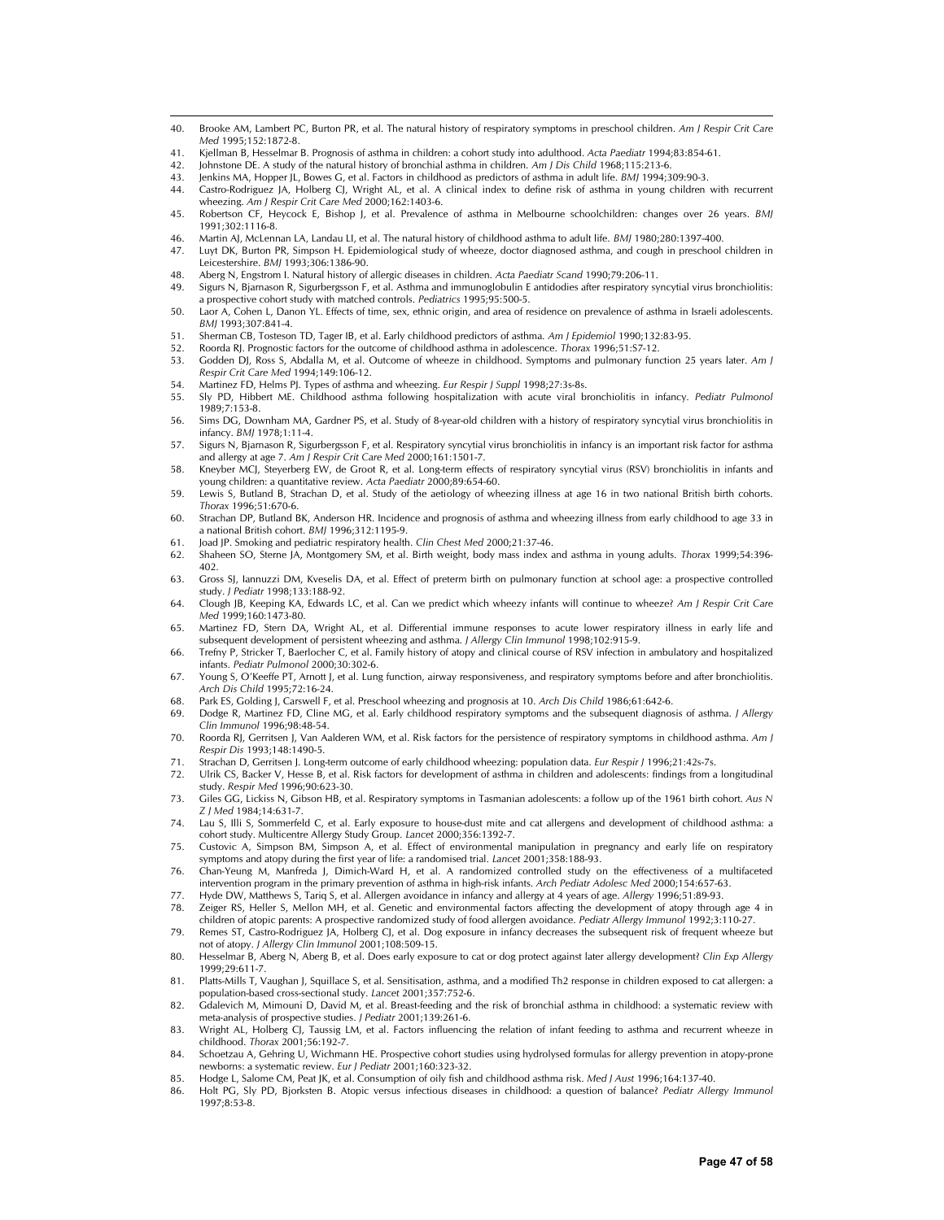40. Brooke AM, Lambert PC, Burton PR, et al. The natural history of respiratory symptoms in preschool children. *Am J Respir Crit Care Med* 1995;152:1872-8.
41. Kjellman B, Hesselmar B. Prognosis of asthma in children: a cohort study into adulthood. *Acta Paediatr* 1994;83:854-61.
42. Johnstone DE. A study of the natural history of bronchial asthma in children. *Am J Dis Child* 1968;115:213-6.
43. Jenkins MA, Hopper JL, Bowes G, et al. Factors in childhood as predictors of asthma in adult life. *BMJ* 1994;309:90-3.
44. Castro-Rodriguez JA, Holberg CJ, Wright AL, et al. A clinical index to define risk of asthma in young children with recurrent wheezing. *Am J Respir Crit Care Med* 2000;162:1403-6.
45. Robertson CF, Heycock E, Bishop J, et al. Prevalence of asthma in Melbourne schoolchildren: changes over 26 years. *BMJ* 1991;302:1116-8.
46. Martin AJ, McLennan LA, Landau LI, et al. The natural history of childhood asthma to adult life. *BMJ* 1980;280:1397-400.
47. Luyt DK, Burton PR, Simpson H. Epidemiological study of wheeze, doctor diagnosed asthma, and cough in preschool children in Leicestershire. *BMJ* 1993;306:1386-90.
48. Aberg N, Engstrom I. Natural history of allergic diseases in children. *Acta Paediatr Scand* 1990;79:206-11.
49. Sigurs N, Bjarnason R, Sigurbergsson F, et al. Asthma and immunoglobulin E antidodies after respiratory syncytial virus bronchiolitis: a prospective cohort study with matched controls. *Pediatrics* 1995;95:500-5.
50. Laor A, Cohen L, Danon YL. Effects of time, sex, ethnic origin, and area of residence on prevalence of asthma in Israeli adolescents. *BMJ* 1993;307:841-4.
51. Sherman CB, Tosteson TD, Tager IB, et al. Early childhood predictors of asthma. *Am J Epidemiol* 1990;132:83-95.
52. Roorda RJ. Prognostic factors for the outcome of childhood asthma in adolescence. *Thorax* 1996;51:S7-12.
53. Godden DJ, Ross S, Abdalla M, et al. Outcome of wheeze in childhood. Symptoms and pulmonary function 25 years later. *Am J Respir Crit Care Med* 1994;149:106-12.
54. Martinez FD, Helms PJ. Types of asthma and wheezing. *Eur Respir J Suppl* 1998;27:3s-8s.
55. Sly PD, Hibbert ME. Childhood asthma following hospitalization with acute viral bronchiolitis in infancy. *Pediatr Pulmonol* 1989;7:153-8.
56. Sims DG, Downham MA, Gardner PS, et al. Study of 8-year-old children with a history of respiratory syncytial virus bronchiolitis in infancy. *BMJ* 1978;1:11-4.
57. Sigurs N, Bjarnason R, Sigurbergsson F, et al. Respiratory syncytial virus bronchiolitis in infancy is an important risk factor for asthma and allergy at age 7. *Am J Respir Crit Care Med* 2000;161:1501-7.
58. Kneyber MCJ, Steyerberg EW, de Groot R, et al. Long-term effects of respiratory syncytial virus (RSV) bronchiolitis in infants and young children: a quantitative review. *Acta Paediatr* 2000;89:654-60.
59. Lewis S, Butland B, Strachan D, et al. Study of the aetiology of wheezing illness at age 16 in two national British birth cohorts. *Thorax* 1996;51:670-6.
60. Strachan DP, Butland BK, Anderson HR. Incidence and prognosis of asthma and wheezing illness from early childhood to age 33 in a national British cohort. *BMJ* 1996;312:1195-9.
61. Joad JP. Smoking and pediatric respiratory health. *Clin Chest Med* 2000;21:37-46.
62. Shaheen SO, Sterne JA, Montgomery SM, et al. Birth weight, body mass index and asthma in young adults. *Thorax* 1999;54:396-402.
63. Gross SJ, Iannuzzi DM, Kveselis DA, et al. Effect of preterm birth on pulmonary function at school age: a prospective controlled study. *J Pediatr* 1998;133:188-92.
64. Clough JB, Keeping KA, Edwards LC, et al. Can we predict which wheezy infants will continue to wheeze? *Am J Respir Crit Care Med* 1999;160:1473-80.
65. Martinez FD, Stern DA, Wright AL, et al. Differential immune responses to acute lower respiratory illness in early life and subsequent development of persistent wheezing and asthma. *J Allergy Clin Immunol* 1998;102:915-9.
66. Trefny P, Stricker T, Baerlocher C, et al. Family history of atopy and clinical course of RSV infection in ambulatory and hospitalized infants. *Pediatr Pulmonol* 2000;30:302-6.
67. Young S, O'Keeffe PT, Arnott J, et al. Lung function, airway responsiveness, and respiratory symptoms before and after bronchiolitis. *Arch Dis Child* 1995;72:16-24.
68. Park ES, Golding J, Carswell F, et al. Preschool wheezing and prognosis at 10. *Arch Dis Child* 1986;61:642-6.
69. Dodge R, Martinez FD, Cline MG, et al. Early childhood respiratory symptoms and the subsequent diagnosis of asthma. *J Allergy Clin Immunol* 1996;98:48-54.
70. Roorda RJ, Gerritsen J, Van Aalderen WM, et al. Risk factors for the persistence of respiratory symptoms in childhood asthma. *Am J Respir Dis* 1993;148:1490-5.
71. Strachan D, Gerritsen J. Long-term outcome of early childhood wheezing: population data. *Eur Respir J* 1996;21:42s-7s.
72. Ulrik CS, Backer V, Hesse B, et al. Risk factors for development of asthma in children and adolescents: findings from a longitudinal study. *Respir Med* 1996;90:623-30.
73. Giles GG, Lickiss N, Gibson HB, et al. Respiratory symptoms in Tasmanian adolescents: a follow up of the 1961 birth cohort. *Aus N Z J Med* 1984;14:631-7.
74. Lau S, Illi S, Sommerfeld C, et al. Early exposure to house-dust mite and cat allergens and development of childhood asthma: a cohort study. Multicentre Allergy Study Group. *Lancet* 2000;356:1392-7.
75. Custovic A, Simpson BM, Simpson A, et al. Effect of environmental manipulation in pregnancy and early life on respiratory symptoms and atopy during the first year of life: a randomised trial. *Lancet* 2001;358:188-93.
76. Chan-Yeung M, Manfreda J, Dimich-Ward H, et al. A randomized controlled study on the effectiveness of a multifaceted intervention program in the primary prevention of asthma in high-risk infants. *Arch Pediatr Adolesc Med* 2000;154:657-63.
77. Hyde DW, Matthews S, Tariq S, et al. Allergen avoidance in infancy and allergy at 4 years of age. *Allergy* 1996;51:89-93.
78. Zeiger RS, Heller S, Mellon MH, et al. Genetic and environmental factors affecting the development of atopy through age 4 in children of atopic parents: A prospective randomized study of food allergen avoidance. *Pediatr Allergy Immunol* 1992;3:110-27.
79. Remes ST, Castro-Rodriguez JA, Holberg CJ, et al. Dog exposure in infancy decreases the subsequent risk of frequent wheeze but not of atopy. *J Allergy Clin Immunol* 2001;108:509-15.
80. Hesselmar B, Aberg N, Aberg B, et al. Does early exposure to cat or dog protect against later allergy development? *Clin Exp Allergy* 1999;29:611-7.
81. Platts-Mills T, Vaughan J, Squillace S, et al. Sensitisation, asthma, and a modified Th2 response in children exposed to cat allergen: a population-based cross-sectional study. *Lancet* 2001;357:752-6.
82. Gdalevich M, Mimouni D, David M, et al. Breast-feeding and the risk of bronchial asthma in childhood: a systematic review with meta-analysis of prospective studies. *J Pediatr* 2001;139:261-6.
83. Wright AL, Holberg CJ, Taussig LM, et al. Factors influencing the relation of infant feeding to asthma and recurrent wheeze in childhood. *Thorax* 2001;56:192-7.
84. Schoetzau A, Gehring U, Wichmann HE. Prospective cohort studies using hydrolysed formulas for allergy prevention in atopy-prone newborns: a systematic review. *Eur J Pediatr* 2001;160:323-32.
85. Hodge L, Salome CM, Peat JK, et al. Consumption of oily fish and childhood asthma risk. *Med J Aust* 1996;164:137-40.
86. Holt PG, Sly PD, Bjorksten B. Atopic versus infectious diseases in childhood: a question of balance? *Pediatr Allergy Immunol* 1997;8:53-8.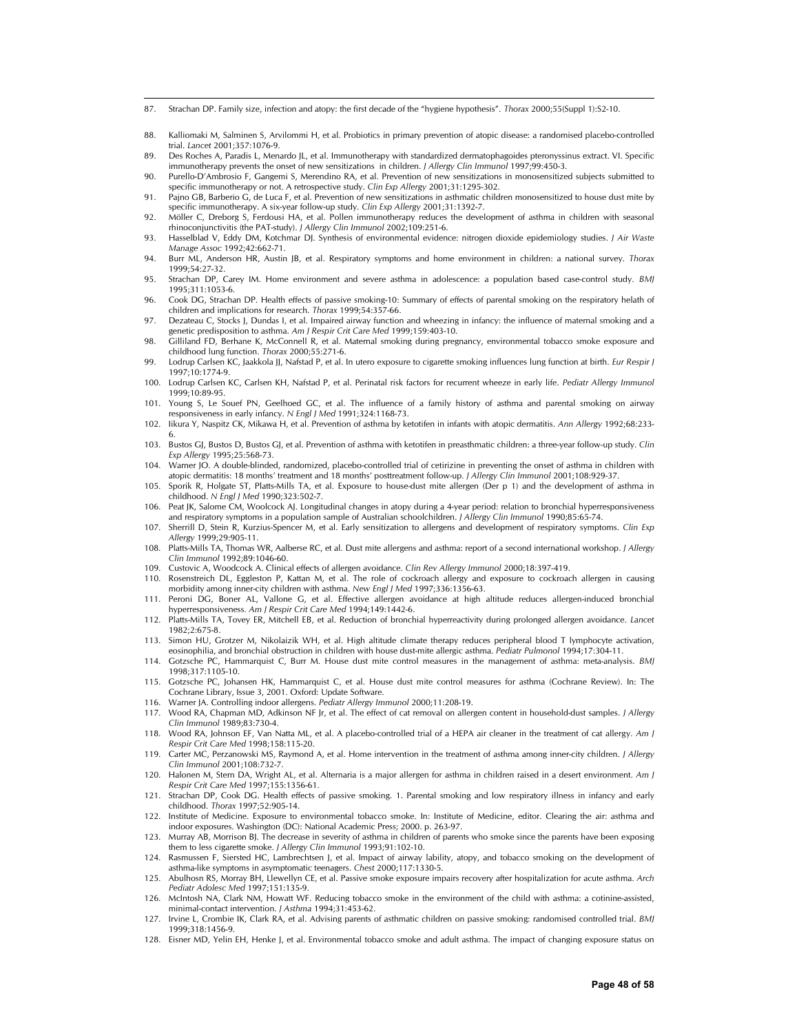87. Strachan DP. Family size, infection and atopy: the first decade of the "hygiene hypothesis". *Thorax* 2000;55(Suppl 1):S2-10.

88. Kalliomaki M, Salminen S, Arvilommi H, et al. Probiotics in primary prevention of atopic disease: a randomised placebo-controlled trial. *Lancet* 2001;357:1076-9.
89. Des Roches A, Paradis L, Menardo JL, et al. Immunotherapy with standardized dermatophagoides pteronyssinus extract. VI. Specific immunotherapy prevents the onset of new sensitizations in children. *J Allergy Clin Immunol* 1997;99:450-3.
90. Purello-D'Ambrosio F, Gangemi S, Merendino RA, et al. Prevention of new sensitizations in monosensitized subjects submitted to specific immunotherapy or not. A retrospective study. *Clin Exp Allergy* 2001;31:1295-302.
91. Pajno GB, Barberio G, de Luca F, et al. Prevention of new sensitizations in asthmatic children monosensitized to house dust mite by specific immunotherapy. A six-year follow-up study. *Clin Exp Allergy* 2001;31:1392-7.
92. Möller C, Dreborg S, Ferdousi HA, et al. Pollen immunotherapy reduces the development of asthma in children with seasonal rhinoconjunctivitis (the PAT-study). *J Allergy Clin Immunol* 2002;109:251-6.
93. Hasselblad V, Eddy DM, Kotchmar DJ. Synthesis of environmental evidence: nitrogen dioxide epidemiology studies. *J Air Waste Manage Assoc* 1992;42:662-71.
94. Burr ML, Anderson HR, Austin JB, et al. Respiratory symptoms and home environment in children: a national survey. *Thorax* 1999;54:27-32.
95. Strachan DP, Carey IM. Home environment and severe asthma in adolescence: a population based case-control study. *BMJ* 1995;311:1053-6.
96. Cook DG, Strachan DP. Health effects of passive smoking-10: Summary of effects of parental smoking on the respiratory helath of children and implications for research. *Thorax* 1999;54:357-66.
97. Dezateau C, Stocks J, Dundas I, et al. Impaired airway function and wheezing in infancy: the influence of maternal smoking and a genetic predisposition to asthma. *Am J Respir Crit Care Med* 1999;159:403-10.
98. Gilliland FD, Berhane K, McConnell R, et al. Maternal smoking during pregnancy, environmental tobacco smoke exposure and childhood lung function. *Thorax* 2000;55:271-6.
99. Lodrup Carlsen KC, Jaakkola JJ, Nafstad P, et al. In utero exposure to cigarette smoking influences lung function at birth. *Eur Respir J* 1997;10:1774-9.
100. Lodrup Carlsen KC, Carlsen KH, Nafstad P, et al. Perinatal risk factors for recurrent wheeze in early life. *Pediatr Allergy Immunol* 1999;10:89-95.
101. Young S, Le Souef PN, Geelhoed GC, et al. The influence of a family history of asthma and parental smoking on airway responsiveness in early infancy. *N Engl J Med* 1991;324:1168-73.
102. Iikura Y, Naspitz CK, Mikawa H, et al. Prevention of asthma by ketotifen in infants with atopic dermatitis. *Ann Allergy* 1992;68:233-6.
103. Bustos GJ, Bustos D, Bustos GJ, et al. Prevention of asthma with ketotifen in preasthmatic children: a three-year follow-up study. *Clin Exp Allergy* 1995;25:568-73.
104. Warner JO. A double-blinded, randomized, placebo-controlled trial of cetirizine in preventing the onset of asthma in children with atopic dermatitis: 18 months' treatment and 18 months' posttreatment follow-up. *J Allergy Clin Immunol* 2001;108:929-37.
105. Sporik R, Holgate ST, Platts-Mills TA, et al. Exposure to house-dust mite allergen (Der p 1) and the development of asthma in childhood. *N Engl J Med* 1990;323:502-7.
106. Peat JK, Salome CM, Woolcock AJ. Longitudinal changes in atopy during a 4-year period: relation to bronchial hyperresponsiveness and respiratory symptoms in a population sample of Australian schoolchildren. *J Allergy Clin Immunol* 1990;85:65-74.
107. Sherrill D, Stein R, Kurzius-Spencer M, et al. Early sensitization to allergens and development of respiratory symptoms. *Clin Exp Allergy* 1999;29:905-11.
108. Platts-Mills TA, Thomas WR, Aalberse RC, et al. Dust mite allergens and asthma: report of a second international workshop. *J Allergy Clin Immunol* 1992;89:1046-60.
109. Custovic A, Woodcock A. Clinical effects of allergen avoidance. *Clin Rev Allergy Immunol* 2000;18:397-419.
110. Rosenstreich DL, Eggleston P, Kattan M, et al. The role of cockroach allergy and exposure to cockroach allergen in causing morbidity among inner-city children with asthma. *New Engl J Med* 1997;336:1356-63.
111. Peroni DG, Boner AL, Vallone G, et al. Effective allergen avoidance at high altitude reduces allergen-induced bronchial hyperresponsiveness. *Am J Respir Crit Care Med* 1994;149:1442-6.
112. Platts-Mills TA, Tovey ER, Mitchell EB, et al. Reduction of bronchial hyperreactivity during prolonged allergen avoidance. *Lancet* 1982;2:675-8.
113. Simon HU, Grotzer M, Nikolaizik WH, et al. High altitude climate therapy reduces peripheral blood T lymphocyte activation, eosinophilia, and bronchial obstruction in children with house dust-mite allergic asthma. *Pediatr Pulmonol* 1994;17:304-11.
114. Gotzsche PC, Hammarquist C, Burr M. House dust mite control measures in the management of asthma: meta-analysis. *BMJ* 1998;317:1105-10.
115. Gotzsche PC, Johansen HK, Hammarquist C, et al. House dust mite control measures for asthma (Cochrane Review). In: The Cochrane Library, Issue 3, 2001. Oxford: Update Software.
116. Warner JA. Controlling indoor allergens. *Pediatr Allergy Immunol* 2000;11:208-19.
117. Wood RA, Chapman MD, Adkinson NF Jr, et al. The effect of cat removal on allergen content in household-dust samples. *J Allergy Clin Immunol* 1989;83:730-4.
118. Wood RA, Johnson EF, Van Natta ML, et al. A placebo-controlled trial of a HEPA air cleaner in the treatment of cat allergy. *Am J Respir Crit Care Med* 1998;158:115-20.
119. Carter MC, Perzanowski MS, Raymond A, et al. Home intervention in the treatment of asthma among inner-city children. *J Allergy Clin Immunol* 2001;108:732-7.
120. Halonen M, Stern DA, Wright AL, et al. Alternaria is a major allergen for asthma in children raised in a desert environment. *Am J Respir Crit Care Med* 1997;155:1356-61.
121. Strachan DP, Cook DG. Health effects of passive smoking. 1. Parental smoking and low respiratory illness in infancy and early childhood. *Thorax* 1997;52:905-14.
122. Institute of Medicine. Exposure to environmental tobacco smoke. In: Institute of Medicine, editor. Clearing the air: asthma and indoor exposures. Washington (DC): National Academic Press; 2000. p. 263-97.
123. Murray AB, Morrison BJ. The decrease in severity of asthma in children of parents who smoke since the parents have been exposing them to less cigarette smoke. *J Allergy Clin Immunol* 1993;91:102-10.
124. Rasmussen F, Siersted HC, Lambrechtsen J, et al. Impact of airway lability, atopy, and tobacco smoking on the development of asthma-like symptoms in asymptomatic teenagers. *Chest* 2000;117:1330-5.
125. Abulhosn RS, Morray BH, Llewellyn CE, et al. Passive smoke exposure impairs recovery after hospitalization for acute asthma. *Arch Pediatr Adolesc Med* 1997;151:135-9.
126. McIntosh NA, Clark NM, Howatt WF. Reducing tobacco smoke in the environment of the child with asthma: a cotinine-assisted, minimal-contact intervention. *J Asthma* 1994;31:453-62.
127. Irvine L, Crombie IK, Clark RA, et al. Advising parents of asthmatic children on passive smoking: randomised controlled trial. *BMJ* 1999;318:1456-9.
128. Eisner MD, Yelin EH, Henke J, et al. Environmental tobacco smoke and adult asthma. The impact of changing exposure status on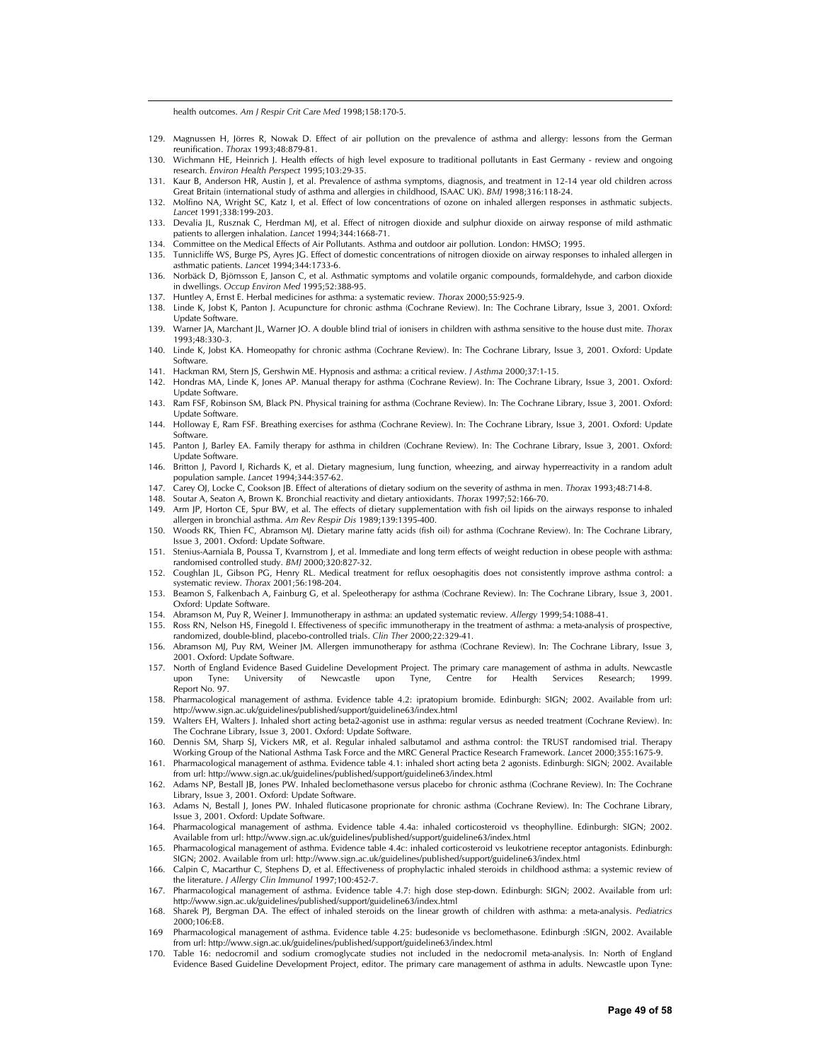health outcomes. *Am J Respir Crit Care Med* 1998;158:170-5.

129. Magnussen H, Jörres R, Nowak D. Effect of air pollution on the prevalence of asthma and allergy: lessons from the German reunification. *Thorax* 1993;48:879-81.
130. Wichmann HE, Heinrich J. Health effects of high level exposure to traditional pollutants in East Germany - review and ongoing research. *Environ Health Perspect* 1995;103:29-35.
131. Kaur B, Anderson HR, Austin J, et al. Prevalence of asthma symptoms, diagnosis, and treatment in 12-14 year old children across Great Britain (international study of asthma and allergies in childhood, ISAAC UK). *BMJ* 1998;316:118-24.
132. Molfino NA, Wright SC, Katz I, et al. Effect of low concentrations of ozone on inhaled allergen responses in asthmatic subjects. *Lancet* 1991;338:199-203.
133. Devalia JL, Rusznak C, Herdman MJ, et al. Effect of nitrogen dioxide and sulphur dioxide on airway response of mild asthmatic patients to allergen inhalation. *Lancet* 1994;344:1668-71.
134. Committee on the Medical Effects of Air Pollutants. Asthma and outdoor air pollution. London: HMSO; 1995.
135. Tunnicliffe WS, Burge PS, Ayres JG. Effect of domestic concentrations of nitrogen dioxide on airway responses to inhaled allergen in asthmatic patients. *Lancet* 1994;344:1733-6.
136. Norbäck D, Björnsson E, Janson C, et al. Asthmatic symptoms and volatile organic compounds, formaldehyde, and carbon dioxide in dwellings. *Occup Environ Med* 1995;52:388-95.
137. Huntley A, Ernst E. Herbal medicines for asthma: a systematic review. *Thorax* 2000;55:925-9.
138. Linde K, Jobst K, Panton J. Acupuncture for chronic asthma (Cochrane Review). In: The Cochrane Library, Issue 3, 2001. Oxford: Update Software.
139. Warner JA, Marchant JL, Warner JO. A double blind trial of ionisers in children with asthma sensitive to the house dust mite. *Thorax* 1993;48:330-3.
140. Linde K, Jobst KA. Homeopathy for chronic asthma (Cochrane Review). In: The Cochrane Library, Issue 3, 2001. Oxford: Update Software.
141. Hackman RM, Stern JS, Gershwin ME. Hypnosis and asthma: a critical review. *J Asthma* 2000;37:1-15.
142. Hondras MA, Linde K, Jones AP. Manual therapy for asthma (Cochrane Review). In: The Cochrane Library, Issue 3, 2001. Oxford: Update Software.
143. Ram FSF, Robinson SM, Black PN. Physical training for asthma (Cochrane Review). In: The Cochrane Library, Issue 3, 2001. Oxford: Update Software.
144. Holloway E, Ram FSF. Breathing exercises for asthma (Cochrane Review). In: The Cochrane Library, Issue 3, 2001. Oxford: Update Software.
145. Panton J, Barley EA. Family therapy for asthma in children (Cochrane Review). In: The Cochrane Library, Issue 3, 2001. Oxford: Update Software.
146. Britton J, Pavord I, Richards K, et al. Dietary magnesium, lung function, wheezing, and airway hyperreactivity in a random adult population sample. *Lancet* 1994;344:357-62.
147. Carey OJ, Locke C, Cookson JB. Effect of alterations of dietary sodium on the severity of asthma in men. *Thorax* 1993;48:714-8.
148. Soutar A, Seaton A, Brown K. Bronchial reactivity and dietary antioxidants. *Thorax* 1997;52:166-70.
149. Arm JP, Horton CE, Spur BW, et al. The effects of dietary supplementation with fish oil lipids on the airways response to inhaled allergen in bronchial asthma. *Am Rev Respir Dis* 1989;139:1395-400.
150. Woods RK, Thien FC, Abramson MJ. Dietary marine fatty acids (fish oil) for asthma (Cochrane Review). In: The Cochrane Library, Issue 3, 2001. Oxford: Update Software.
151. Stenius-Aarniala B, Poussa T, Kvarnstrom J, et al. Immediate and long term effects of weight reduction in obese people with asthma: randomised controlled study. *BMJ* 2000;320:827-32.
152. Coughlan JL, Gibson PG, Henry RL. Medical treatment for reflux oesophagitis does not consistently improve asthma control: a systematic review. *Thorax* 2001;56:198-204.
153. Beamon S, Falkenbach A, Fainburg G, et al. Speleotherapy for asthma (Cochrane Review). In: The Cochrane Library, Issue 3, 2001. Oxford: Update Software.
154. Abramson M, Puy R, Weiner J. Immunotherapy in asthma: an updated systematic review. *Allergy* 1999;54:1088-41.
155. Ross RN, Nelson HS, Finegold I. Effectiveness of specific immunotherapy in the treatment of asthma: a meta-analysis of prospective, randomized, double-blind, placebo-controlled trials. *Clin Ther* 2000;22:329-41.
156. Abramson MJ, Puy RM, Weiner JM. Allergen immunotherapy for asthma (Cochrane Review). In: The Cochrane Library, Issue 3, 2001. Oxford: Update Software.
157. North of England Evidence Based Guideline Development Project. The primary care management of asthma in adults. Newcastle upon Tyne: University of Newcastle upon Tyne, Centre for Health Services Research; 1999. Report No. 97.
158. Pharmacological management of asthma. Evidence table 4.2: ipratopium bromide. Edinburgh: SIGN; 2002. Available from url: http://www.sign.ac.uk/guidelines/published/support/guideline63/index.html
159. Walters EH, Walters J. Inhaled short acting beta2-agonist use in asthma: regular versus as needed treatment (Cochrane Review). In: The Cochrane Library, Issue 3, 2001. Oxford: Update Software.
160. Dennis SM, Sharp SJ, Vickers MR, et al. Regular inhaled salbutamol and asthma control: the TRUST randomised trial. Therapy Working Group of the National Asthma Task Force and the MRC General Practice Research Framework. *Lancet* 2000;355:1675-9.
161. Pharmacological management of asthma. Evidence table 4.1: inhaled short acting beta 2 agonists. Edinburgh: SIGN; 2002. Available from url: http://www.sign.ac.uk/guidelines/published/support/guideline63/index.html
162. Adams NP, Bestall JB, Jones PW. Inhaled beclomethasone versus placebo for chronic asthma (Cochrane Review). In: The Cochrane Library, Issue 3, 2001. Oxford: Update Software.
163. Adams N, Bestall J, Jones PW. Inhaled fluticasone proprionate for chronic asthma (Cochrane Review). In: The Cochrane Library, Issue 3, 2001. Oxford: Update Software.
164. Pharmacological management of asthma. Evidence table 4.4a: inhaled corticosteroid vs theophylline. Edinburgh: SIGN; 2002. Available from url: http://www.sign.ac.uk/guidelines/published/support/guideline63/index.html
165. Pharmacological management of asthma. Evidence table 4.4c: inhaled corticosteroid vs leukotriene receptor antagonists. Edinburgh: SIGN; 2002. Available from url: http://www.sign.ac.uk/guidelines/published/support/guideline63/index.html
166. Calpin C, Macarthur C, Stephens D, et al. Effectiveness of prophylactic inhaled steroids in childhood asthma: a systemic review of the literature. *J Allergy Clin Immunol* 1997;100:452-7.
167. Pharmacological management of asthma. Evidence table 4.7: high dose step-down. Edinburgh: SIGN; 2002. Available from url: http://www.sign.ac.uk/guidelines/published/support/guideline63/index.html
168. Sharek PJ, Bergman DA. The effect of inhaled steroids on the linear growth of children with asthma: a meta-analysis. *Pediatrics* 2000;106:E8.
169. Pharmacological management of asthma. Evidence table 4.25: budesonide vs beclomethasone. Edinburgh :SIGN, 2002. Available from url: http://www.sign.ac.uk/guidelines/published/support/guideline63/index.html
170. Table 16: nedocromil and sodium cromoglycate studies not included in the nedocromil meta-analysis. In: North of England Evidence Based Guideline Development Project, editor. The primary care management of asthma in adults. Newcastle upon Tyne: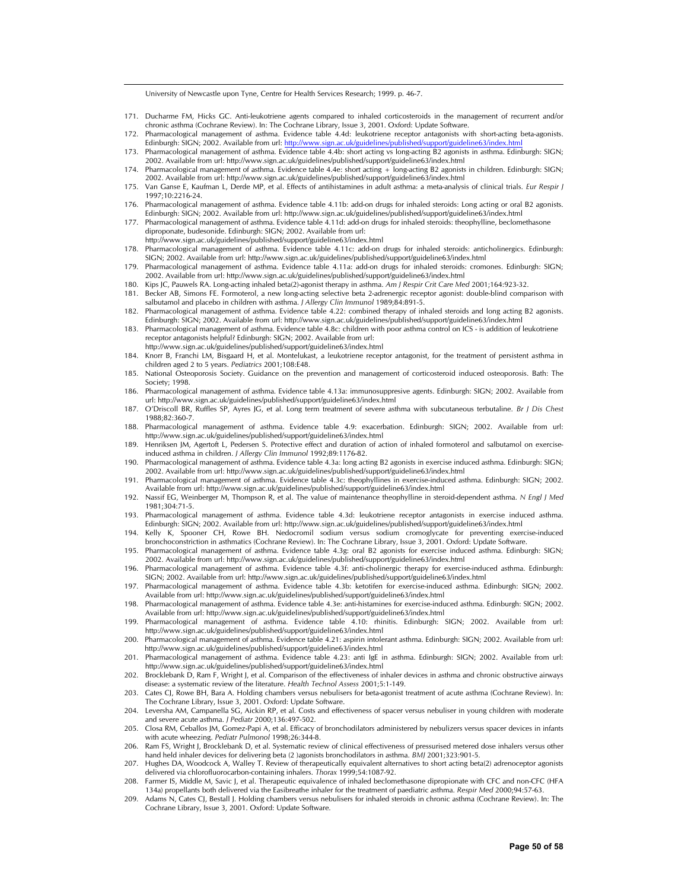University of Newcastle upon Tyne, Centre for Health Services Research; 1999. p. 46-7.

171. Ducharme FM, Hicks GC. Anti-leukotriene agents compared to inhaled corticosteroids in the management of recurrent and/or chronic asthma (Cochrane Review). In: The Cochrane Library, Issue 3, 2001. Oxford: Update Software.
172. Pharmacological management of asthma. Evidence table 4.4d: leukotriene receptor antagonists with short-acting beta-agonists. Edinburgh: SIGN; 2002. Available from url: http://www.sign.ac.uk/guidelines/published/support/guideline63/index.html
173. Pharmacological management of asthma. Evidence table 4.4b: short acting vs long-acting B2 agonists in asthma. Edinburgh: SIGN; 2002. Available from url: http://www.sign.ac.uk/guidelines/published/support/guideline63/index.html
174. Pharmacological management of asthma. Evidence table 4.4e: short acting + long-acting B2 agonists in children. Edinburgh: SIGN; 2002. Available from url: http://www.sign.ac.uk/guidelines/published/support/guideline63/index.html
175. Van Ganse E, Kaufman L, Derde MP, et al. Effects of antihistamines in adult asthma: a meta-analysis of clinical trials. *Eur Respir J* 1997;10:2216-24.
176. Pharmacological management of asthma. Evidence table 4.11b: add-on drugs for inhaled steroids: Long acting or oral B2 agonists. Edinburgh: SIGN; 2002. Available from url: http://www.sign.ac.uk/guidelines/published/support/guideline63/index.html
177. Pharmacological management of asthma. Evidence table 4.11d: add-on drugs for inhaled steroids: theophylline, beclomethasone dipropionate, budesonide. Edinburgh: SIGN; 2002. Available from url: http://www.sign.ac.uk/guidelines/published/support/guideline63/index.html
178. Pharmacological management of asthma. Evidence table 4.11c: add-on drugs for inhaled steroids: anticholinergics. Edinburgh: SIGN; 2002. Available from url: http://www.sign.ac.uk/guidelines/published/support/guideline63/index.html
179. Pharmacological management of asthma. Evidence table 4.11a: add-on drugs for inhaled steroids: cromones. Edinburgh: SIGN; 2002. Available from url: http://www.sign.ac.uk/guidelines/published/support/guideline63/index.html
180. Kips JC, Pauwels RA. Long-acting inhaled beta(2)-agonist therapy in asthma. *Am J Respir Crit Care Med* 2001;164:923-32.
181. Becker AB, Simons FE. Formoterol, a new long-acting selective beta 2-adrenergic receptor agonist: double-blind comparison with salbutamol and placebo in children with asthma. *J Allergy Clin Immunol* 1989;84:891-5.
182. Pharmacological management of asthma. Evidence table 4.22: combined therapy of inhaled steroids and long acting B2 agonists. Edinburgh: SIGN; 2002. Available from url: http://www.sign.ac.uk/guidelines/published/support/guideline63/index.html
183. Pharmacological management of asthma. Evidence table 4.8c: children with poor asthma control on ICS - is addition of leukotriene receptor antagonists helpful? Edinburgh: SIGN; 2002. Available from url: http://www.sign.ac.uk/guidelines/published/support/guideline63/index.html
184. Knorr B, Franchi LM, Bisgaard H, et al. Montelukast, a leukotriene receptor antagonist, for the treatment of persistent asthma in children aged 2 to 5 years. *Pediatrics* 2001;108:E48.
185. National Osteoporosis Society. Guidance on the prevention and management of corticosteroid induced osteoporosis. Bath: The Society; 1998.
186. Pharmacological management of asthma. Evidence table 4.13a: immunosuppresive agents. Edinburgh: SIGN; 2002. Available from url: http://www.sign.ac.uk/guidelines/published/support/guideline63/index.html
187. O'Driscoll BR, Ruffles SP, Ayres JG, et al. Long term treatment of severe asthma with subcutaneous terbutaline. *Br J Dis Chest* 1988;82:360-7.
188. Pharmacological management of asthma. Evidence table 4.9: exacerbation. Edinburgh: SIGN; 2002. Available from url: http://www.sign.ac.uk/guidelines/published/support/guideline63/index.html
189. Henriksen JM, Agertoft L, Pedersen S. Protective effect and duration of action of inhaled formoterol and salbutamol on exercise-induced asthma in children. *J Allergy Clin Immunol* 1992;89:1176-82.
190. Pharmacological management of asthma. Evidence table 4.3a: long acting B2 agonists in exercise induced asthma. Edinburgh: SIGN; 2002. Available from url: http://www.sign.ac.uk/guidelines/published/support/guideline63/index.html
191. Pharmacological management of asthma. Evidence table 4.3c: theophyllines in exercise-induced asthma. Edinburgh: SIGN; 2002. Available from url: http://www.sign.ac.uk/guidelines/published/support/guideline63/index.html
192. Nassif EG, Weinberger M, Thompson R, et al. The value of maintenance theophylline in steroid-dependent asthma. *N Engl J Med* 1981;304:71-5.
193. Pharmacological management of asthma. Evidence table 4.3d: leukotriene receptor antagonists in exercise induced asthma. Edinburgh: SIGN; 2002. Available from url: http://www.sign.ac.uk/guidelines/published/support/guideline63/index.html
194. Kelly K, Spooner CH, Rowe BH. Nedocromil sodium versus sodium cromoglycate for preventing exercise-induced bronchoconstriction in asthmatics (Cochrane Review). In: The Cochrane Library, Issue 3, 2001. Oxford: Update Software.
195. Pharmacological management of asthma. Evidence table 4.3g: oral B2 agonists for exercise induced asthma. Edinburgh: SIGN; 2002. Available from url: http://www.sign.ac.uk/guidelines/published/support/guideline63/index.html
196. Pharmacological management of asthma. Evidence table 4.3f: anti-cholinergic therapy for exercise-induced asthma. Edinburgh: SIGN; 2002. Available from url: http://www.sign.ac.uk/guidelines/published/support/guideline63/index.html
197. Pharmacological management of asthma. Evidence table 4.3b: ketotifen for exercise-induced asthma. Edinburgh: SIGN; 2002. Available from url: http://www.sign.ac.uk/guidelines/published/support/guideline63/index.html
198. Pharmacological management of asthma. Evidence table 4.3e: anti-histamines for exercise-induced asthma. Edinburgh: SIGN; 2002. Available from url: http://www.sign.ac.uk/guidelines/published/support/guideline63/index.html
199. Pharmacological management of asthma. Evidence table 4.10: rhinitis. Edinburgh: SIGN; 2002. Available from url: http://www.sign.ac.uk/guidelines/published/support/guideline63/index.html
200. Pharmacological management of asthma. Evidence table 4.21: aspirin intolerant asthma. Edinburgh: SIGN; 2002. Available from url: http://www.sign.ac.uk/guidelines/published/support/guideline63/index.html
201. Pharmacological management of asthma. Evidence table 4.23: anti IgE in asthma. Edinburgh: SIGN; 2002. Available from url: http://www.sign.ac.uk/guidelines/published/support/guideline63/index.html
202. Brocklebank D, Ram F, Wright J, et al. Comparison of the effectiveness of inhaler devices in asthma and chronic obstructive airways disease: a systematic review of the literature. *Health Technol Assess* 2001;5:1-149.
203. Cates CJ, Rowe BH, Bara A. Holding chambers versus nebulisers for beta-agonist treatment of acute asthma (Cochrane Review). In: The Cochrane Library, Issue 3, 2001. Oxford: Update Software.
204. Leversha AM, Campanella SG, Aickin RP, et al. Costs and effectiveness of spacer versus nebuliser in young children with moderate and severe acute asthma. *J Pediatr* 2000;136:497-502.
205. Closa RM, Ceballos JM, Gomez-Papi A, et al. Efficacy of bronchodilators administered by nebulizers versus spacer devices in infants with acute wheezing. *Pediatr Pulmonol* 1998;26:344-8.
206. Ram FS, Wright J, Brocklebank D, et al. Systematic review of clinical effectiveness of pressurised metered dose inhalers versus other hand held inhaler devices for delivering beta (2 )agonists bronchodilators in asthma. *BMJ* 2001;323:901-5.
207. Hughes DA, Woodcock A, Walley T. Review of therapeutically equivalent alternatives to short acting beta(2) adrenoceptor agonists delivered via chlorofluorocarbon-containing inhalers. *Thorax* 1999;54:1087-92.
208. Farmer IS, Middle M, Savic J, et al. Therapeutic equivalence of inhaled beclomethasone dipropionate with CFC and non-CFC (HFA 134a) propellants both delivered via the Easibreathe inhaler for the treatment of paediatric asthma. *Respir Med* 2000;94:57-63.
209. Adams N, Cates CJ, Bestall J. Holding chambers versus nebulisers for inhaled steroids in chronic asthma (Cochrane Review). In: The Cochrane Library, Issue 3, 2001. Oxford: Update Software.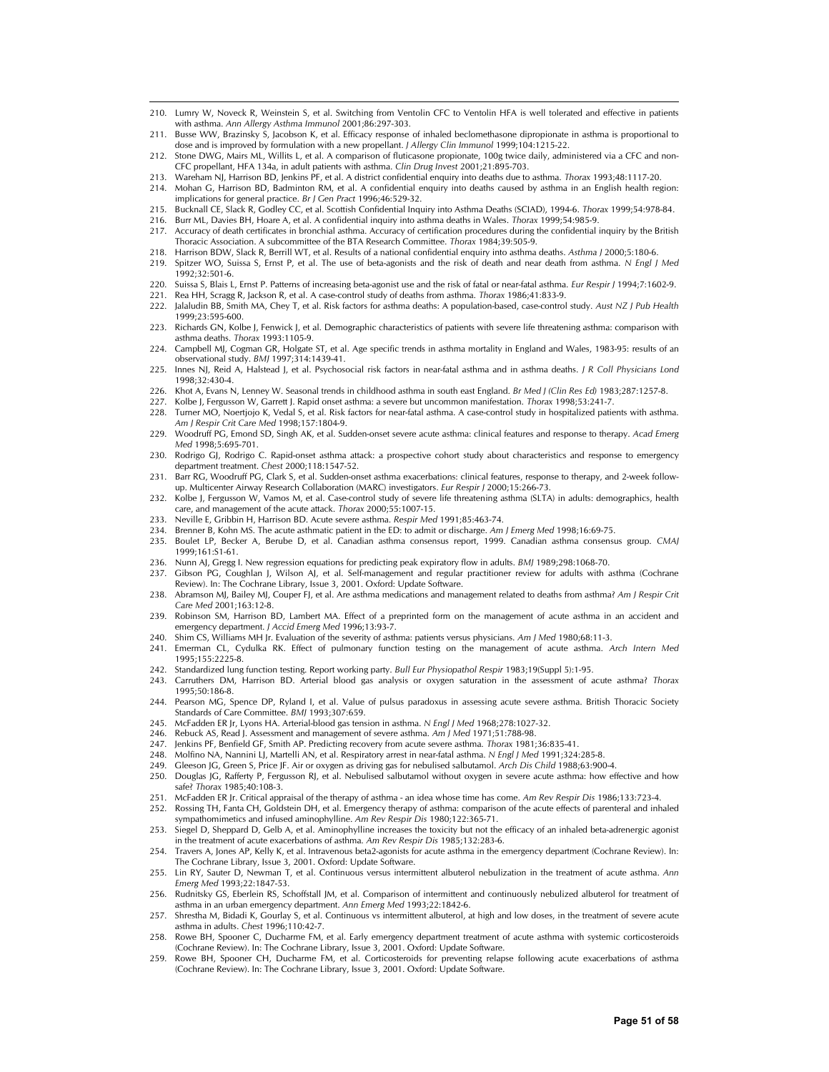210. Lumry W, Noveck R, Weinstein S, et al. Switching from Ventolin CFC to Ventolin HFA is well tolerated and effective in patients with asthma. *Ann Allergy Asthma Immunol* 2001;86:297-303.
211. Busse WW, Brazinsky S, Jacobson K, et al. Efficacy response of inhaled beclomethasone dipropionate in asthma is proportional to dose and is improved by formulation with a new propellant. *J Allergy Clin Immunol* 1999;104:1215-22.
212. Stone DWG, Mairs ML, Willits L, et al. A comparison of fluticasone propionate, 100g twice daily, administered via a CFC and non-CFC propellant, HFA 134a, in adult patients with asthma. *Clin Drug Invest* 2001;21:895-703.
213. Wareham NJ, Harrison BD, Jenkins PF, et al. A district confidential enquiry into deaths due to asthma. *Thorax* 1993;48:1117-20.
214. Mohan G, Harrison BD, Badminton RM, et al. A confidential enquiry into deaths caused by asthma in an English health region: implications for general practice. *Br J Gen Pract* 1996;46:529-32.
215. Bucknall CE, Slack R, Godley CC, et al. Scottish Confidential Inquiry into Asthma Deaths (SCIAD), 1994-6. *Thorax* 1999;54:978-84.
216. Burr ML, Davies BH, Hoare A, et al. A confidential inquiry into asthma deaths in Wales. *Thorax* 1999;54:985-9.
217. Accuracy of death certificates in bronchial asthma. Accuracy of certification procedures during the confidential inquiry by the British Thoracic Association. A subcommittee of the BTA Research Committee. *Thorax* 1984;39:505-9.
218. Harrison BDW, Slack R, Berrill WT, et al. Results of a national confidential enquiry into asthma deaths. *Asthma J* 2000;5:180-6.
219. Spitzer WO, Suissa S, Ernst P, et al. The use of beta-agonists and the risk of death and near death from asthma. *N Engl J Med* 1992;32:501-6.
220. Suissa S, Blais L, Ernst P. Patterns of increasing beta-agonist use and the risk of fatal or near-fatal asthma. *Eur Respir J* 1994;7:1602-9.
221. Rea HH, Scragg R, Jackson R, et al. A case-control study of deaths from asthma. *Thorax* 1986;41:833-9.
222. Jalaludin BB, Smith MA, Chey T, et al. Risk factors for asthma deaths: A population-based, case-control study. *Aust NZ J Pub Health* 1999;23:595-600.
223. Richards GN, Kolbe J, Fenwick J, et al. Demographic characteristics of patients with severe life threatening asthma: comparison with asthma deaths. *Thorax* 1993:1105-9.
224. Campbell MJ, Cogman GR, Holgate ST, et al. Age specific trends in asthma mortality in England and Wales, 1983-95: results of an observational study. *BMJ* 1997;314:1439-41.
225. Innes NJ, Reid A, Halstead J, et al. Psychosocial risk factors in near-fatal asthma and in asthma deaths. *J R Coll Physicians Lond* 1998;32:430-4.
226. Khot A, Evans N, Lenney W. Seasonal trends in childhood asthma in south east England. *Br Med J (Clin Res Ed)* 1983;287:1257-8.
227. Kolbe J, Fergusson W, Garrett J. Rapid onset asthma: a severe but uncommon manifestation. *Thorax* 1998;53:241-7.
228. Turner MO, Noertjojo K, Vedal S, et al. Risk factors for near-fatal asthma. A case-control study in hospitalized patients with asthma. *Am J Respir Crit Care Med* 1998;157:1804-9.
229. Woodruff PG, Emond SD, Singh AK, et al. Sudden-onset severe acute asthma: clinical features and response to therapy. *Acad Emerg Med* 1998;5:695-701.
230. Rodrigo GJ, Rodrigo C. Rapid-onset asthma attack: a prospective cohort study about characteristics and response to emergency department treatment. *Chest* 2000;118:1547-52.
231. Barr RG, Woodruff PG, Clark S, et al. Sudden-onset asthma exacerbations: clinical features, response to therapy, and 2-week follow-up. Multicenter Airway Research Collaboration (MARC) investigators. *Eur Respir J* 2000;15:266-73.
232. Kolbe J, Fergusson W, Vamos M, et al. Case-control study of severe life threatening asthma (SLTA) in adults: demographics, health care, and management of the acute attack. *Thorax* 2000;55:1007-15.
233. Neville E, Gribbin H, Harrison BD. Acute severe asthma. *Respir Med* 1991;85:463-74.
234. Brenner B, Kohn MS. The acute asthmatic patient in the ED: to admit or discharge. *Am J Emerg Med* 1998;16:69-75.
235. Boulet LP, Becker A, Berube D, et al. Canadian asthma consensus report, 1999. Canadian asthma consensus group. *CMAJ* 1999;161:S1-61.
236. Nunn AJ, Gregg I. New regression equations for predicting peak expiratory flow in adults. *BMJ* 1989;298:1068-70.
237. Gibson PG, Coughlan J, Wilson AJ, et al. Self-management and regular practitioner review for adults with asthma (Cochrane Review). In: The Cochrane Library, Issue 3, 2001. Oxford: Update Software.
238. Abramson MJ, Bailey MJ, Couper FJ, et al. Are asthma medications and management related to deaths from asthma? *Am J Respir Crit Care Med* 2001;163:12-8.
239. Robinson SM, Harrison BD, Lambert MA. Effect of a preprinted form on the management of acute asthma in an accident and emergency department. *J Accid Emerg Med* 1996;13:93-7.
240. Shim CS, Williams MH Jr. Evaluation of the severity of asthma: patients versus physicians. *Am J Med* 1980;68:11-3.
241. Emerman CL, Cydulka RK. Effect of pulmonary function testing on the management of acute asthma. *Arch Intern Med* 1995;155:2225-8.
242. Standardized lung function testing. Report working party. *Bull Eur Physiopathol Respir* 1983;19(Suppl 5):1-95.
243. Carruthers DM, Harrison BD. Arterial blood gas analysis or oxygen saturation in the assessment of acute asthma? *Thorax* 1995;50:186-8.
244. Pearson MG, Spence DP, Ryland I, et al. Value of pulsus paradoxus in assessing acute severe asthma. British Thoracic Society Standards of Care Committee. *BMJ* 1993;307:659.
245. McFadden ER Jr, Lyons HA. Arterial-blood gas tension in asthma. *N Engl J Med* 1968;278:1027-32.
246. Rebuck AS, Read J. Assessment and management of severe asthma. *Am J Med* 1971;51:788-98.
247. Jenkins PF, Benfield GF, Smith AP. Predicting recovery from acute severe asthma. *Thorax* 1981;36:835-41.
248. Molfino NA, Nannini LJ, Martelli AN, et al. Respiratory arrest in near-fatal asthma. *N Engl J Med* 1991;324:285-8.
249. Gleeson JG, Green S, Price JF. Air or oxygen as driving gas for nebulised salbutamol. *Arch Dis Child* 1988;63:900-4.
250. Douglas JG, Rafferty P, Fergusson RJ, et al. Nebulised salbutamol without oxygen in severe acute asthma: how effective and how safe? *Thorax* 1985;40:108-3.
251. McFadden ER Jr. Critical appraisal of the therapy of asthma - an idea whose time has come. *Am Rev Respir Dis* 1986;133:723-4.
252. Rossing TH, Fanta CH, Goldstein DH, et al. Emergency therapy of asthma: comparison of the acute effects of parenteral and inhaled sympathomimetics and infused aminophylline. *Am Rev Respir Dis* 1980;122:365-71.
253. Siegel D, Sheppard D, Gelb A, et al. Aminophylline increases the toxicity but not the efficacy of an inhaled beta-adrenergic agonist in the treatment of acute exacerbations of asthma. *Am Rev Respir Dis* 1985;132:283-6.
254. Travers A, Jones AP, Kelly K, et al. Intravenous beta2-agonists for acute asthma in the emergency department (Cochrane Review). In: The Cochrane Library, Issue 3, 2001. Oxford: Update Software.
255. Lin RY, Sauter D, Newman T, et al. Continuous versus intermittent albuterol nebulization in the treatment of acute asthma. *Ann Emerg Med* 1993;22:1847-53.
256. Rudnitsky GS, Eberlein RS, Schoffstall JM, et al. Comparison of intermittent and continuously nebulized albuterol for treatment of asthma in an urban emergency department. *Ann Emerg Med* 1993;22:1842-6.
257. Shrestha M, Bidadi K, Gourlay S, et al. Continuous vs intermittent albuterol, at high and low doses, in the treatment of severe acute asthma in adults. *Chest* 1996;110:42-7.
258. Rowe BH, Spooner C, Ducharme FM, et al. Early emergency department treatment of acute asthma with systemic corticosteroids (Cochrane Review). In: The Cochrane Library, Issue 3, 2001. Oxford: Update Software.
259. Rowe BH, Spooner CH, Ducharme FM, et al. Corticosteroids for preventing relapse following acute exacerbations of asthma (Cochrane Review). In: The Cochrane Library, Issue 3, 2001. Oxford: Update Software.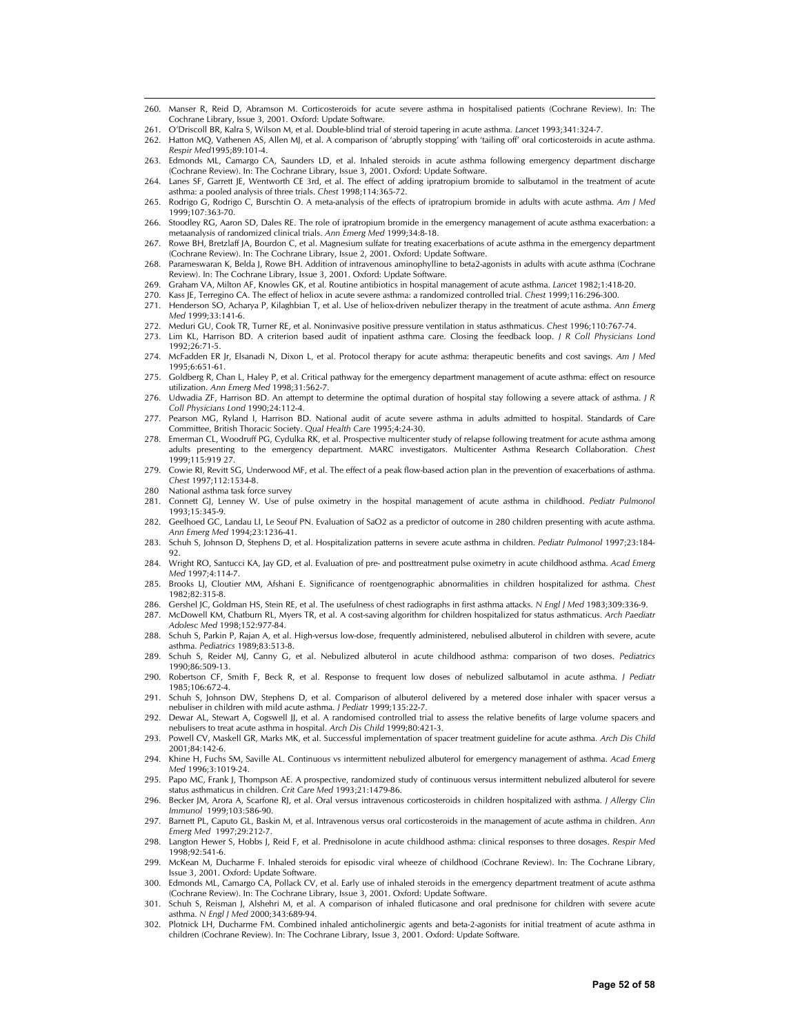260. Manser R, Reid D, Abramson M. Corticosteroids for acute severe asthma in hospitalised patients (Cochrane Review). In: The Cochrane Library, Issue 3, 2001. Oxford: Update Software.
261. O'Driscoll BR, Kalra S, Wilson M, et al. Double-blind trial of steroid tapering in acute asthma. *Lancet* 1993;341:324-7.
262. Hatton MQ, Vathenen AS, Allen MJ, et al. A comparison of 'abruptly stopping' with 'tailing off' oral corticosteroids in acute asthma. *Respir Med*1995;89:101-4.
263. Edmonds ML, Camargo CA, Saunders LD, et al. Inhaled steroids in acute asthma following emergency department discharge (Cochrane Review). In: The Cochrane Library, Issue 3, 2001. Oxford: Update Software.
264. Lanes SF, Garrett JE, Wentworth CE 3rd, et al. The effect of adding ipratropium bromide to salbutamol in the treatment of acute asthma: a pooled analysis of three trials. *Chest* 1998;114:365-72.
265. Rodrigo G, Rodrigo C, Burschtin O. A meta-analysis of the effects of ipratropium bromide in adults with acute asthma. *Am J Med* 1999;107:363-70.
266. Stoodley RG, Aaron SD, Dales RE. The role of ipratropium bromide in the emergency management of acute asthma exacerbation: a metaanalysis of randomized clinical trials. *Ann Emerg Med* 1999;34:8-18.
267. Rowe BH, Bretzlaff JA, Bourdon C, et al. Magnesium sulfate for treating exacerbations of acute asthma in the emergency department (Cochrane Review). In: The Cochrane Library, Issue 2, 2001. Oxford: Update Software.
268. Parameswaran K, Belda J, Rowe BH. Addition of intravenous aminophylline to beta2-agonists in adults with acute asthma (Cochrane Review). In: The Cochrane Library, Issue 3, 2001. Oxford: Update Software.
269. Graham VA, Milton AF, Knowles GK, et al. Routine antibiotics in hospital management of acute asthma. *Lancet* 1982;1:418-20.
270. Kass JE, Terregino CA. The effect of heliox in acute severe asthma: a randomized controlled trial. *Chest* 1999;116:296-300.
271. Henderson SO, Acharya P, Kilaghbian T, et al. Use of heliox-driven nebulizer therapy in the treatment of acute asthma. *Ann Emerg Med* 1999;33:141-6.
272. Meduri GU, Cook TR, Turner RE, et al. Noninvasive positive pressure ventilation in status asthmaticus. *Chest* 1996;110:767-74.
273. Lim KL, Harrison BD. A criterion based audit of inpatient asthma care. Closing the feedback loop. *J R Coll Physicians Lond* 1992;26:71-5.
274. McFadden ER Jr, Elsanadi N, Dixon L, et al. Protocol therapy for acute asthma: therapeutic benefits and cost savings. *Am J Med* 1995;6:651-61.
275. Goldberg R, Chan L, Haley P, et al. Critical pathway for the emergency department management of acute asthma: effect on resource utilization. *Ann Emerg Med* 1998;31:562-7.
276. Udwadia ZF, Harrison BD. An attempt to determine the optimal duration of hospital stay following a severe attack of asthma. *J R Coll Physicians Lond* 1990;24:112-4.
277. Pearson MG, Ryland I, Harrison BD. National audit of acute severe asthma in adults admitted to hospital. Standards of Care Committee, British Thoracic Society. *Qual Health Care* 1995;4:24-30.
278. Emerman CL, Woodruff PG, Cydulka RK, et al. Prospective multicenter study of relapse following treatment for acute asthma among adults presenting to the emergency department. MARC investigators. Multicenter Asthma Research Collaboration. *Chest* 1999;115:919 27.
279. Cowie RI, Revitt SG, Underwood MF, et al. The effect of a peak flow-based action plan in the prevention of exacerbations of asthma. *Chest* 1997;112:1534-8.
280. National asthma task force survey
281. Connett GJ, Lenney W. Use of pulse oximetry in the hospital management of acute asthma in childhood. *Pediatr Pulmonol* 1993;15:345-9.
282. Geelhoed GC, Landau LI, Le Seouf PN. Evaluation of SaO2 as a predictor of outcome in 280 children presenting with acute asthma. *Ann Emerg Med* 1994;23:1236-41.
283. Schuh S, Johnson D, Stephens D, et al. Hospitalization patterns in severe acute asthma in children. *Pediatr Pulmonol* 1997;23:184-92.
284. Wright RO, Santucci KA, Jay GD, et al. Evaluation of pre- and posttreatment pulse oximetry in acute childhood asthma. *Acad Emerg Med* 1997;4:114-7.
285. Brooks LJ, Cloutier MM, Afshani E. Significance of roentgenographic abnormalities in children hospitalized for asthma. *Chest* 1982;82:315-8.
286. Gershel JC, Goldman HS, Stein RE, et al. The usefulness of chest radiographs in first asthma attacks. *N Engl J Med* 1983;309:336-9.
287. McDowell KM, Chatburn RL, Myers TR, et al. A cost-saving algorithm for children hospitalized for status asthmaticus. *Arch Paediatr Adolesc Med* 1998;152:977-84.
288. Schuh S, Parkin P, Rajan A, et al. High-versus low-dose, frequently administered, nebulised albuterol in children with severe, acute asthma. *Pediatrics* 1989;83:513-8.
289. Schuh S, Reider MJ, Canny G, et al. Nebulized albuterol in acute childhood asthma: comparison of two doses. *Pediatrics* 1990;86:509-13.
290. Robertson CF, Smith F, Beck R, et al. Response to frequent low doses of nebulized salbutamol in acute asthma. *J Pediatr* 1985;106:672-4.
291. Schuh S, Johnson DW, Stephens D, et al. Comparison of albuterol delivered by a metered dose inhaler with spacer versus a nebuliser in children with mild acute asthma. *J Pediatr* 1999;135:22-7.
292. Dewar AL, Stewart A, Cogswell JJ, et al. A randomised controlled trial to assess the relative benefits of large volume spacers and nebulisers to treat acute asthma in hospital. *Arch Dis Child* 1999;80:421-3.
293. Powell CV, Maskell GR, Marks MK, et al. Successful implementation of spacer treatment guideline for acute asthma. *Arch Dis Child* 2001;84:142-6.
294. Khine H, Fuchs SM, Saville AL. Continuous vs intermittent nebulized albuterol for emergency management of asthma. *Acad Emerg Med* 1996;3:1019-24.
295. Papo MC, Frank J, Thompson AE. A prospective, randomized study of continuous versus intermittent nebulized albuterol for severe status asthmaticus in children. *Crit Care Med* 1993;21:1479-86.
296. Becker JM, Arora A, Scarfone RJ, et al. Oral versus intravenous corticosteroids in children hospitalized with asthma. *J Allergy Clin Immunol* 1999;103:586-90.
297. Barnett PL, Caputo GL, Baskin M, et al. Intravenous versus oral corticosteroids in the management of acute asthma in children. *Ann Emerg Med* 1997;29:212-7.
298. Langton Hewer S, Hobbs J, Reid F, et al. Prednisolone in acute childhood asthma: clinical responses to three dosages. *Respir Med* 1998;92:541-6.
299. McKean M, Ducharme F. Inhaled steroids for episodic viral wheeze of childhood (Cochrane Review). In: The Cochrane Library, Issue 3, 2001. Oxford: Update Software.
300. Edmonds ML, Camargo CA, Pollack CV, et al. Early use of inhaled steroids in the emergency department treatment of acute asthma (Cochrane Review). In: The Cochrane Library, Issue 3, 2001. Oxford: Update Software.
301. Schuh S, Reisman J, Alshehri M, et al. A comparison of inhaled fluticasone and oral prednisone for children with severe acute asthma. *N Engl J Med* 2000;343:689-94.
302. Plotnick LH, Ducharme FM. Combined inhaled anticholinergic agents and beta-2-agonists for initial treatment of acute asthma in children (Cochrane Review). In: The Cochrane Library, Issue 3, 2001. Oxford: Update Software.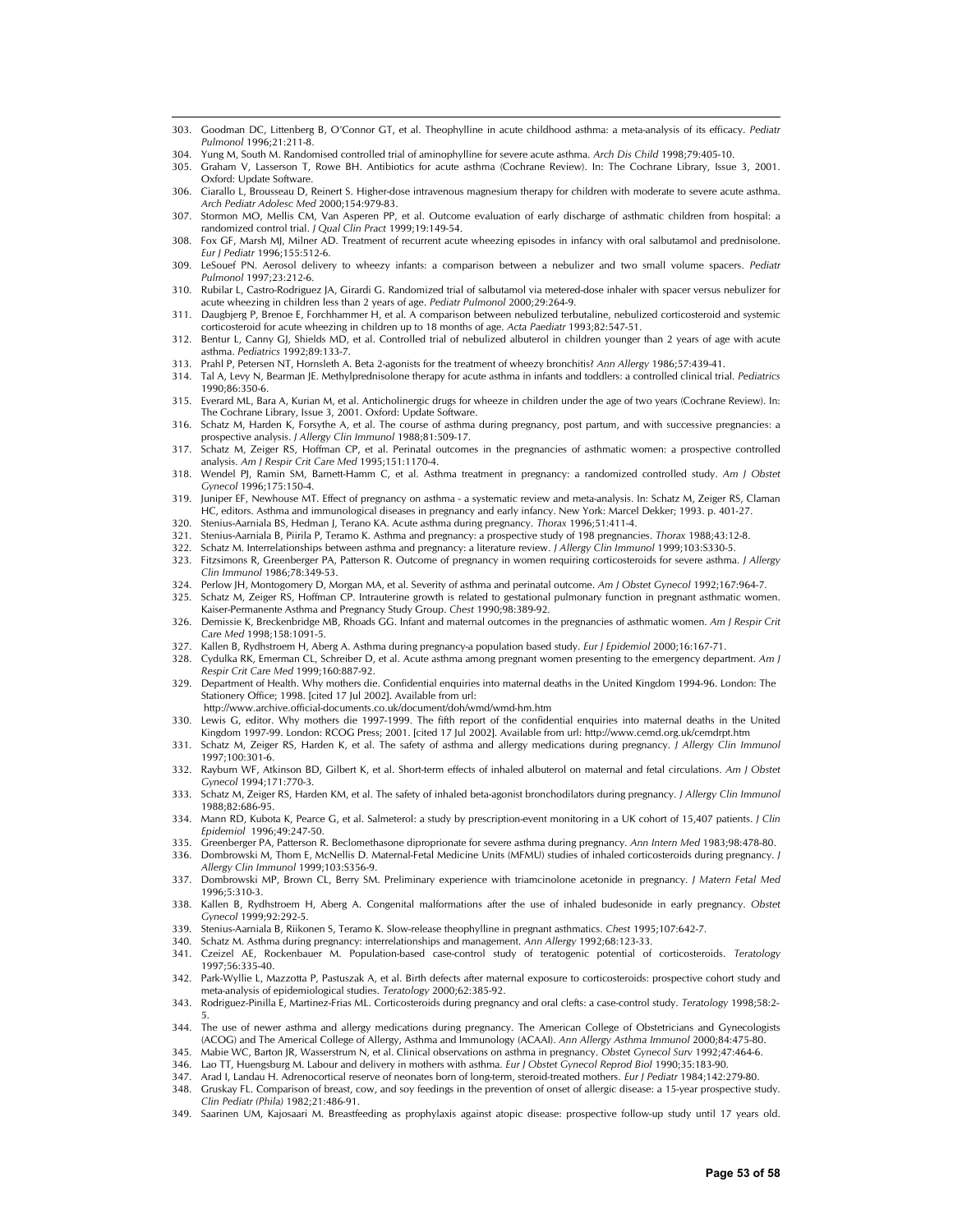303. Goodman DC, Littenberg B, O'Connor GT, et al. Theophylline in acute childhood asthma: a meta-analysis of its efficacy. *Pediatr Pulmonol* 1996;21:211-8.
304. Yung M, South M. Randomised controlled trial of aminophylline for severe acute asthma. *Arch Dis Child* 1998;79:405-10.
305. Graham V, Lasserson T, Rowe BH. Antibiotics for acute asthma (Cochrane Review). In: The Cochrane Library, Issue 3, 2001. Oxford: Update Software.
306. Ciarallo L, Brousseau D, Reinert S. Higher-dose intravenous magnesium therapy for children with moderate to severe acute asthma. *Arch Pediatr Adolesc Med* 2000;154:979-83.
307. Stormon MO, Mellis CM, Van Asperen PP, et al. Outcome evaluation of early discharge of asthmatic children from hospital: a randomized control trial. *J Qual Clin Pract* 1999;19:149-54.
308. Fox GF, Marsh MJ, Milner AD. Treatment of recurrent acute wheezing episodes in infancy with oral salbutamol and prednisolone. *Eur J Pediatr* 1996;155:512-6.
309. LeSouef PN. Aerosol delivery to wheezy infants: a comparison between a nebulizer and two small volume spacers. *Pediatr Pulmonol* 1997;23:212-6.
310. Rubilar L, Castro-Rodriguez JA, Girardi G. Randomized trial of salbutamol via metered-dose inhaler with spacer versus nebulizer for acute wheezing in children less than 2 years of age. *Pediatr Pulmonol* 2000;29:264-9.
311. Daugbjerg P, Brenoe E, Forchhammer H, et al. A comparison between nebulized terbutaline, nebulized corticosteroid and systemic corticosteroid for acute wheezing in children up to 18 months of age. *Acta Paediatr* 1993;82:547-51.
312. Bentur L, Canny GJ, Shields MD, et al. Controlled trial of nebulized albuterol in children younger than 2 years of age with acute asthma. *Pediatrics* 1992;89:133-7.
313. Prahl P, Petersen NT, Hornsleth A. Beta 2-agonists for the treatment of wheezy bronchitis? *Ann Allergy* 1986;57:439-41.
314. Tal A, Levy N, Bearman JE. Methylprednisolone therapy for acute asthma in infants and toddlers: a controlled clinical trial. *Pediatrics* 1990;86:350-6.
315. Everard ML, Bara A, Kurian M, et al. Anticholinergic drugs for wheeze in children under the age of two years (Cochrane Review). In: The Cochrane Library, Issue 3, 2001. Oxford: Update Software.
316. Schatz M, Harden K, Forsythe A, et al. The course of asthma during pregnancy, post partum, and with successive pregnancies: a prospective analysis. *J Allergy Clin Immunol* 1988;81:509-17.
317. Schatz M, Zeiger RS, Hoffman CP, et al. Perinatal outcomes in the pregnancies of asthmatic women: a prospective controlled analysis. *Am J Respir Crit Care Med* 1995;151:1170-4.
318. Wendel PJ, Ramin SM, Barnett-Hamm C, et al. Asthma treatment in pregnancy: a randomized controlled study. *Am J Obstet Gynecol* 1996;175:150-4.
319. Juniper EF, Newhouse MT. Effect of pregnancy on asthma - a systematic review and meta-analysis. In: Schatz M, Zeiger RS, Claman HC, editors. Asthma and immunological diseases in pregnancy and early infancy. New York: Marcel Dekker; 1993. p. 401-27.
320. Stenius-Aarniala BS, Hedman J, Terano KA. Acute asthma during pregnancy. *Thorax* 1996;51:411-4.
321. Stenius-Aarniala B, Piirila P, Teramo K. Asthma and pregnancy: a prospective study of 198 pregnancies. *Thorax* 1988;43:12-8.
322. Schatz M. Interrelationships between asthma and pregnancy: a literature review. *J Allergy Clin Immunol* 1999;103:S330-5.
323. Fitzsimons R, Greenberger PA, Patterson R. Outcome of pregnancy in women requiring corticosteroids for severe asthma. *J Allergy Clin Immunol* 1986;78:349-53.
324. Perlow JH, Montogomery D, Morgan MA, et al. Severity of asthma and perinatal outcome. *Am J Obstet Gynecol* 1992;167:964-7.
325. Schatz M, Zeiger RS, Hoffman CP. Intrauterine growth is related to gestational pulmonary function in pregnant asthmatic women. Kaiser-Permanente Asthma and Pregnancy Study Group. *Chest* 1990;98:389-92.
326. Demissie K, Breckenbridge MB, Rhoads GG. Infant and maternal outcomes in the pregnancies of asthmatic women. *Am J Respir Crit Care Med* 1998;158:1091-5.
327. Kallen B, Rydhstroem H, Aberg A. Asthma during pregnancy-a population based study. *Eur J Epidemiol* 2000;16:167-71.
328. Cydulka RK, Emerman CL, Schreiber D, et al. Acute asthma among pregnant women presenting to the emergency department. *Am J Respir Crit Care Med* 1999;160:887-92.
329. Department of Health. Why mothers die. Confidential enquiries into maternal deaths in the United Kingdom 1994-96. London: The Stationery Office; 1998. [cited 17 Jul 2002]. Available from url: http://www.archive.official-documents.co.uk/document/doh/wmd/wmd-hm.htm
330. Lewis G, editor. Why mothers die 1997-1999. The fifth report of the confidential enquiries into maternal deaths in the United Kingdom 1997-99. London: RCOG Press; 2001. [cited 17 Jul 2002]. Available from url: http://www.cemd.org.uk/cemdrpt.htm
331. Schatz M, Zeiger RS, Harden K, et al. The safety of asthma and allergy medications during pregnancy. *J Allergy Clin Immunol* 1997;100:301-6.
332. Rayburn WF, Atkinson BD, Gilbert K, et al. Short-term effects of inhaled albuterol on maternal and fetal circulations. *Am J Obstet Gynecol* 1994;171:770-3.
333. Schatz M, Zeiger RS, Harden KM, et al. The safety of inhaled beta-agonist bronchodilators during pregnancy. *J Allergy Clin Immunol* 1988;82:686-95.
334. Mann RD, Kubota K, Pearce G, et al. Salmeterol: a study by prescription-event monitoring in a UK cohort of 15,407 patients. *J Clin Epidemiol* 1996;49:247-50.
335. Greenberger PA, Patterson R. Beclomethasone diproprionate for severe asthma during pregnancy. *Ann Intern Med* 1983;98:478-80.
336. Dombrowski M, Thom E, McNellis D. Maternal-Fetal Medicine Units (MFMU) studies of inhaled corticosteroids during pregnancy. *J Allergy Clin Immunol* 1999;103:S356-9.
337. Dombrowski MP, Brown CL, Berry SM. Preliminary experience with triamcinolone acetonide in pregnancy. *J Matern Fetal Med* 1996;5:310-3.
338. Kallen B, Rydhstroem H, Aberg A. Congenital malformations after the use of inhaled budesonide in early pregnancy. *Obstet Gynecol* 1999;92:292-5.
339. Stenius-Aarniala B, Riikonen S, Teramo K. Slow-release theophylline in pregnant asthmatics. *Chest* 1995;107:642-7.
340. Schatz M. Asthma during pregnancy: interrelationships and management. *Ann Allergy* 1992;68:123-33.
341. Czeizel AE, Rockenbauer M. Population-based case-control study of teratogenic potential of corticosteroids. *Teratology* 1997;56:335-40.
342. Park-Wyllie L, Mazzotta P, Pastuszak A, et al. Birth defects after maternal exposure to corticosteroids: prospective cohort study and meta-analysis of epidemiological studies. *Teratology* 2000;62:385-92.
343. Rodriguez-Pinilla E, Martinez-Frias ML. Corticosteroids during pregnancy and oral clefts: a case-control study. *Teratology* 1998;58:2-5.
344. The use of newer asthma and allergy medications during pregnancy. The American College of Obstetricians and Gynecologists (ACOG) and The Americal College of Allergy, Asthma and Immunology (ACAAI). *Ann Allergy Asthma Immunol* 2000;84:475-80.
345. Mabie WC, Barton JR, Wasserstrum N, et al. Clinical observations on asthma in pregnancy. *Obstet Gynecol Surv* 1992;47:464-6.
346. Lao TT, Huengsburg M. Labour and delivery in mothers with asthma. *Eur J Obstet Gynecol Reprod Biol* 1990;35:183-90.
347. Arad I, Landau H. Adrenocortical reserve of neonates born of long-term, steroid-treated mothers. *Eur J Pediatr* 1984;142:279-80.
348. Gruskay FL. Comparison of breast, cow, and soy feedings in the prevention of onset of allergic disease: a 15-year prospective study. *Clin Pediatr (Phila)* 1982;21:486-91.
349. Saarinen UM, Kajosaari M. Breastfeeding as prophylaxis against atopic disease: prospective follow-up study until 17 years old.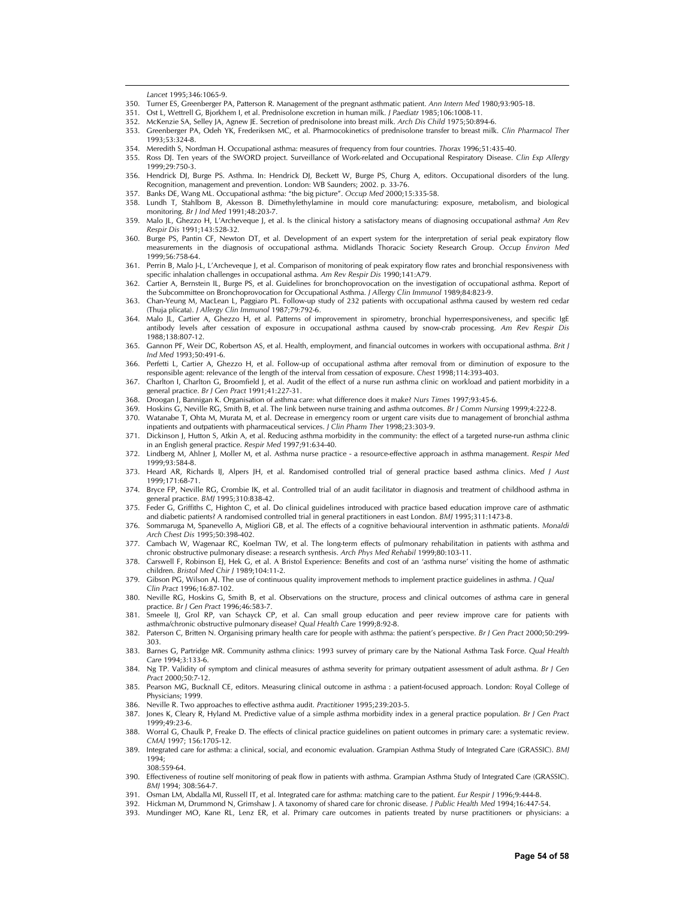*Lancet* 1995;346:1065-9.

350. Turner ES, Greenberger PA, Patterson R. Management of the pregnant asthmatic patient. *Ann Intern Med* 1980;93:905-18.
351. Ost L, Wettrell G, Bjorkhem I, et al. Prednisolone excretion in human milk. *J Paediatr* 1985;106:1008-11.
352. McKenzie SA, Selley JA, Agnew JE. Secretion of prednisolone into breast milk. *Arch Dis Child* 1975;50:894-6.
353. Greenberger PA, Odeh YK, Frederiksen MC, et al. Pharmacokinetics of prednisolone transfer to breast milk. *Clin Pharmacol Ther* 1993;53:324-8.
354. Meredith S, Nordman H. Occupational asthma: measures of frequency from four countries. *Thorax* 1996;51:435-40.
355. Ross DJ. Ten years of the SWORD project. Surveillance of Work-related and Occupational Respiratory Disease. *Clin Exp Allergy* 1999;29:750-3.
356. Hendrick DJ, Burge PS. Asthma. In: Hendrick DJ, Beckett W, Burge PS, Churg A, editors. Occupational disorders of the lung. Recognition, management and prevention. London: WB Saunders; 2002. p. 33-76.
357. Banks DE, Wang ML. Occupational asthma: "the big picture". *Occup Med* 2000;15:335-58.
358. Lundh T, Stahlbom B, Akesson B. Dimethylethylamine in mould core manufacturing: exposure, metabolism, and biological monitoring. *Br J Ind Med* 1991;48:203-7.
359. Malo JL, Ghezzo H, L'Archeveque J, et al. Is the clinical history a satisfactory means of diagnosing occupational asthma? *Am Rev Respir Dis* 1991;143:528-32.
360. Burge PS, Pantin CF, Newton DT, et al. Development of an expert system for the interpretation of serial peak expiratory flow measurements in the diagnosis of occupational asthma. Midlands Thoracic Society Research Group. *Occup Environ Med* 1999;56:758-64.
361. Perrin B, Malo J-L, L'Archeveque J, et al. Comparison of monitoring of peak expiratory flow rates and bronchial responsiveness with specific inhalation challenges in occupational asthma. *Am Rev Respir Dis* 1990;141:A79.
362. Cartier A, Bernstein IL, Burge PS, et al. Guidelines for bronchoprovocation on the investigation of occupational asthma. Report of the Subcommittee on Bronchoprovocation for Occupational Asthma. *J Allergy Clin Immunol* 1989;84:823-9.
363. Chan-Yeung M, MacLean L, Paggiaro PL. Follow-up study of 232 patients with occupational asthma caused by western red cedar (Thuja plicata). *J Allergy Clin Immunol* 1987;79:792-6.
364. Malo JL, Cartier A, Ghezzo H, et al. Patterns of improvement in spirometry, bronchial hyperresponsiveness, and specific IgE antibody levels after cessation of exposure in occupational asthma caused by snow-crab processing. *Am Rev Respir Dis* 1988;138:807-12.
365. Gannon PF, Weir DC, Robertson AS, et al. Health, employment, and financial outcomes in workers with occupational asthma. *Brit J Ind Med* 1993;50:491-6.
366. Perfetti L, Cartier A, Ghezzo H, et al. Follow-up of occupational asthma after removal from or diminution of exposure to the responsible agent: relevance of the length of the interval from cessation of exposure. *Chest* 1998;114:393-403.
367. Charlton I, Charlton G, Broomfield J, et al. Audit of the effect of a nurse run asthma clinic on workload and patient morbidity in a general practice. *Br J Gen Pract* 1991;41:227-31.
368. Droogan J, Bannigan K. Organisation of asthma care: what difference does it make? *Nurs Times* 1997;93:45-6.
369. Hoskins G, Neville RG, Smith B, et al. The link between nurse training and asthma outcomes. *Br J Comm Nursing* 1999;4:222-8.
370. Watanabe T, Ohta M, Murata M, et al. Decrease in emergency room or urgent care visits due to management of bronchial asthma inpatients and outpatients with pharmaceutical services. *J Clin Pharm Ther* 1998;23:303-9.
371. Dickinson J, Hutton S, Atkin A, et al. Reducing asthma morbidity in the community: the effect of a targeted nurse-run asthma clinic in an English general practice. *Respir Med* 1997;91:634-40.
372. Lindberg M, Ahlner J, Moller M, et al. Asthma nurse practice - a resource-effective approach in asthma management. *Respir Med* 1999;93:584-8.
373. Heard AR, Richards IJ, Alpers JH, et al. Randomised controlled trial of general practice based asthma clinics. *Med J Aust* 1999;171:68-71.
374. Bryce FP, Neville RG, Crombie IK, et al. Controlled trial of an audit facilitator in diagnosis and treatment of childhood asthma in general practice. *BMJ* 1995;310:838-42.
375. Feder G, Griffiths C, Highton C, et al. Do clinical guidelines introduced with practice based education improve care of asthmatic and diabetic patients? A randomised controlled trial in general practitioners in east London. *BMJ* 1995;311:1473-8.
376. Sommaruga M, Spanevello A, Migliori GB, et al. The effects of a cognitive behavioural intervention in asthmatic patients. *Monaldi Arch Chest Dis* 1995;50:398-402.
377. Cambach W, Wagenaar RC, Koelman TW, et al. The long-term effects of pulmonary rehabilitation in patients with asthma and chronic obstructive pulmonary disease: a research synthesis. *Arch Phys Med Rehabil* 1999;80:103-11.
378. Carswell F, Robinson EJ, Hek G, et al. A Bristol Experience: Benefits and cost of an 'asthma nurse' visiting the home of asthmatic children. *Bristol Med Chir J* 1989;104:11-2.
379. Gibson PG, Wilson AJ. The use of continuous quality improvement methods to implement practice guidelines in asthma. *J Qual Clin Pract* 1996;16:87-102.
380. Neville RG, Hoskins G, Smith B, et al. Observations on the structure, process and clinical outcomes of asthma care in general practice. *Br J Gen Pract* 1996;46:583-7.
381. Smeele IJ, Grol RP, van Schayck CP, et al. Can small group education and peer review improve care for patients with asthma/chronic obstructive pulmonary disease? *Qual Health Care* 1999;8:92-8.
382. Paterson C, Britten N. Organising primary health care for people with asthma: the patient's perspective. *Br J Gen Pract* 2000;50:299-303.
383. Barnes G, Partridge MR. Community asthma clinics: 1993 survey of primary care by the National Asthma Task Force. *Qual Health Care* 1994;3:133-6.
384. Ng TP. Validity of symptom and clinical measures of asthma severity for primary outpatient assessment of adult asthma. *Br J Gen Pract* 2000;50:7-12.
385. Pearson MG, Bucknall CE, editors. Measuring clinical outcome in asthma : a patient-focused approach. London: Royal College of Physicians; 1999.
386. Neville R. Two approaches to effective asthma audit. *Practitioner* 1995;239:203-5.
387. Jones K, Cleary R, Hyland M. Predictive value of a simple asthma morbidity index in a general practice population. *Br J Gen Pract* 1999;49:23-6.
388. Worral G, Chaulk P, Freake D. The effects of clinical practice guidelines on patient outcomes in primary care: a systematic review. *CMAJ* 1997; 156:1705-12.
389. Integrated care for asthma: a clinical, social, and economic evaluation. Grampian Asthma Study of Integrated Care (GRASSIC). *BMJ* 1994; 308:559-64.
390. Effectiveness of routine self monitoring of peak flow in patients with asthma. Grampian Asthma Study of Integrated Care (GRASSIC). *BMJ* 1994; 308:564-7.
391. Osman LM, Abdalla MI, Russell IT, et al. Integrated care for asthma: matching care to the patient. *Eur Respir J* 1996;9:444-8.
392. Hickman M, Drummond N, Grimshaw J. A taxonomy of shared care for chronic disease. *J Public Health Med* 1994;16:447-54.
393. Mundinger MO, Kane RL, Lenz ER, et al. Primary care outcomes in patients treated by nurse practitioners or physicians: a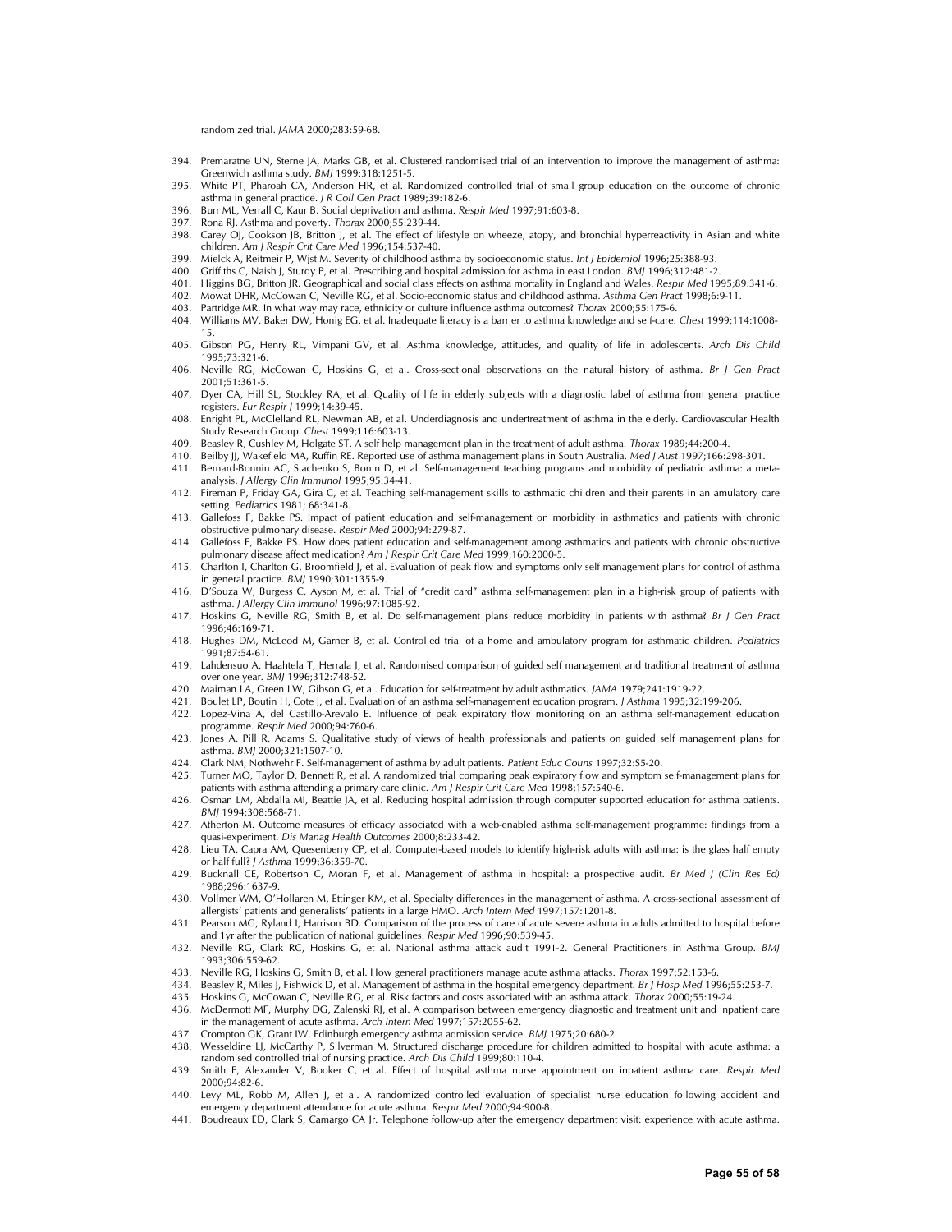randomized trial. *JAMA* 2000;283:59-68.

394. Premaratne UN, Sterne JA, Marks GB, et al. Clustered randomised trial of an intervention to improve the management of asthma: Greenwich asthma study. *BMJ* 1999;318:1251-5.
395. White PT, Pharoah CA, Anderson HR, et al. Randomized controlled trial of small group education on the outcome of chronic asthma in general practice. *J R Coll Gen Pract* 1989;39:182-6.
396. Burr ML, Verrall C, Kaur B. Social deprivation and asthma. *Respir Med* 1997;91:603-8.
397. Rona RJ. Asthma and poverty. *Thorax* 2000;55:239-44.
398. Carey OJ, Cookson JB, Britton J, et al. The effect of lifestyle on wheeze, atopy, and bronchial hyperreactivity in Asian and white children. *Am J Respir Crit Care Med* 1996;154:537-40.
399. Mielck A, Reitmeir P, Wjst M. Severity of childhood asthma by socioeconomic status. *Int J Epidemiol* 1996;25:388-93.
400. Griffiths C, Naish J, Sturdy P, et al. Prescribing and hospital admission for asthma in east London. *BMJ* 1996;312:481-2.
401. Higgins BG, Britton JR. Geographical and social class effects on asthma mortality in England and Wales. *Respir Med* 1995;89:341-6.
402. Mowat DHR, McCowan C, Neville RG, et al. Socio-economic status and childhood asthma. *Asthma Gen Pract* 1998;6:9-11.
403. Partridge MR. In what way may race, ethnicity or culture influence asthma outcomes? *Thorax* 2000;55:175-6.
404. Williams MV, Baker DW, Honig EG, et al. Inadequate literacy is a barrier to asthma knowledge and self-care. *Chest* 1999;114:1008-15.
405. Gibson PG, Henry RL, Vimpani GV, et al. Asthma knowledge, attitudes, and quality of life in adolescents. *Arch Dis Child* 1995;73:321-6.
406. Neville RG, McCowan C, Hoskins G, et al. Cross-sectional observations on the natural history of asthma. *Br J Gen Pract* 2001;51:361-5.
407. Dyer CA, Hill SL, Stockley RA, et al. Quality of life in elderly subjects with a diagnostic label of asthma from general practice registers. *Eur Respir J* 1999;14:39-45.
408. Enright PL, McClelland RL, Newman AB, et al. Underdiagnosis and undertreatment of asthma in the elderly. Cardiovascular Health Study Research Group. *Chest* 1999;116:603-13.
409. Beasley R, Cushley M, Holgate ST. A self help management plan in the treatment of adult asthma. *Thorax* 1989;44:200-4.
410. Beilby JJ, Wakefield MA, Ruffin RE. Reported use of asthma management plans in South Australia. *Med J Aust* 1997;166:298-301.
411. Bernard-Bonnin AC, Stachenko S, Bonin D, et al. Self-management teaching programs and morbidity of pediatric asthma: a meta-analysis. *J Allergy Clin Immunol* 1995;95:34-41.
412. Fireman P, Friday GA, Gira C, et al. Teaching self-management skills to asthmatic children and their parents in an amulatory care setting. *Pediatrics* 1981; 68:341-8.
413. Gallefoss F, Bakke PS. Impact of patient education and self-management on morbidity in asthmatics and patients with chronic obstructive pulmonary disease. *Respir Med* 2000;94:279-87.
414. Gallefoss F, Bakke PS. How does patient education and self-management among asthmatics and patients with chronic obstructive pulmonary disease affect medication? *Am J Respir Crit Care Med* 1999;160:2000-5.
415. Charlton I, Charlton G, Broomfield J, et al. Evaluation of peak flow and symptoms only self management plans for control of asthma in general practice. *BMJ* 1990;301:1355-9.
416. D'Souza W, Burgess C, Ayson M, et al. Trial of "credit card" asthma self-management plan in a high-risk group of patients with asthma. *J Allergy Clin Immunol* 1996;97:1085-92.
417. Hoskins G, Neville RG, Smith B, et al. Do self-management plans reduce morbidity in patients with asthma? *Br J Gen Pract* 1996;46:169-71.
418. Hughes DM, McLeod M, Garner B, et al. Controlled trial of a home and ambulatory program for asthmatic children. *Pediatrics* 1991;87:54-61.
419. Lahdensuo A, Haahtela T, Herrala J, et al. Randomised comparison of guided self management and traditional treatment of asthma over one year. *BMJ* 1996;312:748-52.
420. Maiman LA, Green LW, Gibson G, et al. Education for self-treatment by adult asthmatics. *JAMA* 1979;241:1919-22.
421. Boulet LP, Boutin H, Cote J, et al. Evaluation of an asthma self-management education program. *J Asthma* 1995;32:199-206.
422. Lopez-Vina A, del Castillo-Arevalo E. Influence of peak expiratory flow monitoring on an asthma self-management education programme. *Respir Med* 2000;94:760-6.
423. Jones A, Pill R, Adams S. Qualitative study of views of health professionals and patients on guided self management plans for asthma. *BMJ* 2000;321:1507-10.
424. Clark NM, Nothwehr F. Self-management of asthma by adult patients. *Patient Educ Couns* 1997;32:S5-20.
425. Turner MO, Taylor D, Bennett R, et al. A randomized trial comparing peak expiratory flow and symptom self-management plans for patients with asthma attending a primary care clinic. *Am J Respir Crit Care Med* 1998;157:540-6.
426. Osman LM, Abdalla MI, Beattie JA, et al. Reducing hospital admission through computer supported education for asthma patients. *BMJ* 1994;308:568-71.
427. Atherton M. Outcome measures of efficacy associated with a web-enabled asthma self-management programme: findings from a quasi-experiment. *Dis Manag Health Outcomes* 2000;8:233-42.
428. Lieu TA, Capra AM, Quesenberry CP, et al. Computer-based models to identify high-risk adults with asthma: is the glass half empty or half full? *J Asthma* 1999;36:359-70.
429. Bucknall CE, Robertson C, Moran F, et al. Management of asthma in hospital: a prospective audit. *Br Med J (Clin Res Ed)* 1988;296:1637-9.
430. Vollmer WM, O'Hollaren M, Ettinger KM, et al. Specialty differences in the management of asthma. A cross-sectional assessment of allergists' patients and generalists' patients in a large HMO. *Arch Intern Med* 1997;157:1201-8.
431. Pearson MG, Ryland I, Harrison BD. Comparison of the process of care of acute severe asthma in adults admitted to hospital before and 1yr after the publication of national guidelines. *Respir Med* 1996;90:539-45.
432. Neville RG, Clark RC, Hoskins G, et al. National asthma attack audit 1991-2. General Practitioners in Asthma Group. *BMJ* 1993;306:559-62.
433. Neville RG, Hoskins G, Smith B, et al. How general practitioners manage acute asthma attacks. *Thorax* 1997;52:153-6.
434. Beasley R, Miles J, Fishwick D, et al. Management of asthma in the hospital emergency department. *Br J Hosp Med* 1996;55:253-7.
435. Hoskins G, McCowan C, Neville RG, et al. Risk factors and costs associated with an asthma attack. *Thorax* 2000;55:19-24.
436. McDermott MF, Murphy DG, Zalenski RJ, et al. A comparison between emergency diagnostic and treatment unit and inpatient care in the management of acute asthma. *Arch Intern Med* 1997;157:2055-62.
437. Crompton GK, Grant IW. Edinburgh emergency asthma admission service. *BMJ* 1975;20:680-2.
438. Wesseldine LJ, McCarthy P, Silverman M. Structured discharge procedure for children admitted to hospital with acute asthma: a randomised controlled trial of nursing practice. *Arch Dis Child* 1999;80:110-4.
439. Smith E, Alexander V, Booker C, et al. Effect of hospital asthma nurse appointment on inpatient asthma care. *Respir Med* 2000;94:82-6.
440. Levy ML, Robb M, Allen J, et al. A randomized controlled evaluation of specialist nurse education following accident and emergency department attendance for acute asthma. *Respir Med* 2000;94:900-8.
441. Boudreaux ED, Clark S, Camargo CA Jr. Telephone follow-up after the emergency department visit: experience with acute asthma.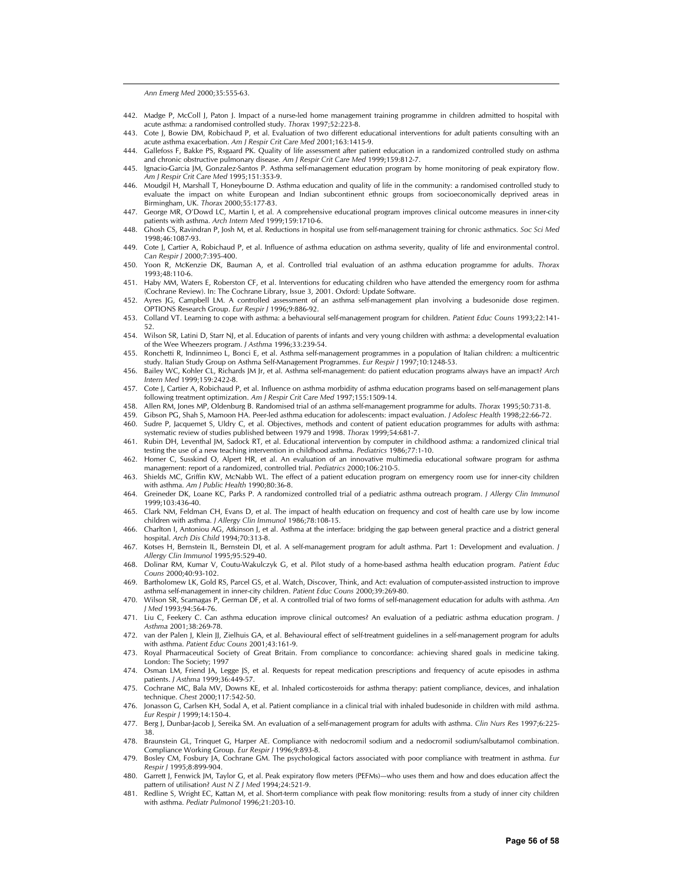*Ann Emerg Med* 2000;35:555-63.

442. Madge P, McColl J, Paton J. Impact of a nurse-led home management training programme in children admitted to hospital with acute asthma: a randomised controlled study. *Thorax* 1997;52:223-8.
443. Cote J, Bowie DM, Robichaud P, et al. Evaluation of two different educational interventions for adult patients consulting with an acute asthma exacerbation. *Am J Respir Crit Care Med* 2001;163:1415-9.
444. Gallefoss F, Bakke PS, Rsgaard PK. Quality of life assessment after patient education in a randomized controlled study on asthma and chronic obstructive pulmonary disease. *Am J Respir Crit Care Med* 1999;159:812-7.
445. Ignacio-Garcia JM, Gonzalez-Santos P. Asthma self-management education program by home monitoring of peak expiratory flow. *Am J Respir Crit Care Med* 1995;151:353-9.
446. Moudgil H, Marshall T, Honeybourne D. Asthma education and quality of life in the community: a randomised controlled study to evaluate the impact on white European and Indian subcontinent ethnic groups from socioeconomically deprived areas in Birmingham, UK. *Thorax* 2000;55:177-83.
447. George MR, O'Dowd LC, Martin I, et al. A comprehensive educational program improves clinical outcome measures in inner-city patients with asthma. *Arch Intern Med* 1999;159:1710-6.
448. Ghosh CS, Ravindran P, Josh M, et al. Reductions in hospital use from self-management training for chronic asthmatics. *Soc Sci Med* 1998;46:1087-93.
449. Cote J, Cartier A, Robichaud P, et al. Influence of asthma education on asthma severity, quality of life and environmental control. *Can Respir J* 2000;7:395-400.
450. Yoon R, McKenzie DK, Bauman A, et al. Controlled trial evaluation of an asthma education programme for adults. *Thorax* 1993;48:110-6.
451. Haby MM, Waters E, Roberston CF, et al. Interventions for educating children who have attended the emergency room for asthma (Cochrane Review). In: The Cochrane Library, Issue 3, 2001. Oxford: Update Software.
452. Ayres JG, Campbell LM. A controlled assessment of an asthma self-management plan involving a budesonide dose regimen. OPTIONS Research Group. *Eur Respir J* 1996;9:886-92.
453. Colland VT. Learning to cope with asthma: a behavioural self-management program for children. *Patient Educ Couns* 1993;22:141-52.
454. Wilson SR, Latini D, Starr NJ, et al. Education of parents of infants and very young children with asthma: a developmental evaluation of the Wee Wheezers program. *J Asthma* 1996;33:239-54.
455. Ronchetti R, Indinnimeo L, Bonci E, et al. Asthma self-management programmes in a population of Italian children: a multicentric study. Italian Study Group on Asthma Self-Management Programmes. *Eur Respir J* 1997;10:1248-53.
456. Bailey WC, Kohler CL, Richards JM Jr, et al. Asthma self-management: do patient education programs always have an impact? *Arch Intern Med* 1999;159:2422-8.
457. Cote J, Cartier A, Robichaud P, et al. Influence on asthma morbidity of asthma education programs based on self-management plans following treatment optimization. *Am J Respir Crit Care Med* 1997;155:1509-14.
458. Allen RM, Jones MP, Oldenburg B. Randomised trial of an asthma self-management programme for adults. *Thorax* 1995;50:731-8.
459. Gibson PG, Shah S, Mamoon HA. Peer-led asthma education for adolescents: impact evaluation. *J Adolesc Health* 1998;22:66-72.
460. Sudre P, Jacquemet S, Uldry C, et al. Objectives, methods and content of patient education programmes for adults with asthma: systematic review of studies published between 1979 and 1998. *Thorax* 1999;54:681-7.
461. Rubin DH, Leventhal JM, Sadock RT, et al. Educational intervention by computer in childhood asthma: a randomized clinical trial testing the use of a new teaching intervention in childhood asthma. *Pediatrics* 1986;77:1-10.
462. Homer C, Susskind O, Alpert HR, et al. An evaluation of an innovative multimedia educational software program for asthma management: report of a randomized, controlled trial. *Pediatrics* 2000;106:210-5.
463. Shields MC, Griffin KW, McNabb WL. The effect of a patient education program on emergency room use for inner-city children with asthma. *Am J Public Health* 1990;80:36-8.
464. Greineder DK, Loane KC, Parks P. A randomized controlled trial of a pediatric asthma outreach program. *J Allergy Clin Immunol* 1999;103:436-40.
465. Clark NM, Feldman CH, Evans D, et al. The impact of health education on frequency and cost of health care use by low income children with asthma. *J Allergy Clin Immunol* 1986;78:108-15.
466. Charlton I, Antoniou AG, Atkinson J, et al. Asthma at the interface: bridging the gap between general practice and a district general hospital. *Arch Dis Child* 1994;70:313-8.
467. Kotses H, Bernstein IL, Bernstein DI, et al. A self-management program for adult asthma. Part 1: Development and evaluation. *J Allergy Clin Immunol* 1995;95:529-40.
468. Dolinar RM, Kumar V, Coutu-Wakulczyk G, et al. Pilot study of a home-based asthma health education program. *Patient Educ Couns* 2000;40:93-102.
469. Bartholomew LK, Gold RS, Parcel GS, et al. Watch, Discover, Think, and Act: evaluation of computer-assisted instruction to improve asthma self-management in inner-city children. *Patient Educ Couns* 2000;39:269-80.
470. Wilson SR, Scamagas P, German DF, et al. A controlled trial of two forms of self-management education for adults with asthma. *Am J Med* 1993;94:564-76.
471. Liu C, Feekery C. Can asthma education improve clinical outcomes? An evaluation of a pediatric asthma education program. *J Asthma* 2001;38:269-78.
472. van der Palen J, Klein JJ, Zielhuis GA, et al. Behavioural effect of self-treatment guidelines in a self-management program for adults with asthma. *Patient Educ Couns* 2001;43:161-9.
473. Royal Pharmaceutical Society of Great Britain. From compliance to concordance: achieving shared goals in medicine taking. London: The Society; 1997
474. Osman LM, Friend JA, Legge JS, et al. Requests for repeat medication prescriptions and frequency of acute episodes in asthma patients. *J Asthma* 1999;36:449-57.
475. Cochrane MC, Bala MV, Downs KE, et al. Inhaled corticosteroids for asthma therapy: patient compliance, devices, and inhalation technique. *Chest* 2000;117:542-50.
476. Jonasson G, Carlsen KH, Sodal A, et al. Patient compliance in a clinical trial with inhaled budesonide in children with mild asthma. *Eur Respir J* 1999;14:150-4.
477. Berg J, Dunbar-Jacob J, Sereika SM. An evaluation of a self-management program for adults with asthma. *Clin Nurs Res* 1997;6:225-38.
478. Braunstein GL, Trinquet G, Harper AE. Compliance with nedocromil sodium and a nedocromil sodium/salbutamol combination. Compliance Working Group. *Eur Respir J* 1996;9:893-8.
479. Bosley CM, Fosbury JA, Cochrane GM. The psychological factors associated with poor compliance with treatment in asthma. *Eur Respir J* 1995;8:899-904.
480. Garrett J, Fenwick JM, Taylor G, et al. Peak expiratory flow meters (PEFMs)—who uses them and how and does education affect the pattern of utilisation? *Aust N Z J Med* 1994;24:521-9.
481. Redline S, Wright EC, Kattan M, et al. Short-term compliance with peak flow monitoring: results from a study of inner city children with asthma. *Pediatr Pulmonol* 1996;21:203-10.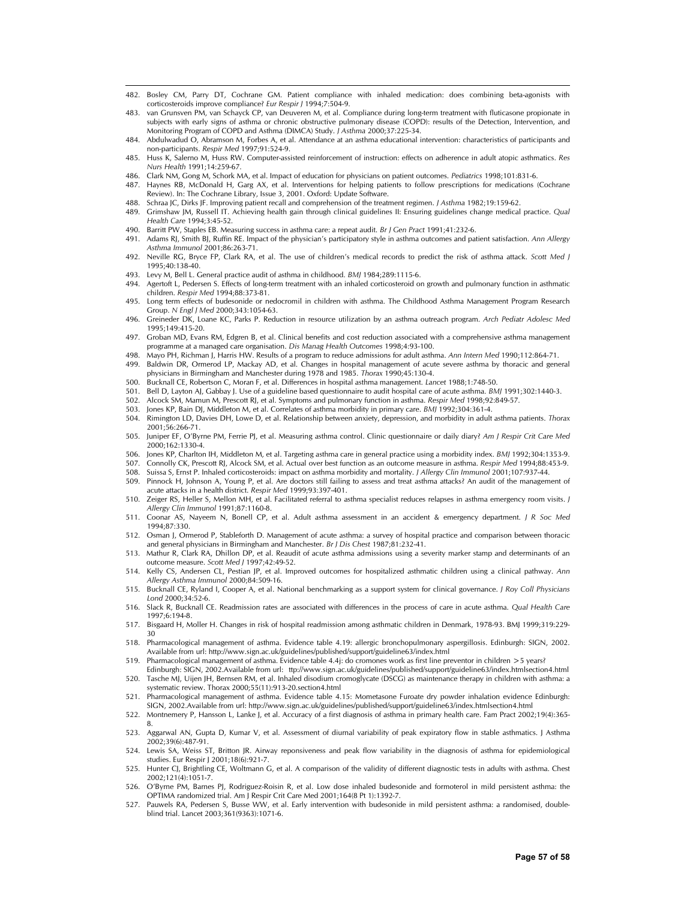482. Bosley CM, Parry DT, Cochrane GM. Patient compliance with inhaled medication: does combining beta-agonists with corticosteroids improve compliance? *Eur Respir J* 1994;7:504-9.
483. van Grunsven PM, van Schayck CP, van Deuveren M, et al. Compliance during long-term treatment with fluticasone propionate in subjects with early signs of asthma or chronic obstructive pulmonary disease (COPD): results of the Detection, Intervention, and Monitoring Program of COPD and Asthma (DIMCA) Study. *J Asthma* 2000;37:225-34.
484. Abdulwadud O, Abramson M, Forbes A, et al. Attendance at an asthma educational intervention: characteristics of participants and non-participants. *Respir Med* 1997;91:524-9.
485. Huss K, Salerno M, Huss RW. Computer-assisted reinforcement of instruction: effects on adherence in adult atopic asthmatics. *Res Nurs Health* 1991;14:259-67.
486. Clark NM, Gong M, Schork MA, et al. Impact of education for physicians on patient outcomes. *Pediatrics* 1998;101:831-6.
487. Haynes RB, McDonald H, Garg AX, et al. Interventions for helping patients to follow prescriptions for medications (Cochrane Review). In: The Cochrane Library, Issue 3, 2001. Oxford: Update Software.
488. Schraa JC, Dirks JF. Improving patient recall and comprehension of the treatment regimen. *J Asthma* 1982;19:159-62.
489. Grimshaw JM, Russell IT. Achieving health gain through clinical guidelines II: Ensuring guidelines change medical practice. *Qual Health Care* 1994;3:45-52.
490. Barritt PW, Staples EB. Measuring success in asthma care: a repeat audit. *Br J Gen Pract* 1991;41:232-6.
491. Adams RJ, Smith BJ, Ruffin RE. Impact of the physician's participatory style in asthma outcomes and patient satisfaction. *Ann Allergy Asthma Immunol* 2001;86:263-71.
492. Neville RG, Bryce FP, Clark RA, et al. The use of children's medical records to predict the risk of asthma attack. *Scott Med J* 1995;40:138-40.
493. Levy M, Bell L. General practice audit of asthma in childhood. *BMJ* 1984;289:1115-6.
494. Agertoft L, Pedersen S. Effects of long-term treatment with an inhaled corticosteroid on growth and pulmonary function in asthmatic children. *Respir Med* 1994;88:373-81.
495. Long term effects of budesonide or nedocromil in children with asthma. The Childhood Asthma Management Program Research Group. *N Engl J Med* 2000;343:1054-63.
496. Greineder DK, Loane KC, Parks P. Reduction in resource utilization by an asthma outreach program. *Arch Pediatr Adolesc Med* 1995;149:415-20.
497. Groban MD, Evans RM, Edgren B, et al. Clinical benefits and cost reduction associated with a comprehensive asthma management programme at a managed care organisation. *Dis Manag Health Outcomes* 1998;4:93-100.
498. Mayo PH, Richman J, Harris HW. Results of a program to reduce admissions for adult asthma. *Ann Intern Med* 1990;112:864-71.
499. Baldwin DR, Ormerod LP, Mackay AD, et al. Changes in hospital management of acute severe asthma by thoracic and general physicians in Birmingham and Manchester during 1978 and 1985. *Thorax* 1990;45:130-4.
500. Bucknall CE, Robertson C, Moran F, et al. Differences in hospital asthma management. *Lancet* 1988;1:748-50.
501. Bell D, Layton AJ, Gabbay J. Use of a guideline based questionnaire to audit hospital care of acute asthma. *BMJ* 1991;302:1440-3.
502. Alcock SM, Mamun M, Prescott RJ, et al. Symptoms and pulmonary function in asthma. *Respir Med* 1998;92:849-57.
503. Jones KP, Bain DJ, Middleton M, et al. Correlates of asthma morbidity in primary care. *BMJ* 1992;304:361-4.
504. Rimington LD, Davies DH, Lowe D, et al. Relationship between anxiety, depression, and morbidity in adult asthma patients. *Thorax* 2001;56:266-71.
505. Juniper EF, O'Byrne PM, Ferrie PJ, et al. Measuring asthma control. Clinic questionnaire or daily diary? *Am J Respir Crit Care Med* 2000;162:1330-4.
506. Jones KP, Charlton IH, Middleton M, et al. Targeting asthma care in general practice using a morbidity index. *BMJ* 1992;304:1353-9.
507. Connolly CK, Prescott RJ, Alcock SM, et al. Actual over best function as an outcome measure in asthma. *Respir Med* 1994;88:453-9.
508. Suissa S, Ernst P. Inhaled corticosteroids: impact on asthma morbidity and mortality. *J Allergy Clin Immunol* 2001;107:937-44.
509. Pinnock H, Johnson A, Young P, et al. Are doctors still failing to assess and treat asthma attacks? An audit of the management of acute attacks in a health district. *Respir Med* 1999;93:397-401.
510. Zeiger RS, Heller S, Mellon MH, et al. Facilitated referral to asthma specialist reduces relapses in asthma emergency room visits. *J Allergy Clin Immunol* 1991;87:1160-8.
511. Coonar AS, Nayeem N, Bonell CP, et al. Adult asthma assessment in an accident & emergency department. *J R Soc Med* 1994;87:330.
512. Osman J, Ormerod P, Stableforth D. Management of acute asthma: a survey of hospital practice and comparison between thoracic and general physicians in Birmingham and Manchester. *Br J Dis Chest* 1987;81:232-41.
513. Mathur R, Clark RA, Dhillon DP, et al. Reaudit of acute asthma admissions using a severity marker stamp and determinants of an outcome measure. *Scott Med J* 1997;42:49-52.
514. Kelly CS, Andersen CL, Pestian JP, et al. Improved outcomes for hospitalized asthmatic children using a clinical pathway. *Ann Allergy Asthma Immunol* 2000;84:509-16.
515. Bucknall CE, Ryland I, Cooper A, et al. National benchmarking as a support system for clinical governance. *J Roy Coll Physicians Lond* 2000;34:52-6.
516. Slack R, Bucknall CE. Readmission rates are associated with differences in the process of care in acute asthma. *Qual Health Care* 1997;6:194-8.
517. Bisgaard H, Moller H. Changes in risk of hospital readmission among asthmatic children in Denmark, 1978-93. BMJ 1999;319:229-30
518. Pharmacological management of asthma. Evidence table 4.19: allergic bronchopulmonary aspergillosis. Edinburgh: SIGN, 2002. Available from url: http://www.sign.ac.uk/guidelines/published/support/guideline63/index.html
519. Pharmacological management of asthma. Evidence table 4.4j: do cromones work as first line preventor in children >5 years? Edinburgh: SIGN, 2002.Available from url: ttp://www.sign.ac.uk/guidelines/published/support/guideline63/index.htmlsection4.html
520. Tasche MJ, Uijen JH, Bernsen RM, et al. Inhaled disodium cromoglycate (DSCG) as maintenance therapy in children with asthma: a systematic review. Thorax 2000;55(11):913-20.section4.html
521. Pharmacological management of asthma. Evidence table 4.15: Mometasone Furoate dry powder inhalation evidence Edinburgh: SIGN, 2002.Available from url: http://www.sign.ac.uk/guidelines/published/support/guideline63/index.htmlsection4.html
522. Montnemery P, Hansson L, Lanke J, et al. Accuracy of a first diagnosis of asthma in primary health care. Fam Pract 2002;19(4):365-8.
523. Aggarwal AN, Gupta D, Kumar V, et al. Assessment of diurnal variability of peak expiratory flow in stable asthmatics. J Asthma 2002;39(6):487-91.
524. Lewis SA, Weiss ST, Britton JR. Airway reponsiveness and peak flow variability in the diagnosis of asthma for epidemiological studies. Eur Respir J 2001;18(6):921-7.
525. Hunter CJ, Brightling CE, Woltmann G, et al. A comparison of the validity of different diagnostic tests in adults with asthma. Chest 2002;121(4):1051-7.
526. O'Byrne PM, Barnes PJ, Rodriguez-Roisin R, et al. Low dose inhaled budesonide and formoterol in mild persistent asthma: the OPTIMA randomized trial. Am J Respir Crit Care Med 2001;164(8 Pt 1):1392-7.
527. Pauwels RA, Pedersen S, Busse WW, et al. Early intervention with budesonide in mild persistent asthma: a randomised, double-blind trial. Lancet 2003;361(9363):1071-6.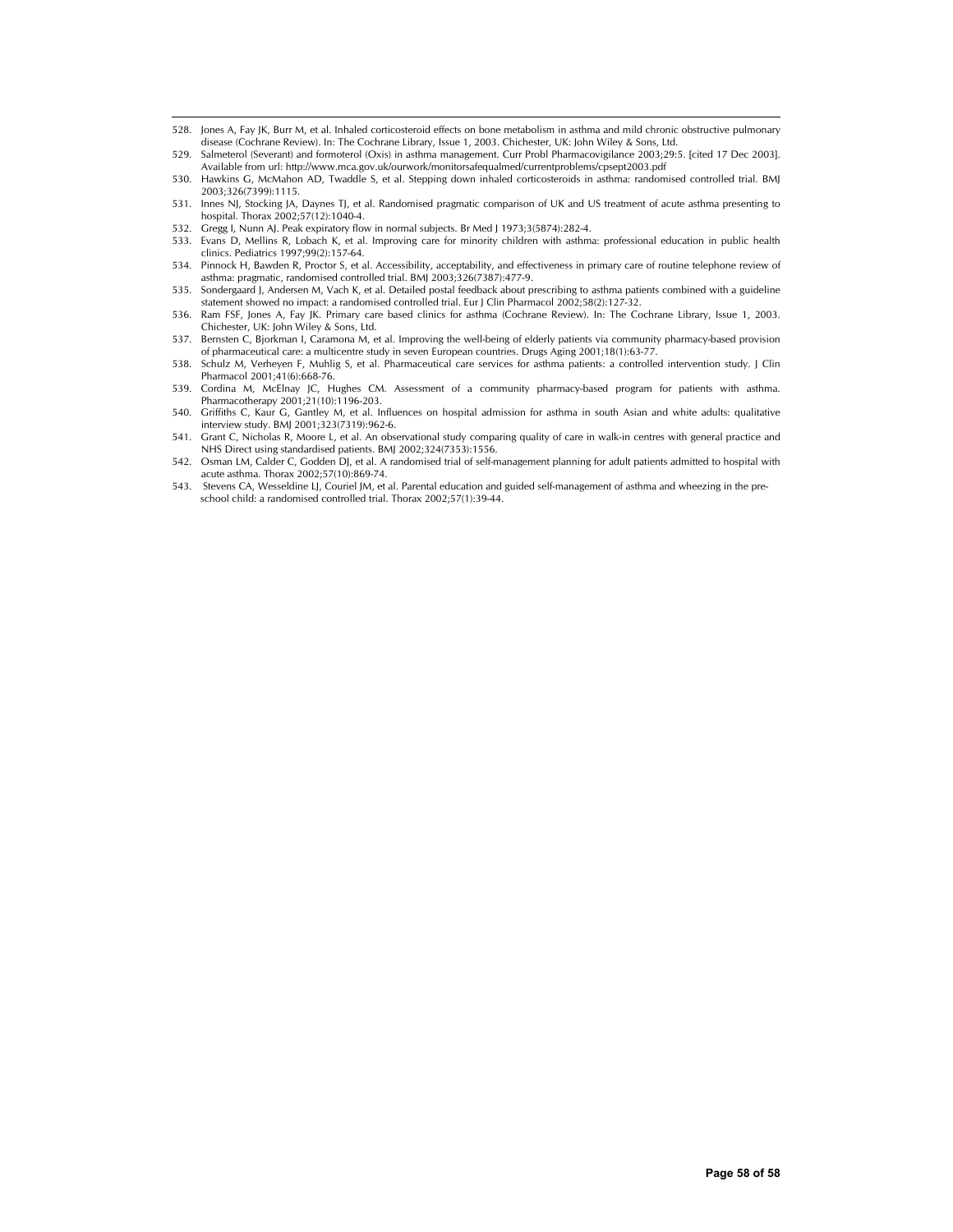528. Jones A, Fay JK, Burr M, et al. Inhaled corticosteroid effects on bone metabolism in asthma and mild chronic obstructive pulmonary disease (Cochrane Review). In: The Cochrane Library, Issue 1, 2003. Chichester, UK: John Wiley & Sons, Ltd.
529. Salmeterol (Severant) and formoterol (Oxis) in asthma management. Curr Probl Pharmacovigilance 2003;29:5. [cited 17 Dec 2003]. Available from url: http://www.mca.gov.uk/ourwork/monitorsafequalmed/currentproblems/cpsept2003.pdf
530. Hawkins G, McMahon AD, Twaddle S, et al. Stepping down inhaled corticosteroids in asthma: randomised controlled trial. BMJ 2003;326(7399):1115.
531. Innes NJ, Stocking JA, Daynes TJ, et al. Randomised pragmatic comparison of UK and US treatment of acute asthma presenting to hospital. Thorax 2002;57(12):1040-4.
532. Gregg I, Nunn AJ. Peak expiratory flow in normal subjects. Br Med J 1973;3(5874):282-4.
533. Evans D, Mellins R, Lobach K, et al. Improving care for minority children with asthma: professional education in public health clinics. Pediatrics 1997;99(2):157-64.
534. Pinnock H, Bawden R, Proctor S, et al. Accessibility, acceptability, and effectiveness in primary care of routine telephone review of asthma: pragmatic, randomised controlled trial. BMJ 2003;326(7387):477-9.
535. Sondergaard J, Andersen M, Vach K, et al. Detailed postal feedback about prescribing to asthma patients combined with a guideline statement showed no impact: a randomised controlled trial. Eur J Clin Pharmacol 2002;58(2):127-32.
536. Ram FSF, Jones A, Fay JK. Primary care based clinics for asthma (Cochrane Review). In: The Cochrane Library, Issue 1, 2003. Chichester, UK: John Wiley & Sons, Ltd.
537. Bernsten C, Bjorkman I, Caramona M, et al. Improving the well-being of elderly patients via community pharmacy-based provision of pharmaceutical care: a multicentre study in seven European countries. Drugs Aging 2001;18(1):63-77.
538. Schulz M, Verheyen F, Muhlig S, et al. Pharmaceutical care services for asthma patients: a controlled intervention study. J Clin Pharmacol 2001;41(6):668-76.
539. Cordina M, McElnay JC, Hughes CM. Assessment of a community pharmacy-based program for patients with asthma. Pharmacotherapy 2001;21(10):1196-203.
540. Griffiths C, Kaur G, Gantley M, et al. Influences on hospital admission for asthma in south Asian and white adults: qualitative interview study. BMJ 2001;323(7319):962-6.
541. Grant C, Nicholas R, Moore L, et al. An observational study comparing quality of care in walk-in centres with general practice and NHS Direct using standardised patients. BMJ 2002;324(7353):1556.
542. Osman LM, Calder C, Godden DJ, et al. A randomised trial of self-management planning for adult patients admitted to hospital with acute asthma. Thorax 2002;57(10):869-74.
543. Stevens CA, Wesseldine LJ, Couriel JM, et al. Parental education and guided self-management of asthma and wheezing in the pre-school child: a randomised controlled trial. Thorax 2002;57(1):39-44.